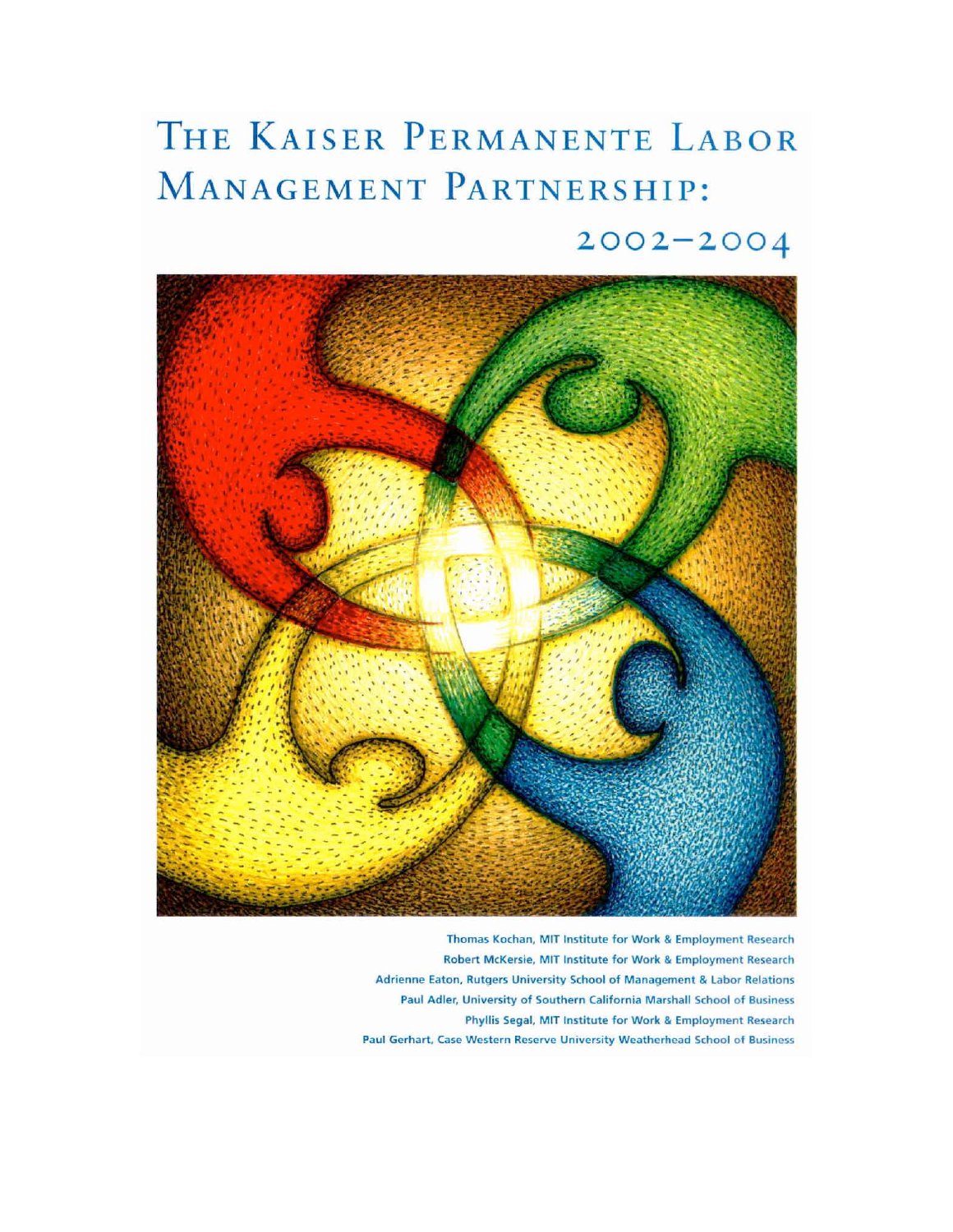# The Kaiser Permanente Labor Management Partnership: 2002–2004

Thomas Kochan, MIT Institute for Work & Employment Research

Robert McKersie, MIT Institute for Work & Employment Research

Adrienne Eaton, Rutgers University School of Management & Labor Relations

Paul Adler, University of Southern California Marshall School of Business

Phyllis Segal, MIT Institute for Work & Employment Research

Paul Gerhart, Case Western Reserve University Weatherhead School of Business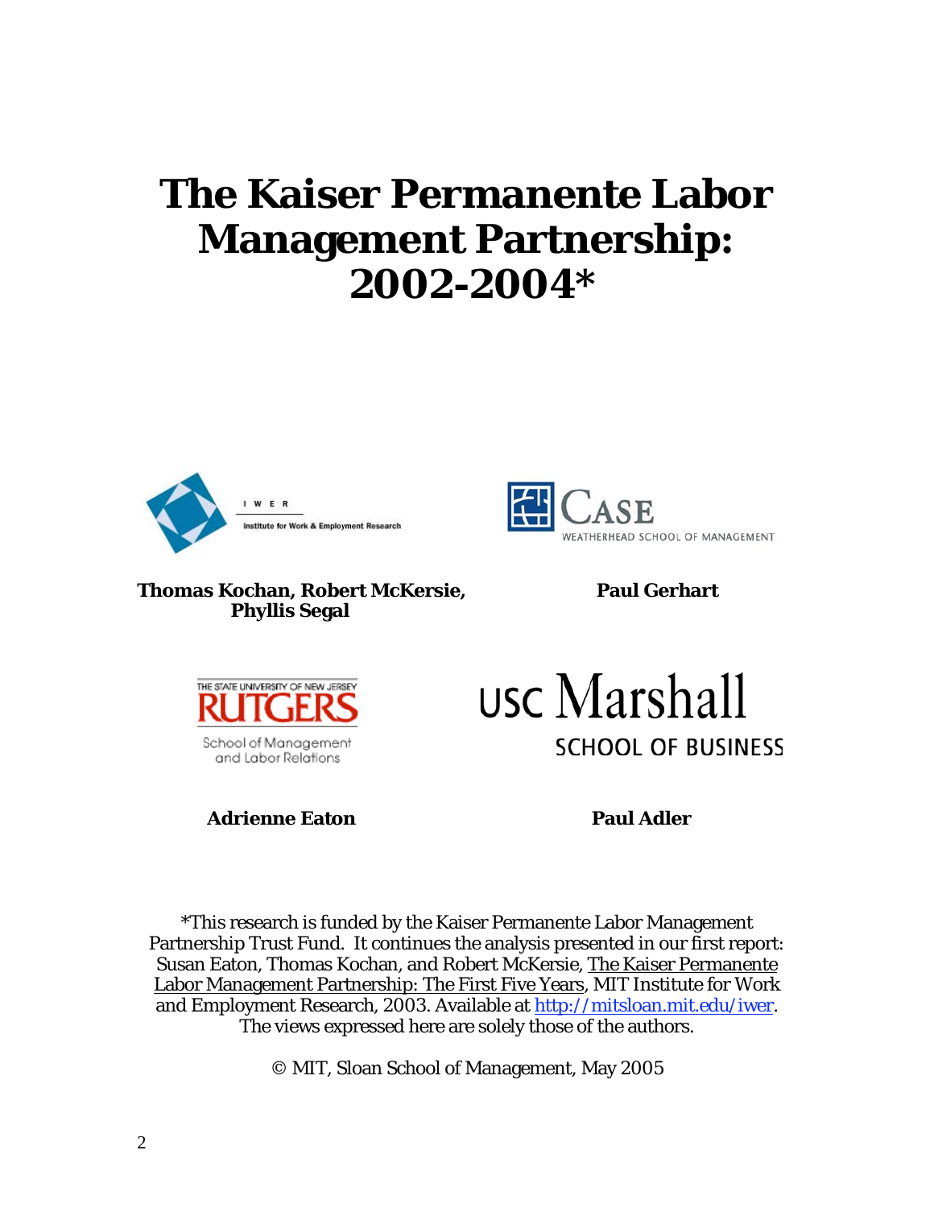# The Kaiser Permanente Labor Management Partnership: 2002-2004*

I W E R
Institute for Work & Employment Research

CASE
WEATHERHEAD SCHOOL OF MANAGEMENT

**Thomas Kochan, Robert McKersie, Phyllis Segal**

**Paul Gerhart**

THE STATE UNIVERSITY OF NEW JERSEY
RUTGERS
School of Management and Labor Relations

USC Marshall
SCHOOL OF BUSINESS

**Adrienne Eaton**

**Paul Adler**

*This research is funded by the Kaiser Permanente Labor Management Partnership Trust Fund. It continues the analysis presented in our first report: Susan Eaton, Thomas Kochan, and Robert McKersie, The Kaiser Permanente Labor Management Partnership: The First Five Years, MIT Institute for Work and Employment Research, 2003. Available at http://mitsloan.mit.edu/iwer. The views expressed here are solely those of the authors.

© MIT, Sloan School of Management, May 2005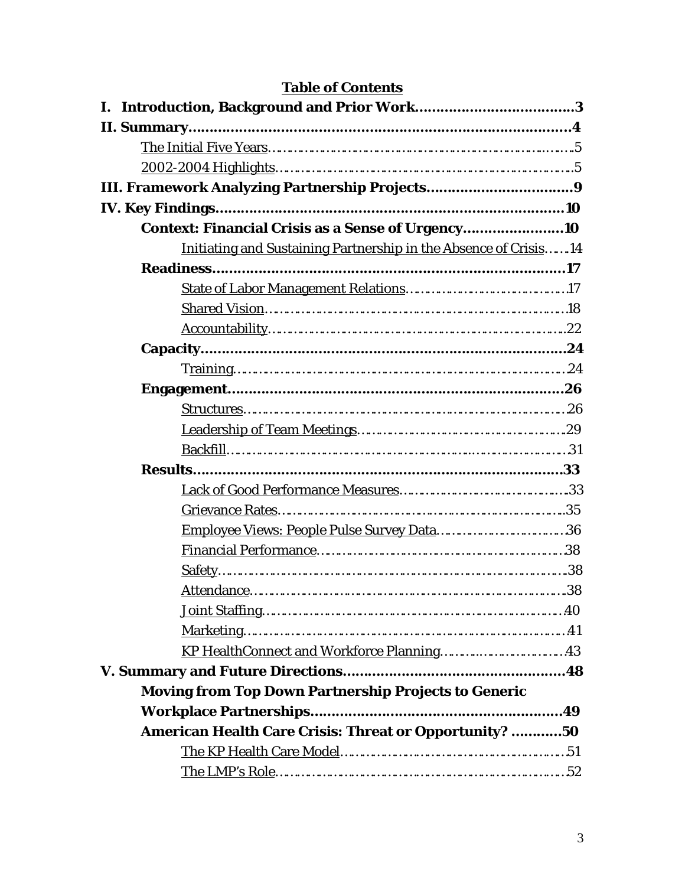## Table of Contents

**I. Introduction, Background and Prior Work......................................3**

**II. Summary............................................................................................4**

- The Initial Five Years..............................................................................5
- 2002-2004 Highlights...............................................................................5

**III. Framework Analyzing Partnership Projects...................................9**

**IV. Key Findings.....................................................................................10**

- **Context: Financial Crisis as a Sense of Urgency.........................10**
  - Initiating and Sustaining Partnership in the Absence of Crisis.......14
- **Readiness.......................................................................................17**
  - State of Labor Management Relations.........................................17
  - Shared Vision...........................................................................18
  - Accountability..........................................................................22
- **Capacity.........................................................................................24**
  - Training....................................................................................24
- **Engagement...................................................................................26**
  - Structures..................................................................................26
  - Leadership of Team Meetings......................................................29
  - Backfill......................................................................................31
- **Results...........................................................................................33**
  - Lack of Good Performance Measures...........................................33
  - Grievance Rates.........................................................................35
  - Employee Views: People Pulse Survey Data..................................36
  - Financial Performance................................................................38
  - Safety.......................................................................................38
  - Attendance................................................................................38
  - Joint Staffing.............................................................................40
  - Marketing..................................................................................41
  - KP HealthConnect and Workforce Planning...................................43

**V. Summary and Future Directions....................................................48**

- **Moving from Top Down Partnership Projects to Generic Workplace Partnerships..............................................................49**
- **American Health Care Crisis: Threat or Opportunity? ............50**
  - The KP Health Care Model.........................................................51
  - The LMP's Role.........................................................................52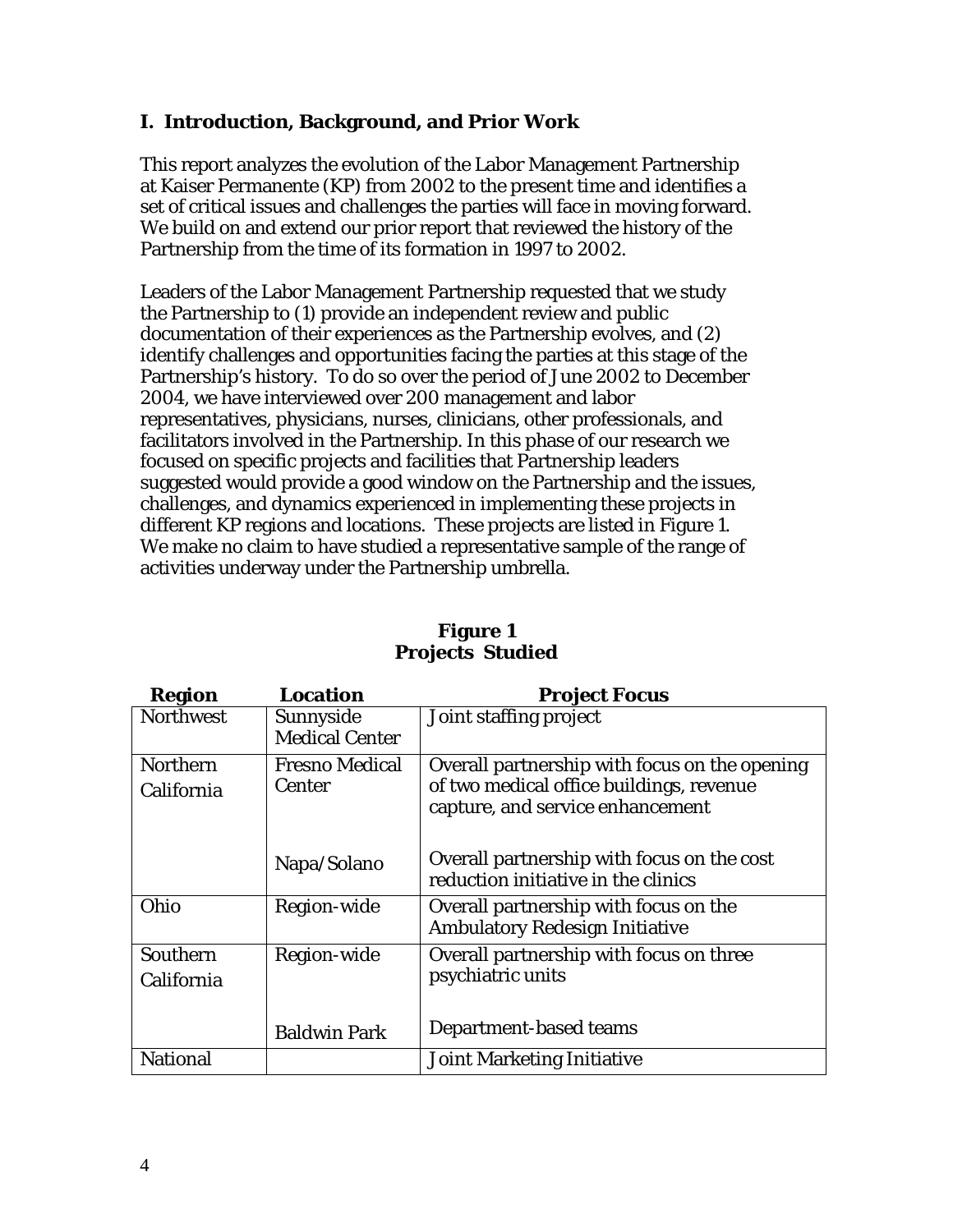## I. Introduction, Background, and Prior Work

This report analyzes the evolution of the Labor Management Partnership at Kaiser Permanente (KP) from 2002 to the present time and identifies a set of critical issues and challenges the parties will face in moving forward. We build on and extend our prior report that reviewed the history of the Partnership from the time of its formation in 1997 to 2002.

Leaders of the Labor Management Partnership requested that we study the Partnership to (1) provide an independent review and public documentation of their experiences as the Partnership evolves, and (2) identify challenges and opportunities facing the parties at this stage of the Partnership's history. To do so over the period of June 2002 to December 2004, we have interviewed over 200 management and labor representatives, physicians, nurses, clinicians, other professionals, and facilitators involved in the Partnership. In this phase of our research we focused on specific projects and facilities that Partnership leaders suggested would provide a good window on the Partnership and the issues, challenges, and dynamics experienced in implementing these projects in different KP regions and locations. These projects are listed in Figure 1. We make no claim to have studied a representative sample of the range of activities underway under the Partnership umbrella.

**Figure 1**
**Projects Studied**

| Region | Location | Project Focus |
|---|---|---|
| Northwest | Sunnyside Medical Center | Joint staffing project |
| Northern California | Fresno Medical Center | Overall partnership with focus on the opening of two medical office buildings, revenue capture, and service enhancement |
| | Napa/Solano | Overall partnership with focus on the cost reduction initiative in the clinics |
| Ohio | Region-wide | Overall partnership with focus on the Ambulatory Redesign Initiative |
| Southern California | Region-wide | Overall partnership with focus on three psychiatric units |
| | Baldwin Park | Department-based teams |
| National | | Joint Marketing Initiative |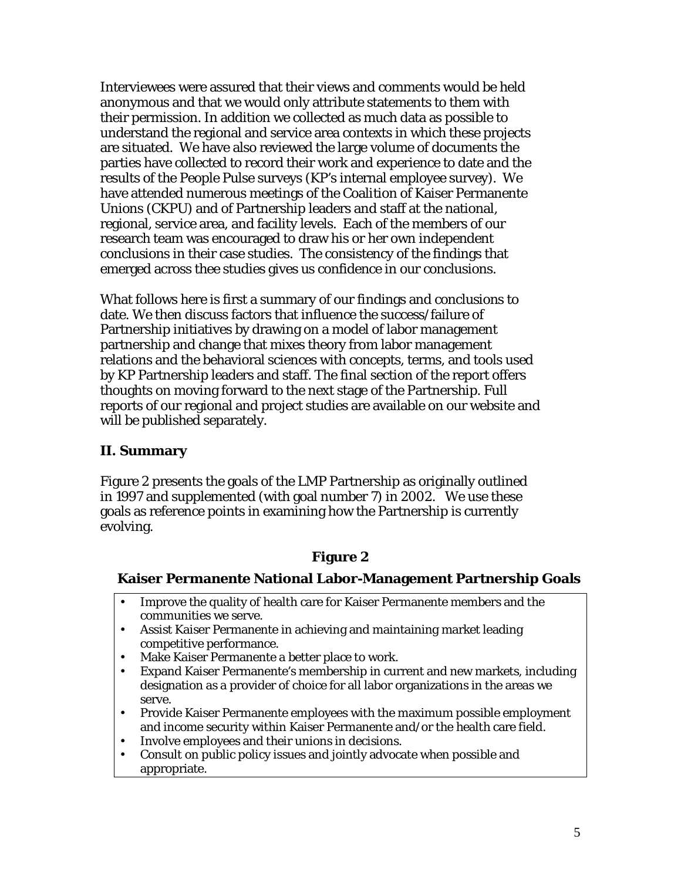Interviewees were assured that their views and comments would be held anonymous and that we would only attribute statements to them with their permission. In addition we collected as much data as possible to understand the regional and service area contexts in which these projects are situated. We have also reviewed the large volume of documents the parties have collected to record their work and experience to date and the results of the People Pulse surveys (KP's internal employee survey). We have attended numerous meetings of the Coalition of Kaiser Permanente Unions (CKPU) and of Partnership leaders and staff at the national, regional, service area, and facility levels. Each of the members of our research team was encouraged to draw his or her own independent conclusions in their case studies. The consistency of the findings that emerged across thee studies gives us confidence in our conclusions.

What follows here is first a summary of our findings and conclusions to date. We then discuss factors that influence the success/failure of Partnership initiatives by drawing on a model of labor management partnership and change that mixes theory from labor management relations and the behavioral sciences with concepts, terms, and tools used by KP Partnership leaders and staff. The final section of the report offers thoughts on moving forward to the next stage of the Partnership. Full reports of our regional and project studies are available on our website and will be published separately.

## II. Summary

Figure 2 presents the goals of the LMP Partnership as originally outlined in 1997 and supplemented (with goal number 7) in 2002. We use these goals as reference points in examining how the Partnership is currently evolving.

**Figure 2**

**Kaiser Permanente National Labor-Management Partnership Goals**

- Improve the quality of health care for Kaiser Permanente members and the communities we serve.
- Assist Kaiser Permanente in achieving and maintaining market leading competitive performance.
- Make Kaiser Permanente a better place to work.
- Expand Kaiser Permanente's membership in current and new markets, including designation as a provider of choice for all labor organizations in the areas we serve.
- Provide Kaiser Permanente employees with the maximum possible employment and income security within Kaiser Permanente and/or the health care field.
- Involve employees and their unions in decisions.
- Consult on public policy issues and jointly advocate when possible and appropriate.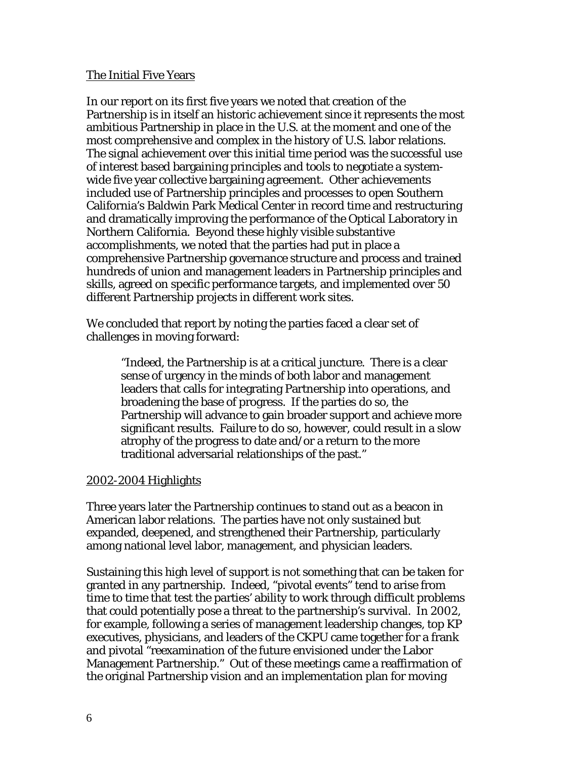The Initial Five Years

In our report on its first five years we noted that creation of the Partnership is in itself an historic achievement since it represents the most ambitious Partnership in place in the U.S. at the moment and one of the most comprehensive and complex in the history of U.S. labor relations. The signal achievement over this initial time period was the successful use of interest based bargaining principles and tools to negotiate a system-wide five year collective bargaining agreement. Other achievements included use of Partnership principles and processes to open Southern California's Baldwin Park Medical Center in record time and restructuring and dramatically improving the performance of the Optical Laboratory in Northern California. Beyond these highly visible substantive accomplishments, we noted that the parties had put in place a comprehensive Partnership governance structure and process and trained hundreds of union and management leaders in Partnership principles and skills, agreed on specific performance targets, and implemented over 50 different Partnership projects in different work sites.

We concluded that report by noting the parties faced a clear set of challenges in moving forward:

> "Indeed, the Partnership is at a critical juncture. There is a clear sense of urgency in the minds of both labor and management leaders that calls for integrating Partnership into operations, and broadening the base of progress. If the parties do so, the Partnership will advance to gain broader support and achieve more significant results. Failure to do so, however, could result in a slow atrophy of the progress to date and/or a return to the more traditional adversarial relationships of the past."

2002-2004 Highlights

Three years later the Partnership continues to stand out as a beacon in American labor relations. The parties have not only sustained but expanded, deepened, and strengthened their Partnership, particularly among national level labor, management, and physician leaders.

Sustaining this high level of support is not something that can be taken for granted in any partnership. Indeed, "pivotal events" tend to arise from time to time that test the parties' ability to work through difficult problems that could potentially pose a threat to the partnership's survival. In 2002, for example, following a series of management leadership changes, top KP executives, physicians, and leaders of the CKPU came together for a frank and pivotal "reexamination of the future envisioned under the Labor Management Partnership." Out of these meetings came a reaffirmation of the original Partnership vision and an implementation plan for moving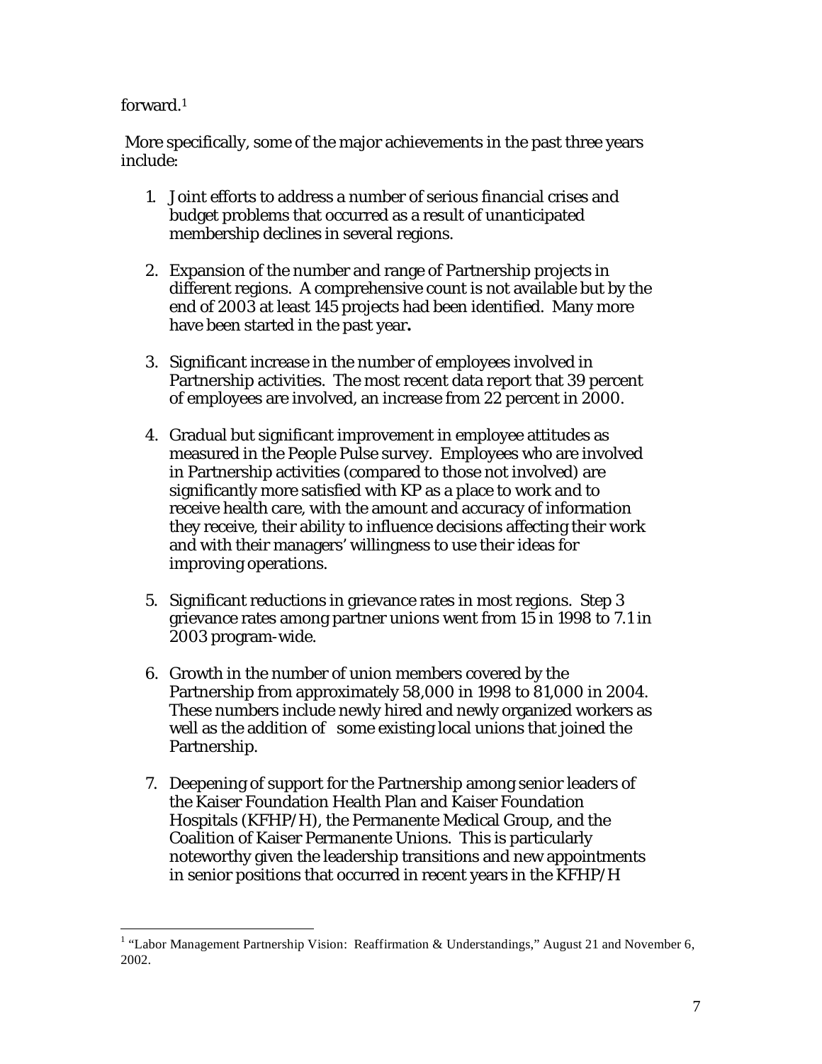forward.[1]

More specifically, some of the major achievements in the past three years include:

1. Joint efforts to address a number of serious financial crises and budget problems that occurred as a result of unanticipated membership declines in several regions.

2. Expansion of the number and range of Partnership projects in different regions. A comprehensive count is not available but by the end of 2003 at least 145 projects had been identified. Many more have been started in the past year.

3. Significant increase in the number of employees involved in Partnership activities. The most recent data report that 39 percent of employees are involved, an increase from 22 percent in 2000.

4. Gradual but significant improvement in employee attitudes as measured in the People Pulse survey. Employees who are involved in Partnership activities (compared to those not involved) are significantly more satisfied with KP as a place to work and to receive health care, with the amount and accuracy of information they receive, their ability to influence decisions affecting their work and with their managers' willingness to use their ideas for improving operations.

5. Significant reductions in grievance rates in most regions. Step 3 grievance rates among partner unions went from 15 in 1998 to 7.1 in 2003 program-wide.

6. Growth in the number of union members covered by the Partnership from approximately 58,000 in 1998 to 81,000 in 2004. These numbers include newly hired and newly organized workers as well as the addition of some existing local unions that joined the Partnership.

7. Deepening of support for the Partnership among senior leaders of the Kaiser Foundation Health Plan and Kaiser Foundation Hospitals (KFHP/H), the Permanente Medical Group, and the Coalition of Kaiser Permanente Unions. This is particularly noteworthy given the leadership transitions and new appointments in senior positions that occurred in recent years in the KFHP/H

[1] "Labor Management Partnership Vision: Reaffirmation & Understandings," August 21 and November 6, 2002.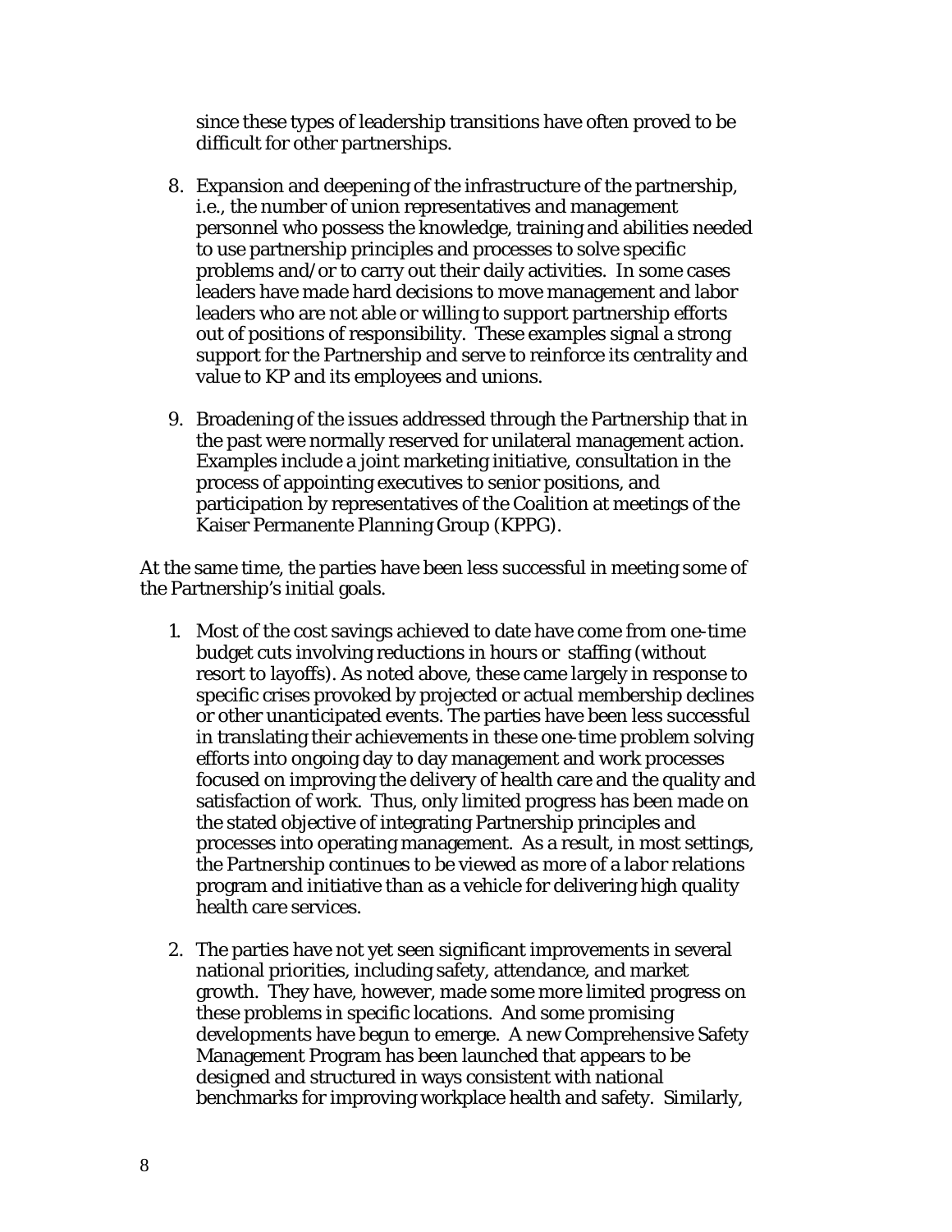since these types of leadership transitions have often proved to be difficult for other partnerships.

8. Expansion and deepening of the infrastructure of the partnership, i.e., the number of union representatives and management personnel who possess the knowledge, training and abilities needed to use partnership principles and processes to solve specific problems and/or to carry out their daily activities. In some cases leaders have made hard decisions to move management and labor leaders who are not able or willing to support partnership efforts out of positions of responsibility. These examples signal a strong support for the Partnership and serve to reinforce its centrality and value to KP and its employees and unions.

9. Broadening of the issues addressed through the Partnership that in the past were normally reserved for unilateral management action. Examples include a joint marketing initiative, consultation in the process of appointing executives to senior positions, and participation by representatives of the Coalition at meetings of the Kaiser Permanente Planning Group (KPPG).

At the same time, the parties have been less successful in meeting some of the Partnership's initial goals.

1. Most of the cost savings achieved to date have come from one-time budget cuts involving reductions in hours or staffing (without resort to layoffs). As noted above, these came largely in response to specific crises provoked by projected or actual membership declines or other unanticipated events. The parties have been less successful in translating their achievements in these one-time problem solving efforts into ongoing day to day management and work processes focused on improving the delivery of health care and the quality and satisfaction of work. Thus, only limited progress has been made on the stated objective of integrating Partnership principles and processes into operating management. As a result, in most settings, the Partnership continues to be viewed as more of a labor relations program and initiative than as a vehicle for delivering high quality health care services.

2. The parties have not yet seen significant improvements in several national priorities, including safety, attendance, and market growth. They have, however, made some more limited progress on these problems in specific locations. And some promising developments have begun to emerge. A new Comprehensive Safety Management Program has been launched that appears to be designed and structured in ways consistent with national benchmarks for improving workplace health and safety. Similarly,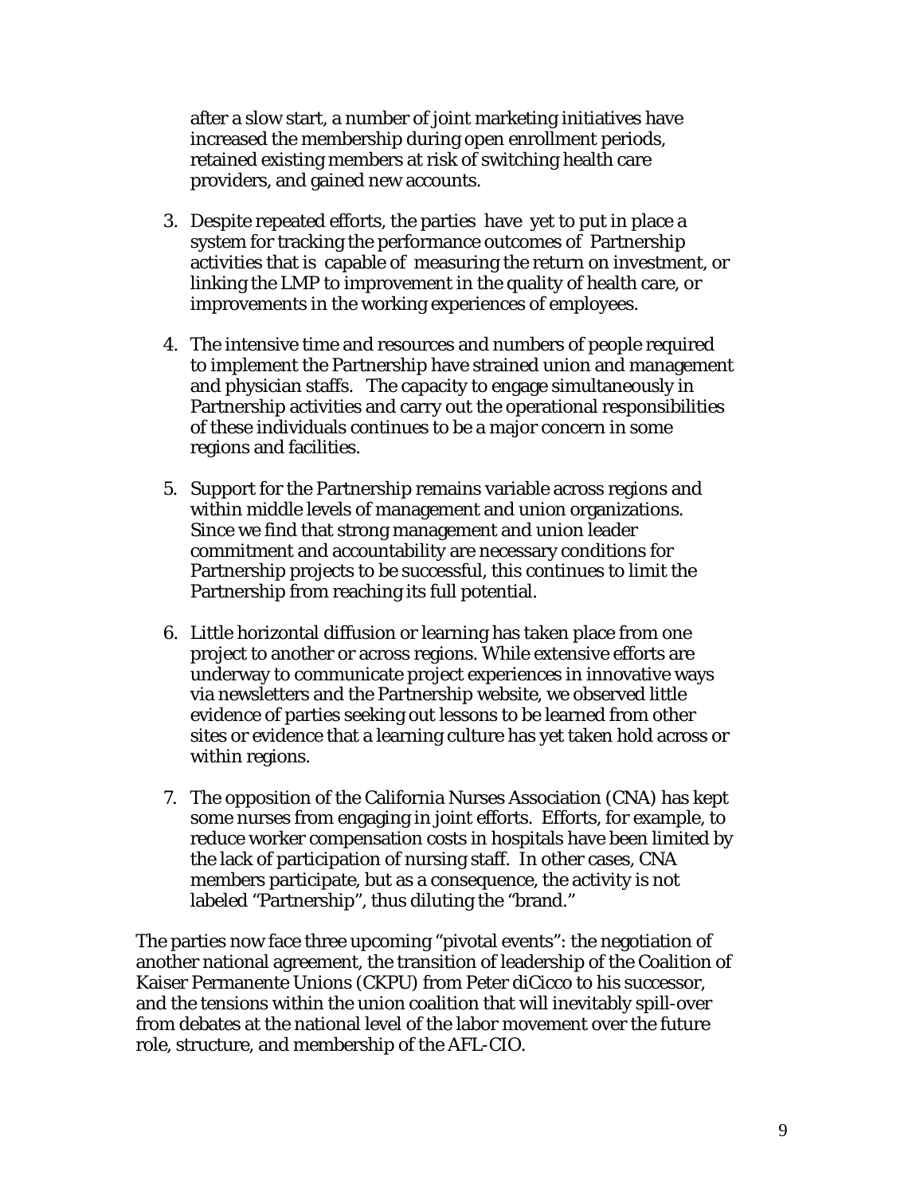after a slow start, a number of joint marketing initiatives have increased the membership during open enrollment periods, retained existing members at risk of switching health care providers, and gained new accounts.

3. Despite repeated efforts, the parties have yet to put in place a system for tracking the performance outcomes of Partnership activities that is capable of measuring the return on investment, or linking the LMP to improvement in the quality of health care, or improvements in the working experiences of employees.

4. The intensive time and resources and numbers of people required to implement the Partnership have strained union and management and physician staffs. The capacity to engage simultaneously in Partnership activities and carry out the operational responsibilities of these individuals continues to be a major concern in some regions and facilities.

5. Support for the Partnership remains variable across regions and within middle levels of management and union organizations. Since we find that strong management and union leader commitment and accountability are necessary conditions for Partnership projects to be successful, this continues to limit the Partnership from reaching its full potential.

6. Little horizontal diffusion or learning has taken place from one project to another or across regions. While extensive efforts are underway to communicate project experiences in innovative ways via newsletters and the Partnership website, we observed little evidence of parties seeking out lessons to be learned from other sites or evidence that a learning culture has yet taken hold across or within regions.

7. The opposition of the California Nurses Association (CNA) has kept some nurses from engaging in joint efforts. Efforts, for example, to reduce worker compensation costs in hospitals have been limited by the lack of participation of nursing staff. In other cases, CNA members participate, but as a consequence, the activity is not labeled "Partnership", thus diluting the "brand."

The parties now face three upcoming "pivotal events": the negotiation of another national agreement, the transition of leadership of the Coalition of Kaiser Permanente Unions (CKPU) from Peter diCicco to his successor, and the tensions within the union coalition that will inevitably spill-over from debates at the national level of the labor movement over the future role, structure, and membership of the AFL-CIO.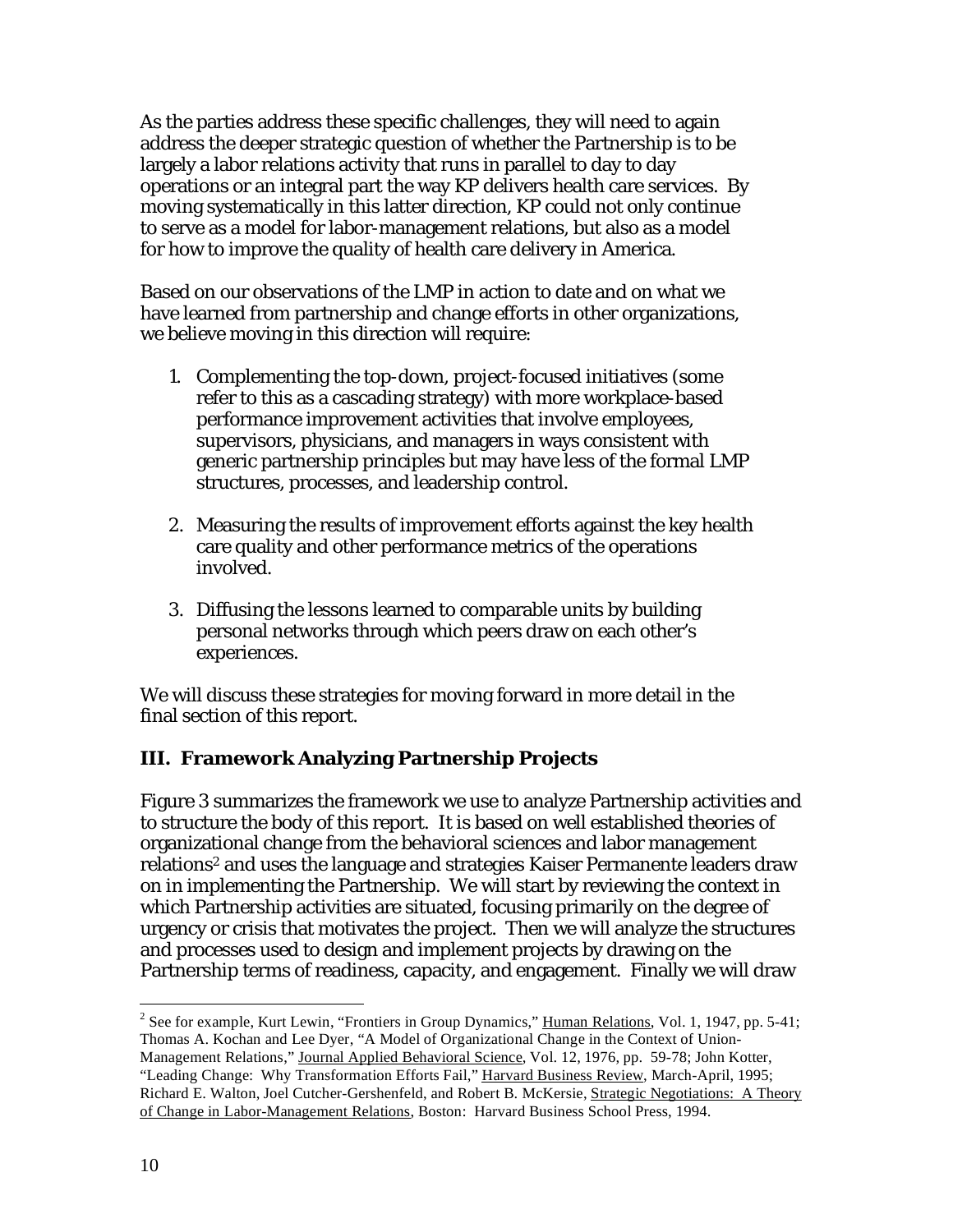As the parties address these specific challenges, they will need to again address the deeper strategic question of whether the Partnership is to be largely a labor relations activity that runs in parallel to day to day operations or an integral part the way KP delivers health care services. By moving systematically in this latter direction, KP could not only continue to serve as a model for labor-management relations, but also as a model for how to improve the quality of health care delivery in America.

Based on our observations of the LMP in action to date and on what we have learned from partnership and change efforts in other organizations, we believe moving in this direction will require:

1. Complementing the top-down, project-focused initiatives (some refer to this as a cascading strategy) with more workplace-based performance improvement activities that involve employees, supervisors, physicians, and managers in ways consistent with generic partnership principles but may have less of the formal LMP structures, processes, and leadership control.

2. Measuring the results of improvement efforts against the key health care quality and other performance metrics of the operations involved.

3. Diffusing the lessons learned to comparable units by building personal networks through which peers draw on each other's experiences.

We will discuss these strategies for moving forward in more detail in the final section of this report.

## III. Framework Analyzing Partnership Projects

Figure 3 summarizes the framework we use to analyze Partnership activities and to structure the body of this report. It is based on well established theories of organizational change from the behavioral sciences and labor management relations[2] and uses the language and strategies Kaiser Permanente leaders draw on in implementing the Partnership. We will start by reviewing the context in which Partnership activities are situated, focusing primarily on the degree of urgency or crisis that motivates the project. Then we will analyze the structures and processes used to design and implement projects by drawing on the Partnership terms of readiness, capacity, and engagement. Finally we will draw

---

[2] See for example, Kurt Lewin, "Frontiers in Group Dynamics," Human Relations, Vol. 1, 1947, pp. 5-41; Thomas A. Kochan and Lee Dyer, "A Model of Organizational Change in the Context of Union-Management Relations," Journal Applied Behavioral Science, Vol. 12, 1976, pp. 59-78; John Kotter, "Leading Change: Why Transformation Efforts Fail," Harvard Business Review, March-April, 1995; Richard E. Walton, Joel Cutcher-Gershenfeld, and Robert B. McKersie, Strategic Negotiations: A Theory of Change in Labor-Management Relations, Boston: Harvard Business School Press, 1994.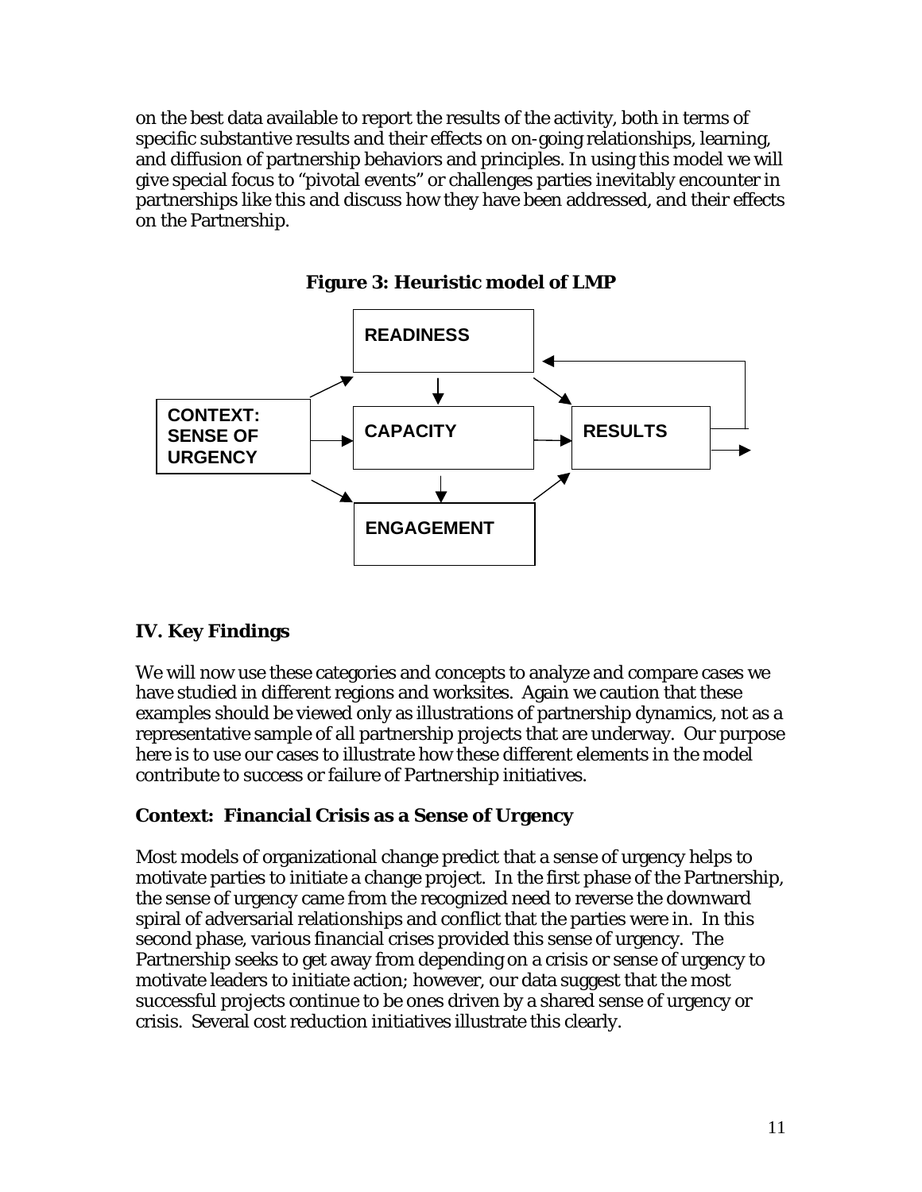on the best data available to report the results of the activity, both in terms of specific substantive results and their effects on on-going relationships, learning, and diffusion of partnership behaviors and principles. In using this model we will give special focus to "pivotal events" or challenges parties inevitably encounter in partnerships like this and discuss how they have been addressed, and their effects on the Partnership.

**Figure 3: Heuristic model of LMP**

READINESS

CONTEXT: SENSE OF URGENCY

CAPACITY

RESULTS

ENGAGEMENT

## IV. Key Findings

We will now use these categories and concepts to analyze and compare cases we have studied in different regions and worksites. Again we caution that these examples should be viewed only as illustrations of partnership dynamics, not as a representative sample of all partnership projects that are underway. Our purpose here is to use our cases to illustrate how these different elements in the model contribute to success or failure of Partnership initiatives.

### Context: Financial Crisis as a Sense of Urgency

Most models of organizational change predict that a sense of urgency helps to motivate parties to initiate a change project. In the first phase of the Partnership, the sense of urgency came from the recognized need to reverse the downward spiral of adversarial relationships and conflict that the parties were in. In this second phase, various financial crises provided this sense of urgency. The Partnership seeks to get away from depending on a crisis or sense of urgency to motivate leaders to initiate action; however, our data suggest that the most successful projects continue to be ones driven by a shared sense of urgency or crisis. Several cost reduction initiatives illustrate this clearly.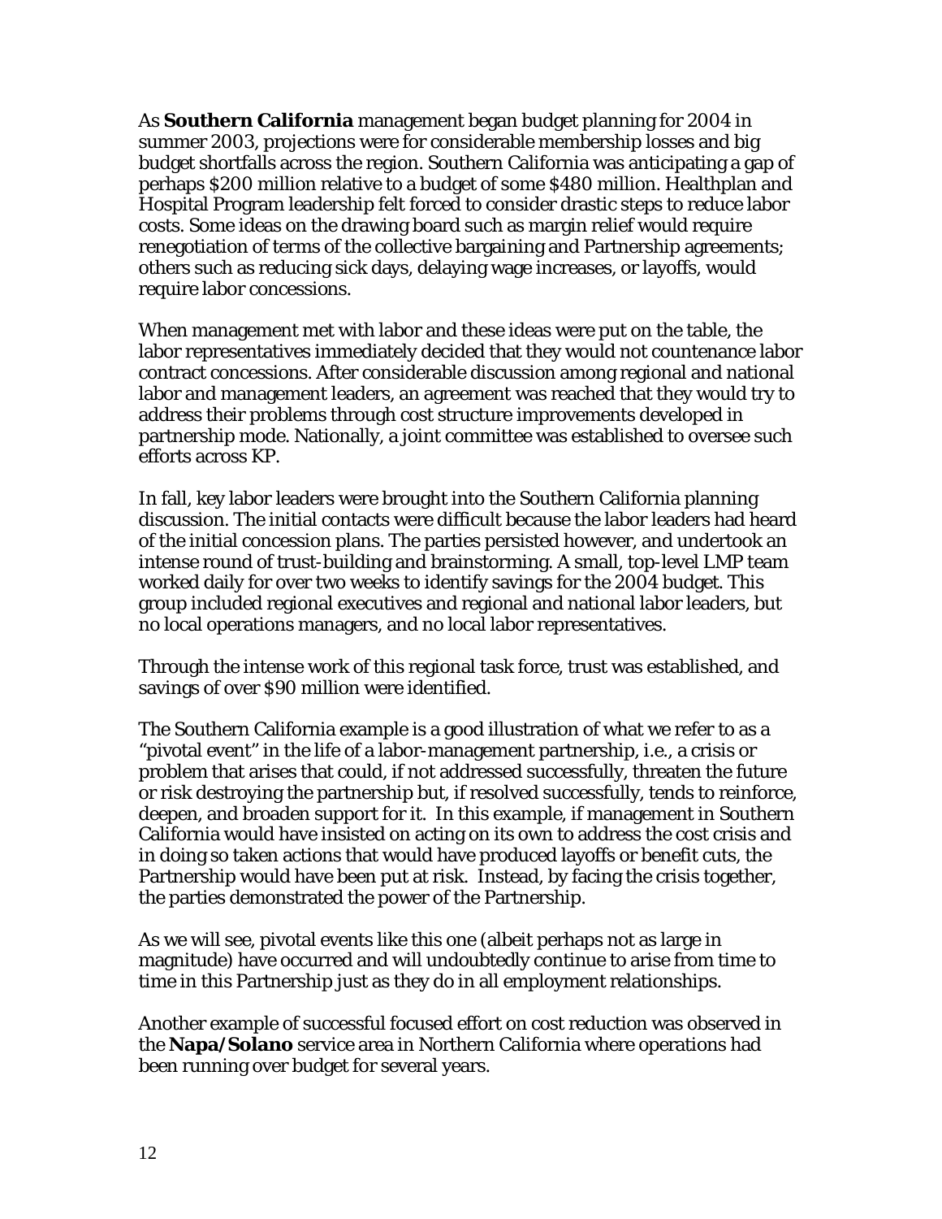As **Southern California** management began budget planning for 2004 in summer 2003, projections were for considerable membership losses and big budget shortfalls across the region. Southern California was anticipating a gap of perhaps $200 million relative to a budget of some $480 million. Healthplan and Hospital Program leadership felt forced to consider drastic steps to reduce labor costs. Some ideas on the drawing board such as margin relief would require renegotiation of terms of the collective bargaining and Partnership agreements; others such as reducing sick days, delaying wage increases, or layoffs, would require labor concessions.

When management met with labor and these ideas were put on the table, the labor representatives immediately decided that they would not countenance labor contract concessions. After considerable discussion among regional and national labor and management leaders, an agreement was reached that they would try to address their problems through cost structure improvements developed in partnership mode. Nationally, a joint committee was established to oversee such efforts across KP.

In fall, key labor leaders were brought into the Southern California planning discussion. The initial contacts were difficult because the labor leaders had heard of the initial concession plans. The parties persisted however, and undertook an intense round of trust-building and brainstorming. A small, top-level LMP team worked daily for over two weeks to identify savings for the 2004 budget. This group included regional executives and regional and national labor leaders, but no local operations managers, and no local labor representatives.

Through the intense work of this regional task force, trust was established, and savings of over $90 million were identified.

The Southern California example is a good illustration of what we refer to as a "pivotal event" in the life of a labor-management partnership, i.e., a crisis or problem that arises that could, if not addressed successfully, threaten the future or risk destroying the partnership but, if resolved successfully, tends to reinforce, deepen, and broaden support for it. In this example, if management in Southern California would have insisted on acting on its own to address the cost crisis and in doing so taken actions that would have produced layoffs or benefit cuts, the Partnership would have been put at risk. Instead, by facing the crisis together, the parties demonstrated the power of the Partnership.

As we will see, pivotal events like this one (albeit perhaps not as large in magnitude) have occurred and will undoubtedly continue to arise from time to time in this Partnership just as they do in all employment relationships.

Another example of successful focused effort on cost reduction was observed in the **Napa/Solano** service area in Northern California where operations had been running over budget for several years.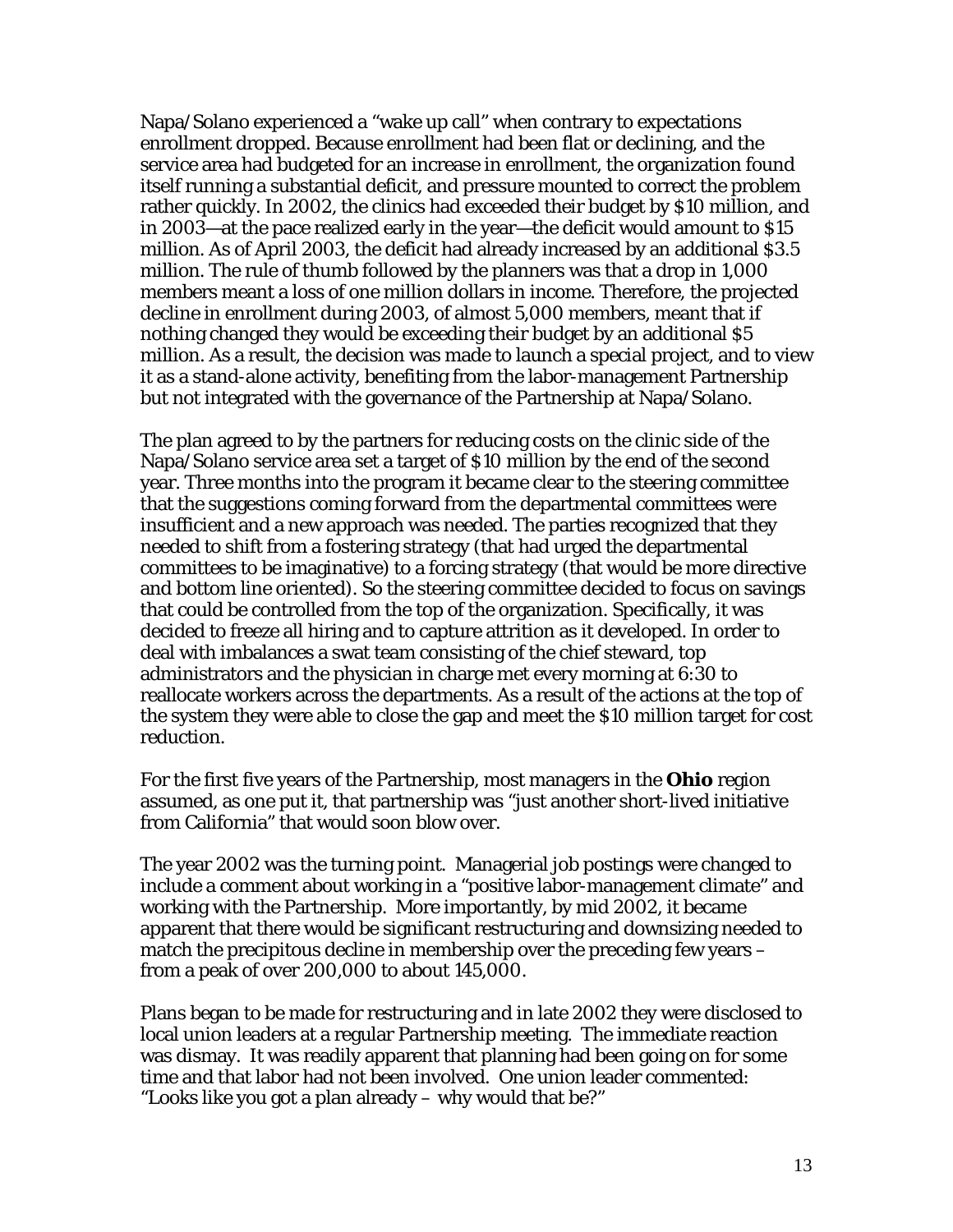Napa/Solano experienced a "wake up call" when contrary to expectations enrollment dropped. Because enrollment had been flat or declining, and the service area had budgeted for an increase in enrollment, the organization found itself running a substantial deficit, and pressure mounted to correct the problem rather quickly. In 2002, the clinics had exceeded their budget by $10 million, and in 2003—at the pace realized early in the year—the deficit would amount to $15 million. As of April 2003, the deficit had already increased by an additional $3.5 million. The rule of thumb followed by the planners was that a drop in 1,000 members meant a loss of one million dollars in income. Therefore, the projected decline in enrollment during 2003, of almost 5,000 members, meant that if nothing changed they would be exceeding their budget by an additional $5 million. As a result, the decision was made to launch a special project, and to view it as a stand-alone activity, benefiting from the labor-management Partnership but not integrated with the governance of the Partnership at Napa/Solano.

The plan agreed to by the partners for reducing costs on the clinic side of the Napa/Solano service area set a target of $10 million by the end of the second year. Three months into the program it became clear to the steering committee that the suggestions coming forward from the departmental committees were insufficient and a new approach was needed. The parties recognized that they needed to shift from a fostering strategy (that had urged the departmental committees to be imaginative) to a forcing strategy (that would be more directive and bottom line oriented). So the steering committee decided to focus on savings that could be controlled from the top of the organization. Specifically, it was decided to freeze all hiring and to capture attrition as it developed. In order to deal with imbalances a swat team consisting of the chief steward, top administrators and the physician in charge met every morning at 6:30 to reallocate workers across the departments. As a result of the actions at the top of the system they were able to close the gap and meet the $10 million target for cost reduction.

For the first five years of the Partnership, most managers in the **Ohio** region assumed, as one put it, that partnership was "just another short-lived initiative from California" that would soon blow over.

The year 2002 was the turning point. Managerial job postings were changed to include a comment about working in a "positive labor-management climate" and working with the Partnership. More importantly, by mid 2002, it became apparent that there would be significant restructuring and downsizing needed to match the precipitous decline in membership over the preceding few years – from a peak of over 200,000 to about 145,000.

Plans began to be made for restructuring and in late 2002 they were disclosed to local union leaders at a regular Partnership meeting. The immediate reaction was dismay. It was readily apparent that planning had been going on for some time and that labor had not been involved. One union leader commented: "Looks like you got a plan already – why would that be?"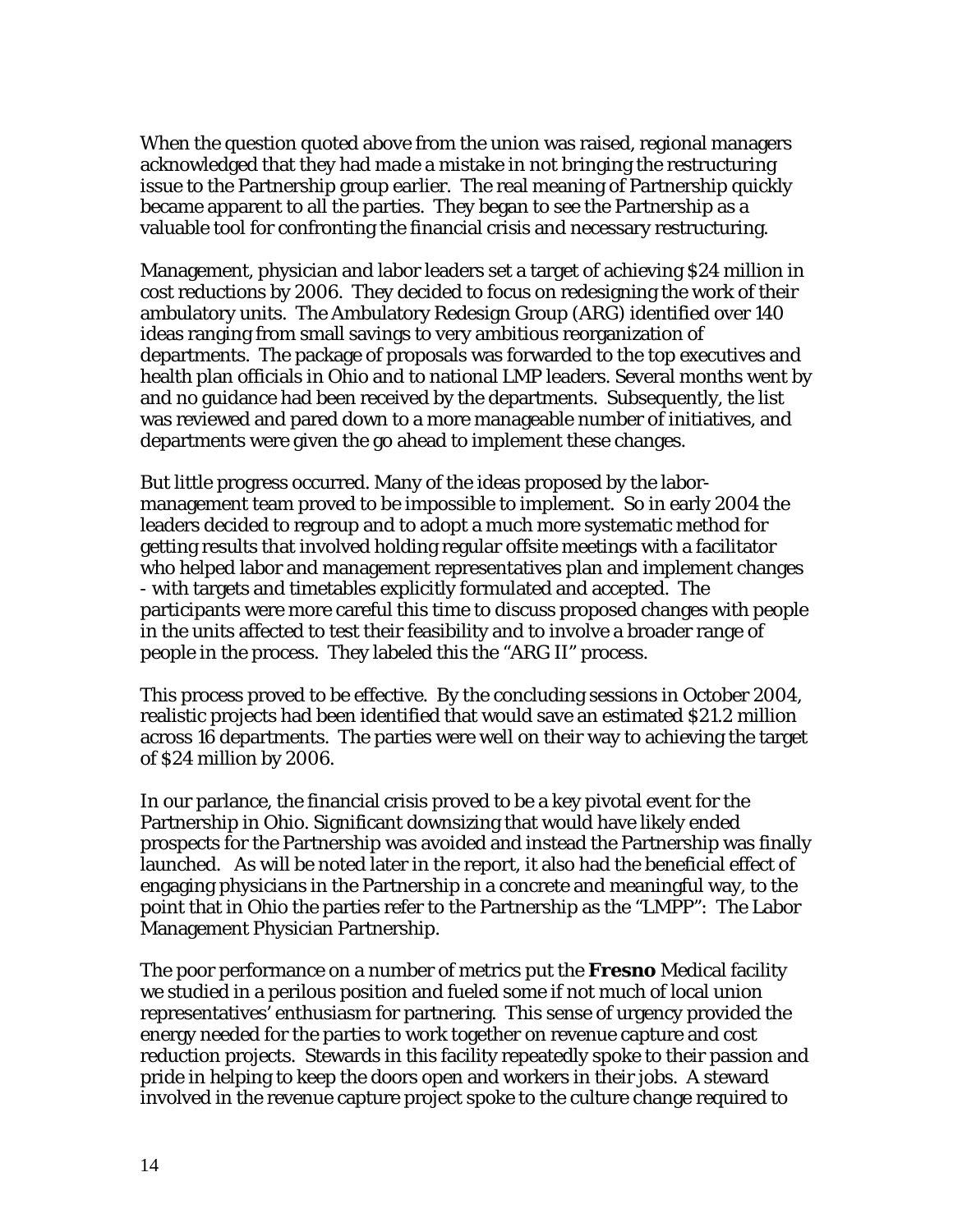When the question quoted above from the union was raised, regional managers acknowledged that they had made a mistake in not bringing the restructuring issue to the Partnership group earlier. The real meaning of Partnership quickly became apparent to all the parties. They began to see the Partnership as a valuable tool for confronting the financial crisis and necessary restructuring.

Management, physician and labor leaders set a target of achieving $24 million in cost reductions by 2006. They decided to focus on redesigning the work of their ambulatory units. The Ambulatory Redesign Group (ARG) identified over 140 ideas ranging from small savings to very ambitious reorganization of departments. The package of proposals was forwarded to the top executives and health plan officials in Ohio and to national LMP leaders. Several months went by and no guidance had been received by the departments. Subsequently, the list was reviewed and pared down to a more manageable number of initiatives, and departments were given the go ahead to implement these changes.

But little progress occurred. Many of the ideas proposed by the labor-management team proved to be impossible to implement. So in early 2004 the leaders decided to regroup and to adopt a much more systematic method for getting results that involved holding regular offsite meetings with a facilitator who helped labor and management representatives plan and implement changes - with targets and timetables explicitly formulated and accepted. The participants were more careful this time to discuss proposed changes with people in the units affected to test their feasibility and to involve a broader range of people in the process. They labeled this the "ARG II" process.

This process proved to be effective. By the concluding sessions in October 2004, realistic projects had been identified that would save an estimated $21.2 million across 16 departments. The parties were well on their way to achieving the target of $24 million by 2006.

In our parlance, the financial crisis proved to be a key pivotal event for the Partnership in Ohio. Significant downsizing that would have likely ended prospects for the Partnership was avoided and instead the Partnership was finally launched. As will be noted later in the report, it also had the beneficial effect of engaging physicians in the Partnership in a concrete and meaningful way, to the point that in Ohio the parties refer to the Partnership as the "LMPP": The Labor Management Physician Partnership.

The poor performance on a number of metrics put the **Fresno** Medical facility we studied in a perilous position and fueled some if not much of local union representatives' enthusiasm for partnering. This sense of urgency provided the energy needed for the parties to work together on revenue capture and cost reduction projects. Stewards in this facility repeatedly spoke to their passion and pride in helping to keep the doors open and workers in their jobs. A steward involved in the revenue capture project spoke to the culture change required to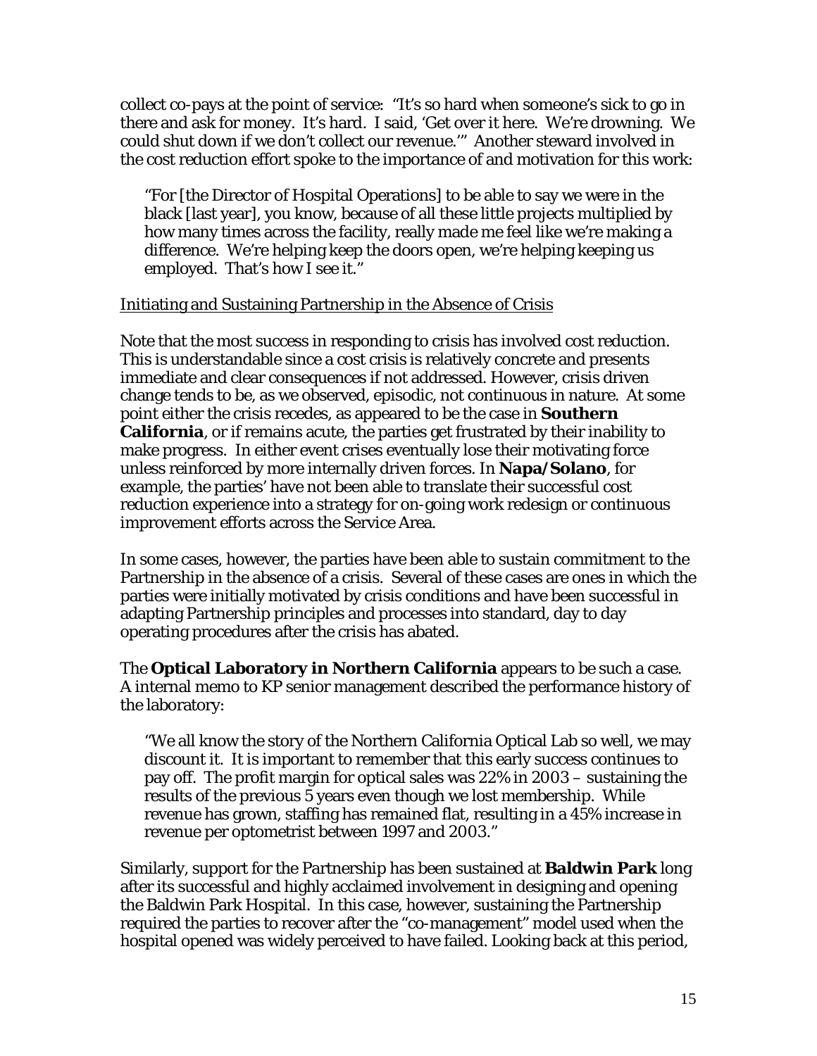collect co-pays at the point of service: "It's so hard when someone's sick to go in there and ask for money. It's hard. I said, 'Get over it here. We're drowning. We could shut down if we don't collect our revenue.'" Another steward involved in the cost reduction effort spoke to the importance of and motivation for this work:

> "For [the Director of Hospital Operations] to be able to say we were in the black [last year], you know, because of all these little projects multiplied by how many times across the facility, really made me feel like we're making a difference. We're helping keep the doors open, we're helping keeping us employed. That's how I see it."

<u>Initiating and Sustaining Partnership in the Absence of Crisis</u>

Note that the most success in responding to crisis has involved cost reduction. This is understandable since a cost crisis is relatively concrete and presents immediate and clear consequences if not addressed. However, crisis driven change tends to be, as we observed, episodic, not continuous in nature. At some point either the crisis recedes, as appeared to be the case in **Southern California**, or if remains acute, the parties get frustrated by their inability to make progress. In either event crises eventually lose their motivating force unless reinforced by more internally driven forces. In **Napa/Solano**, for example, the parties' have not been able to translate their successful cost reduction experience into a strategy for on-going work redesign or continuous improvement efforts across the Service Area.

In some cases, however, the parties have been able to sustain commitment to the Partnership in the absence of a crisis. Several of these cases are ones in which the parties were initially motivated by crisis conditions and have been successful in adapting Partnership principles and processes into standard, day to day operating procedures after the crisis has abated.

The **Optical Laboratory in Northern California** appears to be such a case. A internal memo to KP senior management described the performance history of the laboratory:

> "We all know the story of the Northern California Optical Lab so well, we may discount it. It is important to remember that this early success continues to pay off. The profit margin for optical sales was 22% in 2003 – sustaining the results of the previous 5 years even though we lost membership. While revenue has grown, staffing has remained flat, resulting in a 45% increase in revenue per optometrist between 1997 and 2003."

Similarly, support for the Partnership has been sustained at **Baldwin Park** long after its successful and highly acclaimed involvement in designing and opening the Baldwin Park Hospital. In this case, however, sustaining the Partnership required the parties to recover after the "co-management" model used when the hospital opened was widely perceived to have failed. Looking back at this period,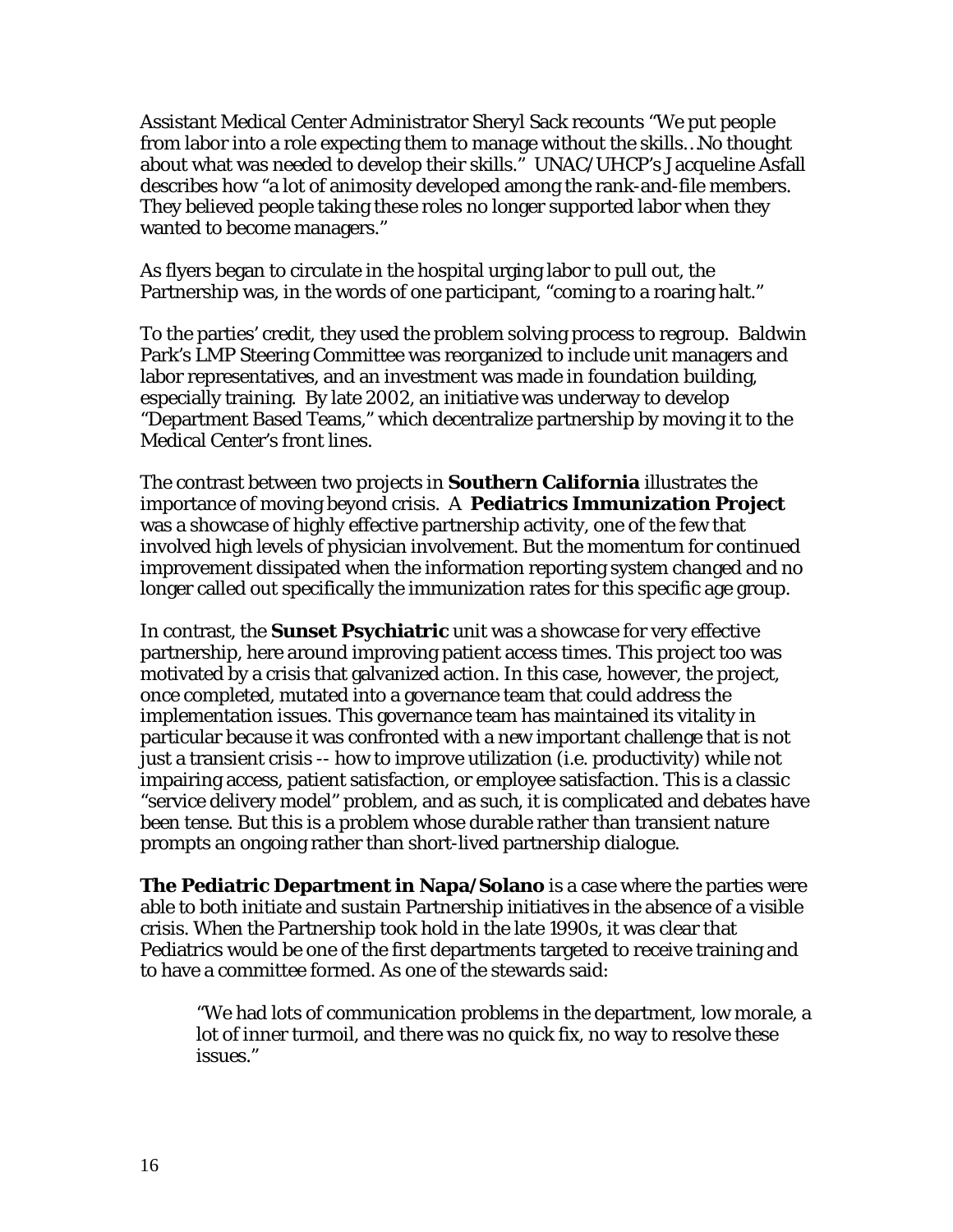Assistant Medical Center Administrator Sheryl Sack recounts "We put people from labor into a role expecting them to manage without the skills…No thought about what was needed to develop their skills." UNAC/UHCP's Jacqueline Asfall describes how "a lot of animosity developed among the rank-and-file members. They believed people taking these roles no longer supported labor when they wanted to become managers."

As flyers began to circulate in the hospital urging labor to pull out, the Partnership was, in the words of one participant, "coming to a roaring halt."

To the parties' credit, they used the problem solving process to regroup. Baldwin Park's LMP Steering Committee was reorganized to include unit managers and labor representatives, and an investment was made in foundation building, especially training. By late 2002, an initiative was underway to develop "Department Based Teams," which decentralize partnership by moving it to the Medical Center's front lines.

The contrast between two projects in **Southern California** illustrates the importance of moving beyond crisis. A **Pediatrics Immunization Project** was a showcase of highly effective partnership activity, one of the few that involved high levels of physician involvement. But the momentum for continued improvement dissipated when the information reporting system changed and no longer called out specifically the immunization rates for this specific age group.

In contrast, the **Sunset Psychiatric** unit was a showcase for very effective partnership, here around improving patient access times. This project too was motivated by a crisis that galvanized action. In this case, however, the project, once completed, mutated into a governance team that could address the implementation issues. This governance team has maintained its vitality in particular because it was confronted with a new important challenge that is not just a transient crisis -- how to improve utilization (i.e. productivity) while not impairing access, patient satisfaction, or employee satisfaction. This is a classic "service delivery model" problem, and as such, it is complicated and debates have been tense. But this is a problem whose durable rather than transient nature prompts an ongoing rather than short-lived partnership dialogue.

**The Pediatric Department in Napa/Solano** is a case where the parties were able to both initiate and sustain Partnership initiatives in the absence of a visible crisis. When the Partnership took hold in the late 1990s, it was clear that Pediatrics would be one of the first departments targeted to receive training and to have a committee formed. As one of the stewards said:

> "We had lots of communication problems in the department, low morale, a lot of inner turmoil, and there was no quick fix, no way to resolve these issues."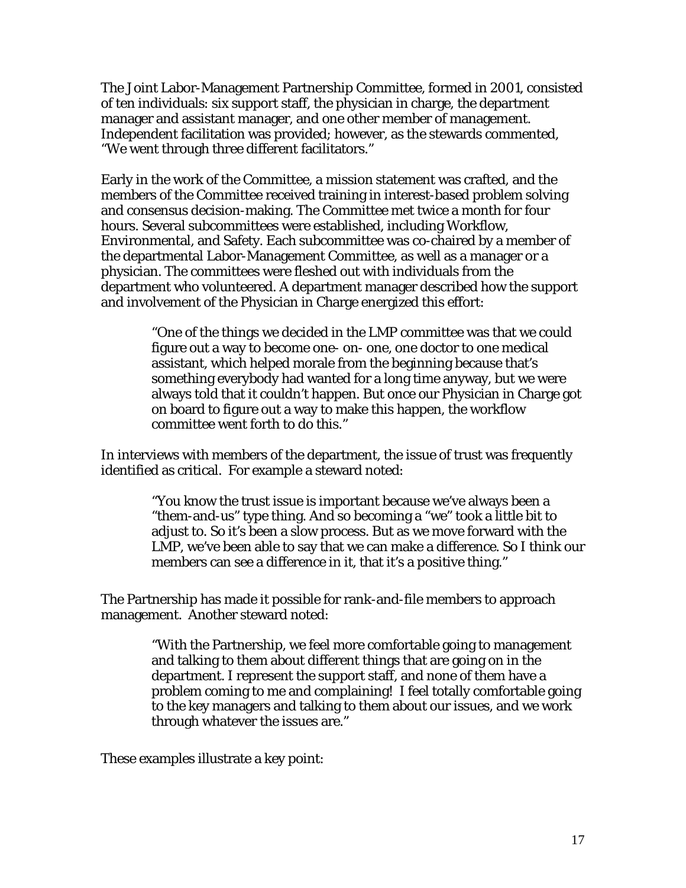The Joint Labor-Management Partnership Committee, formed in 2001, consisted of ten individuals: six support staff, the physician in charge, the department manager and assistant manager, and one other member of management. Independent facilitation was provided; however, as the stewards commented, "We went through three different facilitators."

Early in the work of the Committee, a mission statement was crafted, and the members of the Committee received training in interest-based problem solving and consensus decision-making. The Committee met twice a month for four hours. Several subcommittees were established, including Workflow, Environmental, and Safety. Each subcommittee was co-chaired by a member of the departmental Labor-Management Committee, as well as a manager or a physician. The committees were fleshed out with individuals from the department who volunteered. A department manager described how the support and involvement of the Physician in Charge energized this effort:

> "One of the things we decided in the LMP committee was that we could figure out a way to become one- on- one, one doctor to one medical assistant, which helped morale from the beginning because that's something everybody had wanted for a long time anyway, but we were always told that it couldn't happen. But once our Physician in Charge got on board to figure out a way to make this happen, the workflow committee went forth to do this."

In interviews with members of the department, the issue of trust was frequently identified as critical. For example a steward noted:

> "You know the trust issue is important because we've always been a "them-and-us" type thing. And so becoming a "we" took a little bit to adjust to. So it's been a slow process. But as we move forward with the LMP, we've been able to say that we can make a difference. So I think our members can see a difference in it, that it's a positive thing."

The Partnership has made it possible for rank-and-file members to approach management. Another steward noted:

> "With the Partnership, we feel more comfortable going to management and talking to them about different things that are going on in the department. I represent the support staff, and none of them have a problem coming to me and complaining! I feel totally comfortable going to the key managers and talking to them about our issues, and we work through whatever the issues are."

These examples illustrate a key point: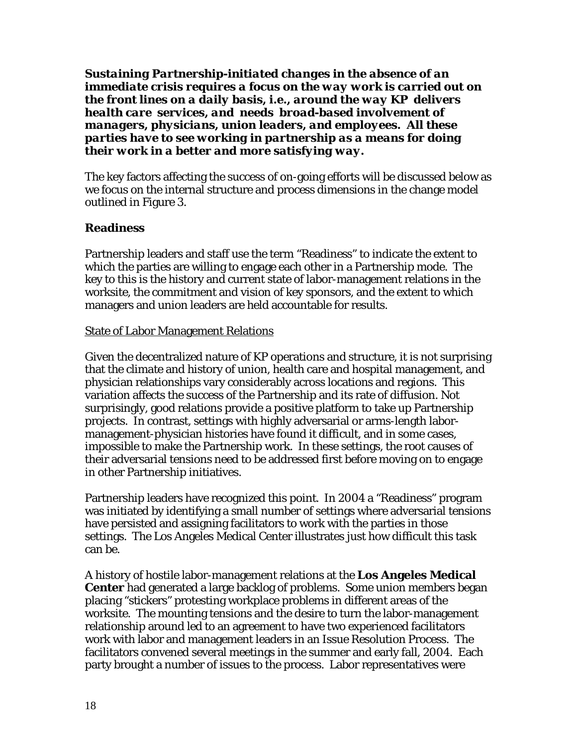***Sustaining Partnership-initiated changes in the absence of an immediate crisis requires a focus on the way work is carried out on the front lines on a daily basis, i.e., around the way KP delivers health care services, and needs broad-based involvement of managers, physicians, union leaders, and employees. All these parties have to see working in partnership as a means for doing their work in a better and more satisfying way.***

The key factors affecting the success of on-going efforts will be discussed below as we focus on the internal structure and process dimensions in the change model outlined in Figure 3.

### Readiness

Partnership leaders and staff use the term "Readiness" to indicate the extent to which the parties are willing to engage each other in a Partnership mode. The key to this is the history and current state of labor-management relations in the worksite, the commitment and vision of key sponsors, and the extent to which managers and union leaders are held accountable for results.

<u>State of Labor Management Relations</u>

Given the decentralized nature of KP operations and structure, it is not surprising that the climate and history of union, health care and hospital management, and physician relationships vary considerably across locations and regions. This variation affects the success of the Partnership and its rate of diffusion. Not surprisingly, good relations provide a positive platform to take up Partnership projects. In contrast, settings with highly adversarial or arms-length labor-management-physician histories have found it difficult, and in some cases, impossible to make the Partnership work. In these settings, the root causes of their adversarial tensions need to be addressed first before moving on to engage in other Partnership initiatives.

Partnership leaders have recognized this point. In 2004 a "Readiness" program was initiated by identifying a small number of settings where adversarial tensions have persisted and assigning facilitators to work with the parties in those settings. The Los Angeles Medical Center illustrates just how difficult this task can be.

A history of hostile labor-management relations at the **Los Angeles Medical Center** had generated a large backlog of problems. Some union members began placing "stickers" protesting workplace problems in different areas of the worksite. The mounting tensions and the desire to turn the labor-management relationship around led to an agreement to have two experienced facilitators work with labor and management leaders in an Issue Resolution Process. The facilitators convened several meetings in the summer and early fall, 2004. Each party brought a number of issues to the process. Labor representatives were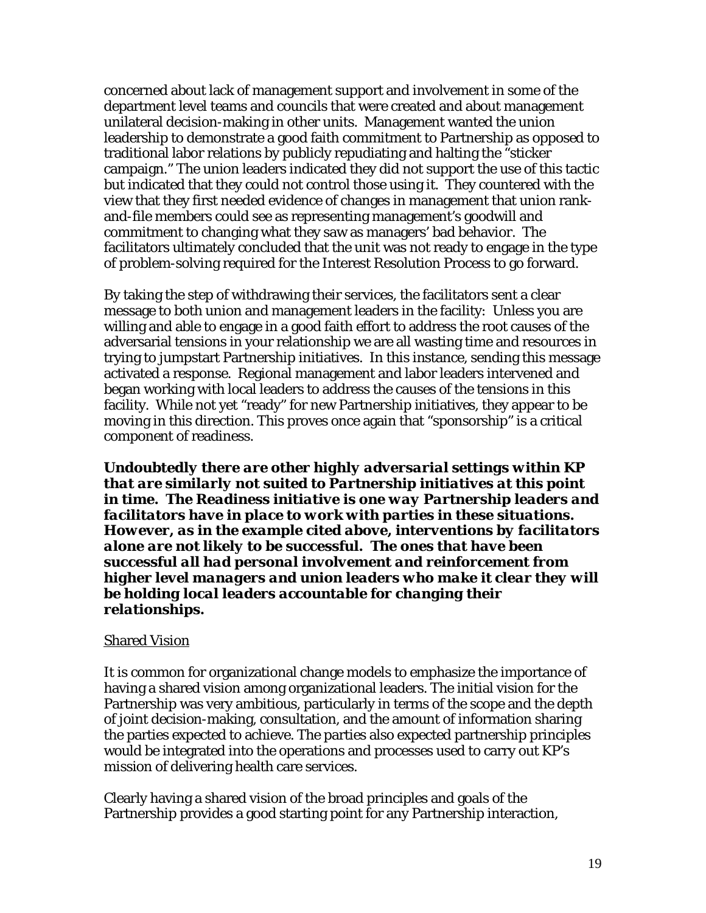concerned about lack of management support and involvement in some of the department level teams and councils that were created and about management unilateral decision-making in other units. Management wanted the union leadership to demonstrate a good faith commitment to Partnership as opposed to traditional labor relations by publicly repudiating and halting the "sticker campaign." The union leaders indicated they did not support the use of this tactic but indicated that they could not control those using it. They countered with the view that they first needed evidence of changes in management that union rank-and-file members could see as representing management's goodwill and commitment to changing what they saw as managers' bad behavior. The facilitators ultimately concluded that the unit was not ready to engage in the type of problem-solving required for the Interest Resolution Process to go forward.

By taking the step of withdrawing their services, the facilitators sent a clear message to both union and management leaders in the facility: Unless you are willing and able to engage in a good faith effort to address the root causes of the adversarial tensions in your relationship we are all wasting time and resources in trying to jumpstart Partnership initiatives. In this instance, sending this message activated a response. Regional management and labor leaders intervened and began working with local leaders to address the causes of the tensions in this facility. While not yet "ready" for new Partnership initiatives, they appear to be moving in this direction. This proves once again that "sponsorship" is a critical component of readiness.

***Undoubtedly there are other highly adversarial settings within KP that are similarly not suited to Partnership initiatives at this point in time. The Readiness initiative is one way Partnership leaders and facilitators have in place to work with parties in these situations. However, as in the example cited above, interventions by facilitators alone are not likely to be successful. The ones that have been successful all had personal involvement and reinforcement from higher level managers and union leaders who make it clear they will be holding local leaders accountable for changing their relationships.***

<u>Shared Vision</u>

It is common for organizational change models to emphasize the importance of having a shared vision among organizational leaders. The initial vision for the Partnership was very ambitious, particularly in terms of the scope and the depth of joint decision-making, consultation, and the amount of information sharing the parties expected to achieve. The parties also expected partnership principles would be integrated into the operations and processes used to carry out KP's mission of delivering health care services.

Clearly having a shared vision of the broad principles and goals of the Partnership provides a good starting point for any Partnership interaction,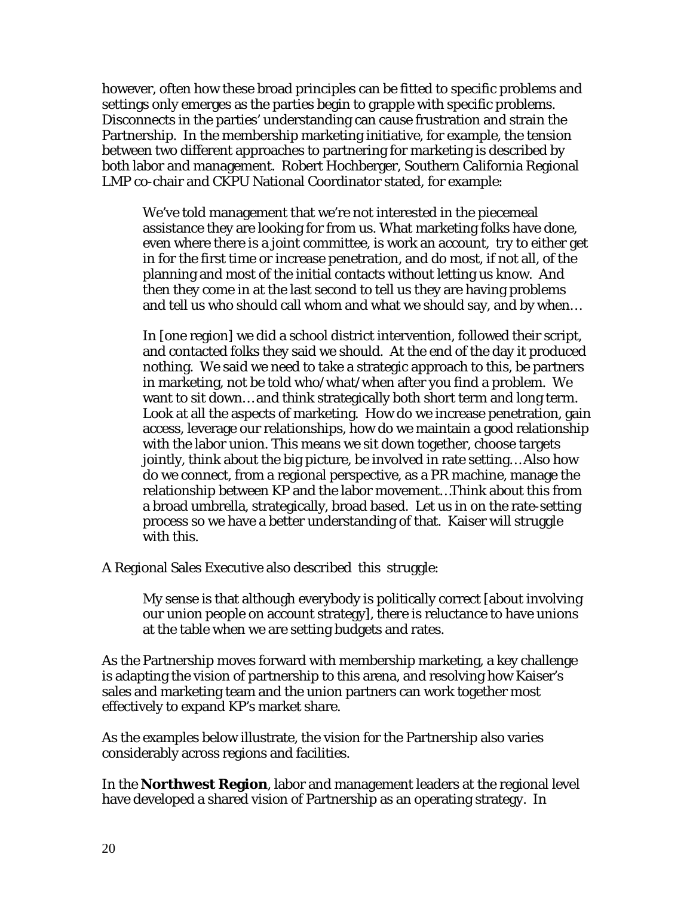however, often how these broad principles can be fitted to specific problems and settings only emerges as the parties begin to grapple with specific problems. Disconnects in the parties' understanding can cause frustration and strain the Partnership. In the membership marketing initiative, for example, the tension between two different approaches to partnering for marketing is described by both labor and management. Robert Hochberger, Southern California Regional LMP co-chair and CKPU National Coordinator stated, for example:

> We've told management that we're not interested in the piecemeal assistance they are looking for from us. What marketing folks have done, even where there is a joint committee, is work an account, try to either get in for the first time or increase penetration, and do most, if not all, of the planning and most of the initial contacts without letting us know. And then they come in at the last second to tell us they are having problems and tell us who should call whom and what we should say, and by when…
>
> In [one region] we did a school district intervention, followed their script, and contacted folks they said we should. At the end of the day it produced nothing. We said we need to take a strategic approach to this, be partners in marketing, not be told who/what/when after you find a problem. We want to sit down… and think strategically both short term and long term. Look at all the aspects of marketing. How do we increase penetration, gain access, leverage our relationships, how do we maintain a good relationship with the labor union. This means we sit down together, choose targets jointly, think about the big picture, be involved in rate setting… Also how do we connect, from a regional perspective, as a PR machine, manage the relationship between KP and the labor movement…Think about this from a broad umbrella, strategically, broad based. Let us in on the rate-setting process so we have a better understanding of that. Kaiser will struggle with this.

A Regional Sales Executive also described this struggle:

> My sense is that although everybody is politically correct [about involving our union people on account strategy], there is reluctance to have unions at the table when we are setting budgets and rates.

As the Partnership moves forward with membership marketing, a key challenge is adapting the vision of partnership to this arena, and resolving how Kaiser's sales and marketing team and the union partners can work together most effectively to expand KP's market share.

As the examples below illustrate, the vision for the Partnership also varies considerably across regions and facilities.

In the **Northwest Region**, labor and management leaders at the regional level have developed a shared vision of Partnership as an operating strategy. In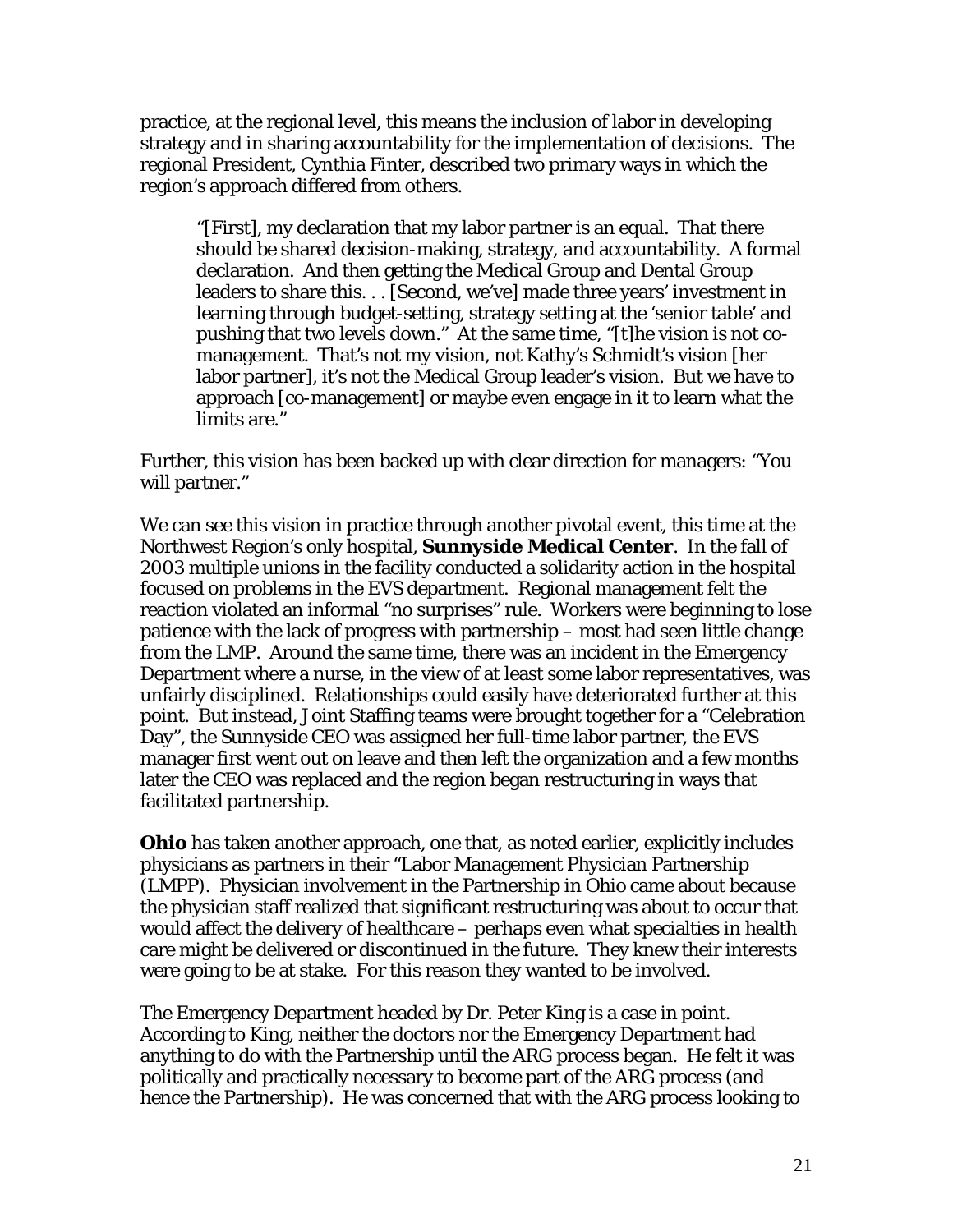practice, at the regional level, this means the inclusion of labor in developing strategy and in sharing accountability for the implementation of decisions. The regional President, Cynthia Finter, described two primary ways in which the region's approach differed from others.

> "[First], my declaration that my labor partner is an equal. That there should be shared decision-making, strategy, and accountability. A formal declaration. And then getting the Medical Group and Dental Group leaders to share this. . . [Second, we've] made three years' investment in learning through budget-setting, strategy setting at the 'senior table' and pushing that two levels down." At the same time, "[t]he vision is not co-management. That's not my vision, not Kathy's Schmidt's vision [her labor partner], it's not the Medical Group leader's vision. But we have to approach [co-management] or maybe even engage in it to learn what the limits are."

Further, this vision has been backed up with clear direction for managers: "You will partner."

We can see this vision in practice through another pivotal event, this time at the Northwest Region's only hospital, **Sunnyside Medical Center**. In the fall of 2003 multiple unions in the facility conducted a solidarity action in the hospital focused on problems in the EVS department. Regional management felt the reaction violated an informal "no surprises" rule. Workers were beginning to lose patience with the lack of progress with partnership – most had seen little change from the LMP. Around the same time, there was an incident in the Emergency Department where a nurse, in the view of at least some labor representatives, was unfairly disciplined. Relationships could easily have deteriorated further at this point. But instead, Joint Staffing teams were brought together for a "Celebration Day", the Sunnyside CEO was assigned her full-time labor partner, the EVS manager first went out on leave and then left the organization and a few months later the CEO was replaced and the region began restructuring in ways that facilitated partnership.

**Ohio** has taken another approach, one that, as noted earlier, explicitly includes physicians as partners in their "Labor Management Physician Partnership (LMPP). Physician involvement in the Partnership in Ohio came about because the physician staff realized that significant restructuring was about to occur that would affect the delivery of healthcare – perhaps even what specialties in health care might be delivered or discontinued in the future. They knew their interests were going to be at stake. For this reason they wanted to be involved.

The Emergency Department headed by Dr. Peter King is a case in point. According to King, neither the doctors nor the Emergency Department had anything to do with the Partnership until the ARG process began. He felt it was politically and practically necessary to become part of the ARG process (and hence the Partnership). He was concerned that with the ARG process looking to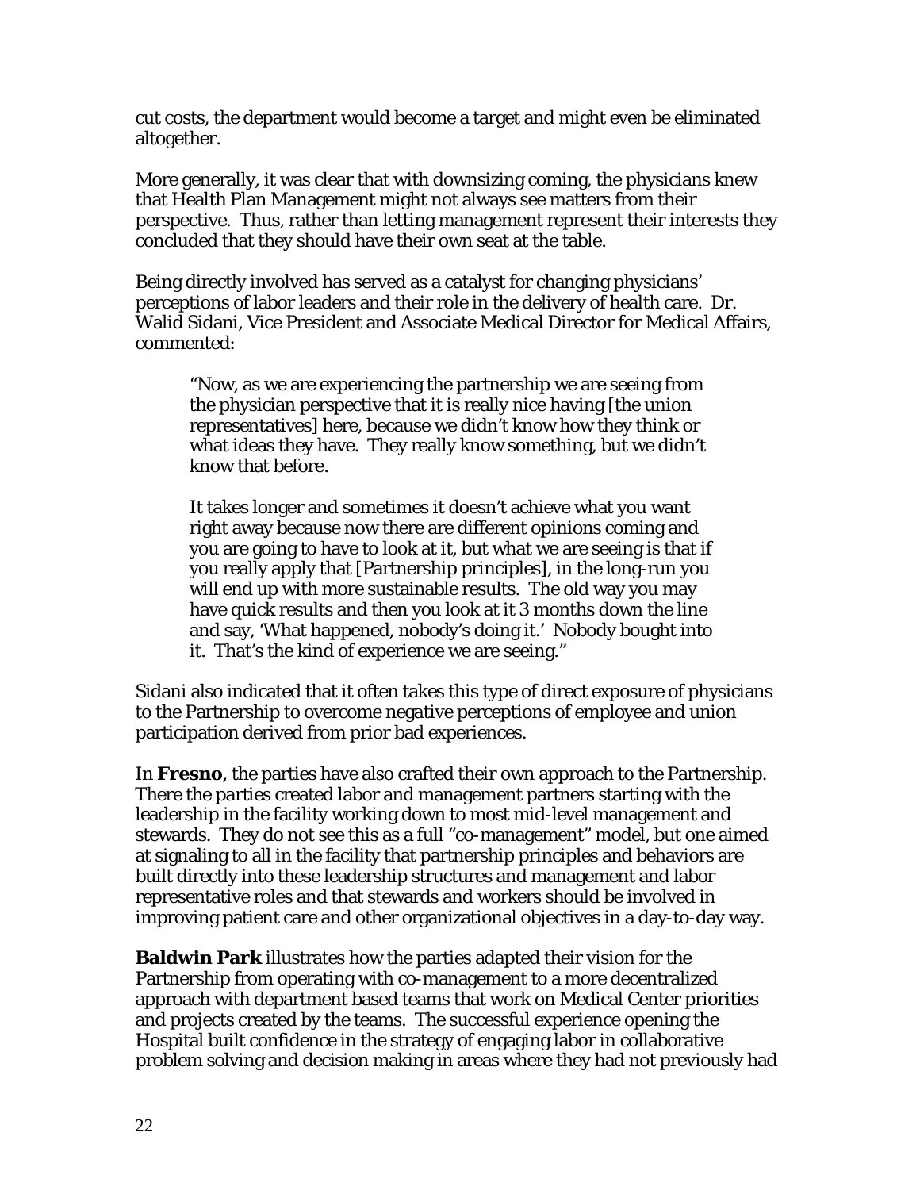cut costs, the department would become a target and might even be eliminated altogether.

More generally, it was clear that with downsizing coming, the physicians knew that Health Plan Management might not always see matters from their perspective. Thus, rather than letting management represent their interests they concluded that they should have their own seat at the table.

Being directly involved has served as a catalyst for changing physicians' perceptions of labor leaders and their role in the delivery of health care. Dr. Walid Sidani, Vice President and Associate Medical Director for Medical Affairs, commented:

> "Now, as we are experiencing the partnership we are seeing from the physician perspective that it is really nice having [the union representatives] here, because we didn't know how they think or what ideas they have. They really know something, but we didn't know that before.
>
> It takes longer and sometimes it doesn't achieve what you want right away because now there are different opinions coming and you are going to have to look at it, but what we are seeing is that if you really apply that [Partnership principles], in the long-run you will end up with more sustainable results. The old way you may have quick results and then you look at it 3 months down the line and say, 'What happened, nobody's doing it.' Nobody bought into it. That's the kind of experience we are seeing."

Sidani also indicated that it often takes this type of direct exposure of physicians to the Partnership to overcome negative perceptions of employee and union participation derived from prior bad experiences.

In **Fresno**, the parties have also crafted their own approach to the Partnership. There the parties created labor and management partners starting with the leadership in the facility working down to most mid-level management and stewards. They do not see this as a full "co-management" model, but one aimed at signaling to all in the facility that partnership principles and behaviors are built directly into these leadership structures and management and labor representative roles and that stewards and workers should be involved in improving patient care and other organizational objectives in a day-to-day way.

**Baldwin Park** illustrates how the parties adapted their vision for the Partnership from operating with co-management to a more decentralized approach with department based teams that work on Medical Center priorities and projects created by the teams. The successful experience opening the Hospital built confidence in the strategy of engaging labor in collaborative problem solving and decision making in areas where they had not previously had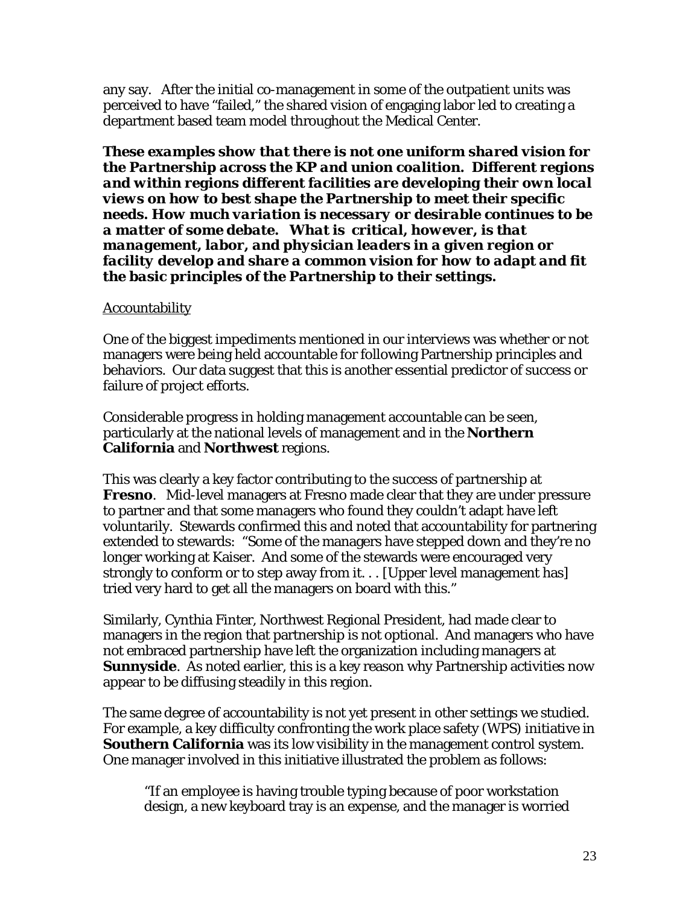any say. After the initial co-management in some of the outpatient units was perceived to have "failed," the shared vision of engaging labor led to creating a department based team model throughout the Medical Center.

***These examples show that there is not one uniform shared vision for the Partnership across the KP and union coalition. Different regions and within regions different facilities are developing their own local views on how to best shape the Partnership to meet their specific needs. How much variation is necessary or desirable continues to be a matter of some debate. What is critical, however, is that management, labor, and physician leaders in a given region or facility develop and share a common vision for how to adapt and fit the basic principles of the Partnership to their settings.***

<u>Accountability</u>

One of the biggest impediments mentioned in our interviews was whether or not managers were being held accountable for following Partnership principles and behaviors. Our data suggest that this is another essential predictor of success or failure of project efforts.

Considerable progress in holding management accountable can be seen, particularly at the national levels of management and in the **Northern California** and **Northwest** regions.

This was clearly a key factor contributing to the success of partnership at **Fresno**. Mid-level managers at Fresno made clear that they are under pressure to partner and that some managers who found they couldn't adapt have left voluntarily. Stewards confirmed this and noted that accountability for partnering extended to stewards: "Some of the managers have stepped down and they're no longer working at Kaiser. And some of the stewards were encouraged very strongly to conform or to step away from it. . . [Upper level management has] tried very hard to get all the managers on board with this."

Similarly, Cynthia Finter, Northwest Regional President, had made clear to managers in the region that partnership is not optional. And managers who have not embraced partnership have left the organization including managers at **Sunnyside**. As noted earlier, this is a key reason why Partnership activities now appear to be diffusing steadily in this region.

The same degree of accountability is not yet present in other settings we studied. For example, a key difficulty confronting the work place safety (WPS) initiative in **Southern California** was its low visibility in the management control system. One manager involved in this initiative illustrated the problem as follows:

> "If an employee is having trouble typing because of poor workstation design, a new keyboard tray is an expense, and the manager is worried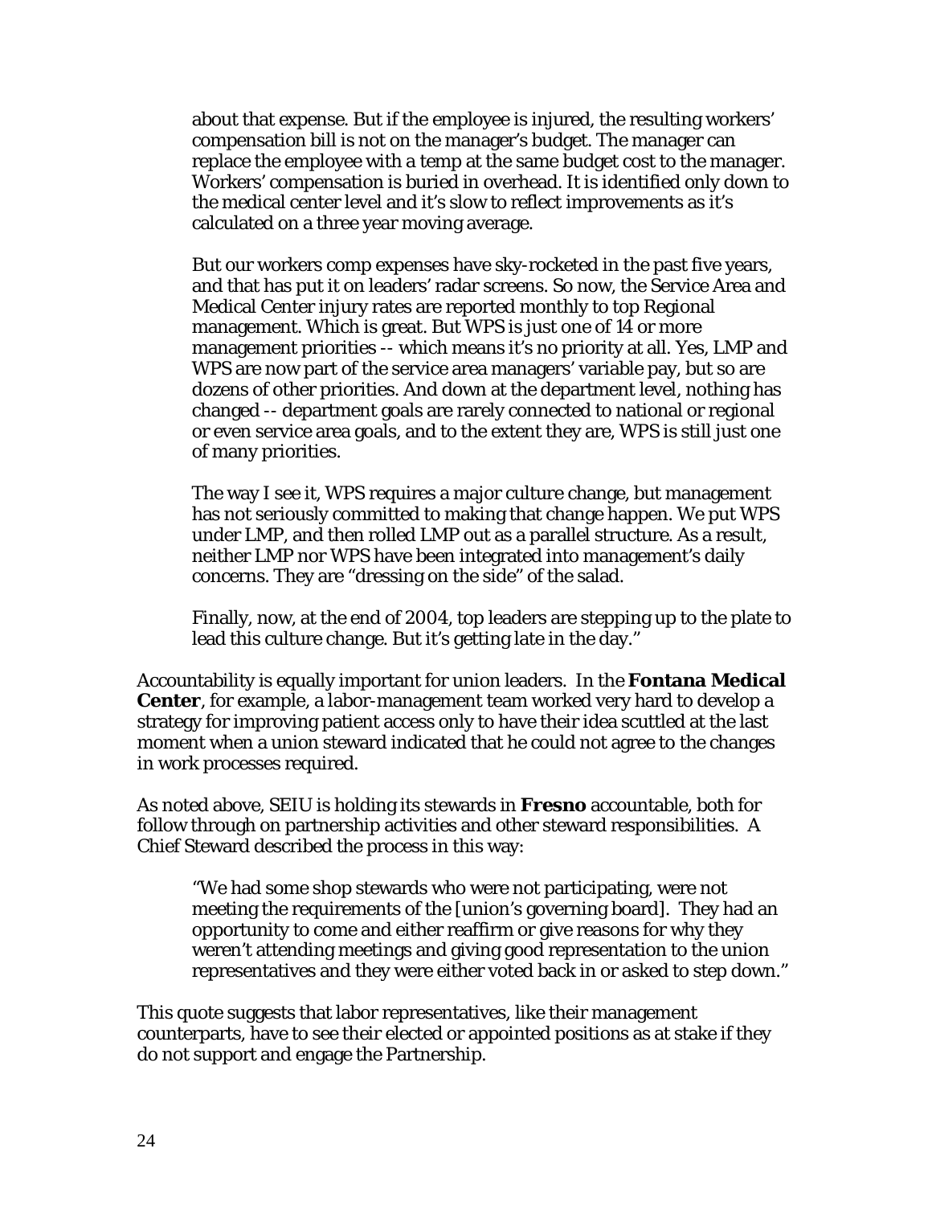> about that expense. But if the employee is injured, the resulting workers' compensation bill is not on the manager's budget. The manager can replace the employee with a temp at the same budget cost to the manager. Workers' compensation is buried in overhead. It is identified only down to the medical center level and it's slow to reflect improvements as it's calculated on a three year moving average.
>
> But our workers comp expenses have sky-rocketed in the past five years, and that has put it on leaders' radar screens. So now, the Service Area and Medical Center injury rates are reported monthly to top Regional management. Which is great. But WPS is just one of 14 or more management priorities -- which means it's no priority at all. Yes, LMP and WPS are now part of the service area managers' variable pay, but so are dozens of other priorities. And down at the department level, nothing has changed -- department goals are rarely connected to national or regional or even service area goals, and to the extent they are, WPS is still just one of many priorities.
>
> The way I see it, WPS requires a major culture change, but management has not seriously committed to making that change happen. We put WPS under LMP, and then rolled LMP out as a parallel structure. As a result, neither LMP nor WPS have been integrated into management's daily concerns. They are "dressing on the side" of the salad.
>
> Finally, now, at the end of 2004, top leaders are stepping up to the plate to lead this culture change. But it's getting late in the day."

Accountability is equally important for union leaders. In the **Fontana Medical Center**, for example, a labor-management team worked very hard to develop a strategy for improving patient access only to have their idea scuttled at the last moment when a union steward indicated that he could not agree to the changes in work processes required.

As noted above, SEIU is holding its stewards in **Fresno** accountable, both for follow through on partnership activities and other steward responsibilities. A Chief Steward described the process in this way:

> "We had some shop stewards who were not participating, were not meeting the requirements of the [union's governing board]. They had an opportunity to come and either reaffirm or give reasons for why they weren't attending meetings and giving good representation to the union representatives and they were either voted back in or asked to step down."

This quote suggests that labor representatives, like their management counterparts, have to see their elected or appointed positions as at stake if they do not support and engage the Partnership.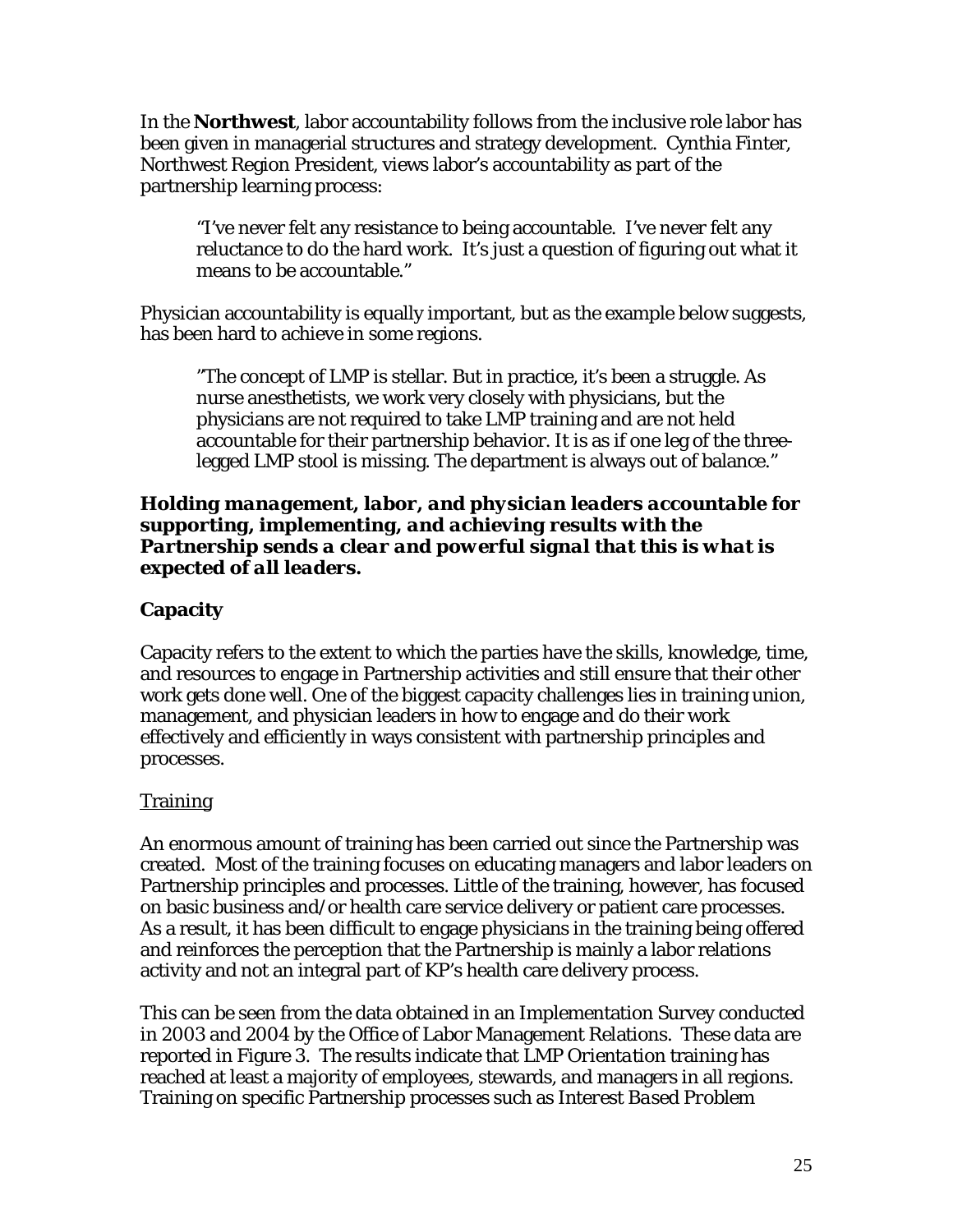In the **Northwest**, labor accountability follows from the inclusive role labor has been given in managerial structures and strategy development. Cynthia Finter, Northwest Region President, views labor's accountability as part of the partnership learning process:

> "I've never felt any resistance to being accountable. I've never felt any reluctance to do the hard work. It's just a question of figuring out what it means to be accountable."

Physician accountability is equally important, but as the example below suggests, has been hard to achieve in some regions.

> "The concept of LMP is stellar. But in practice, it's been a struggle. As nurse anesthetists, we work very closely with physicians, but the physicians are not required to take LMP training and are not held accountable for their partnership behavior. It is as if one leg of the three-legged LMP stool is missing. The department is always out of balance."

***Holding management, labor, and physician leaders accountable for supporting, implementing, and achieving results with the Partnership sends a clear and powerful signal that this is what is expected of all leaders.***

## Capacity

Capacity refers to the extent to which the parties have the skills, knowledge, time, and resources to engage in Partnership activities and still ensure that their other work gets done well. One of the biggest capacity challenges lies in training union, management, and physician leaders in how to engage and do their work effectively and efficiently in ways consistent with partnership principles and processes.

### Training

An enormous amount of training has been carried out since the Partnership was created. Most of the training focuses on educating managers and labor leaders on Partnership principles and processes. Little of the training, however, has focused on basic business and/or health care service delivery or patient care processes. As a result, it has been difficult to engage physicians in the training being offered and reinforces the perception that the Partnership is mainly a labor relations activity and not an integral part of KP's health care delivery process.

This can be seen from the data obtained in an Implementation Survey conducted in 2003 and 2004 by the Office of Labor Management Relations. These data are reported in Figure 3. The results indicate that *LMP Orientation* training has reached at least a majority of employees, stewards, and managers in all regions. Training on specific Partnership processes such as *Interest Based Problem*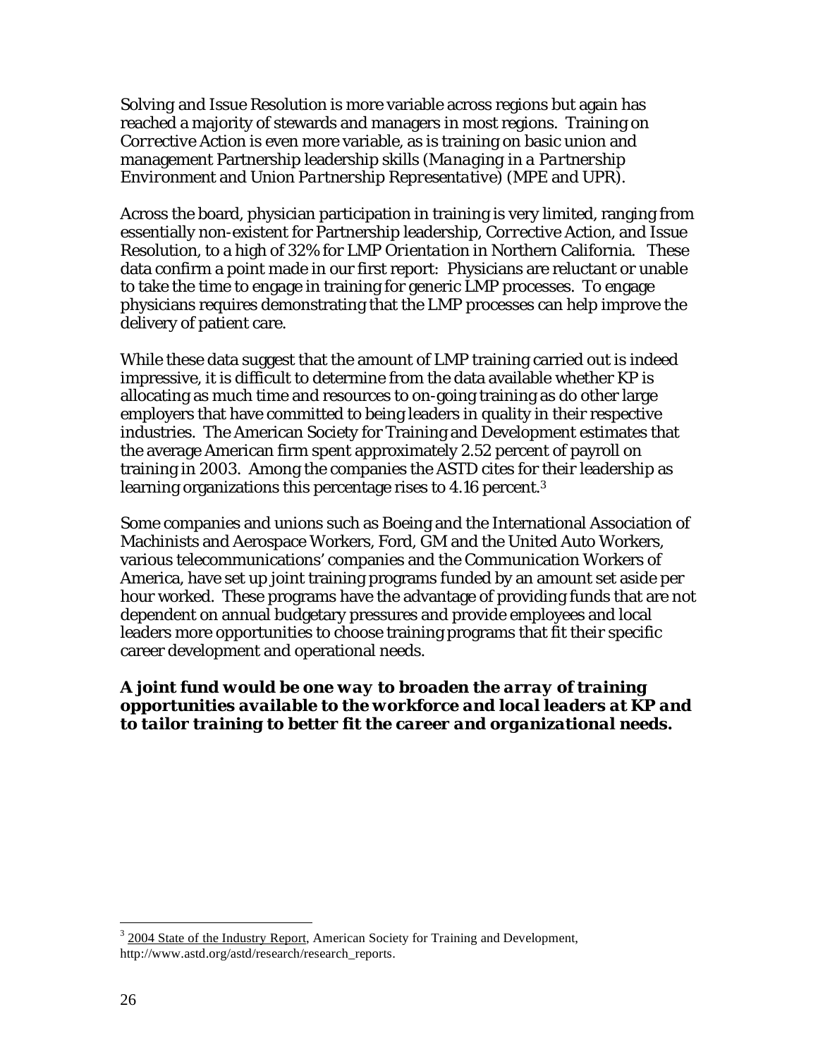Solving and Issue Resolution is more variable across regions but again has reached a majority of stewards and managers in most regions. Training on *Corrective Action* is even more variable, as is training on basic union and management Partnership leadership skills (*Managing in a Partnership Environment* and *Union Partnership Representative*) (MPE and UPR).

Across the board, physician participation in training is very limited, ranging from essentially non-existent for Partnership leadership, *Corrective Action*, and Issue Resolution, to a high of 32% for *LMP Orientation* in Northern California. These data confirm a point made in our first report: Physicians are reluctant or unable to take the time to engage in training for generic LMP processes. To engage physicians requires demonstrating that the LMP processes can help improve the delivery of patient care.

While these data suggest that the amount of LMP training carried out is indeed impressive, it is difficult to determine from the data available whether KP is allocating as much time and resources to on-going training as do other large employers that have committed to being leaders in quality in their respective industries. The American Society for Training and Development estimates that the average American firm spent approximately 2.52 percent of payroll on training in 2003. Among the companies the ASTD cites for their leadership as learning organizations this percentage rises to 4.16 percent.[3]

Some companies and unions such as Boeing and the International Association of Machinists and Aerospace Workers, Ford, GM and the United Auto Workers, various telecommunications' companies and the Communication Workers of America, have set up joint training programs funded by an amount set aside per hour worked. These programs have the advantage of providing funds that are not dependent on annual budgetary pressures and provide employees and local leaders more opportunities to choose training programs that fit their specific career development and operational needs.

***A joint fund would be one way to broaden the array of training opportunities available to the workforce and local leaders at KP and to tailor training to better fit the career and organizational needs.***

---

[3] 2004 State of the Industry Report, American Society for Training and Development, http://www.astd.org/astd/research/research_reports.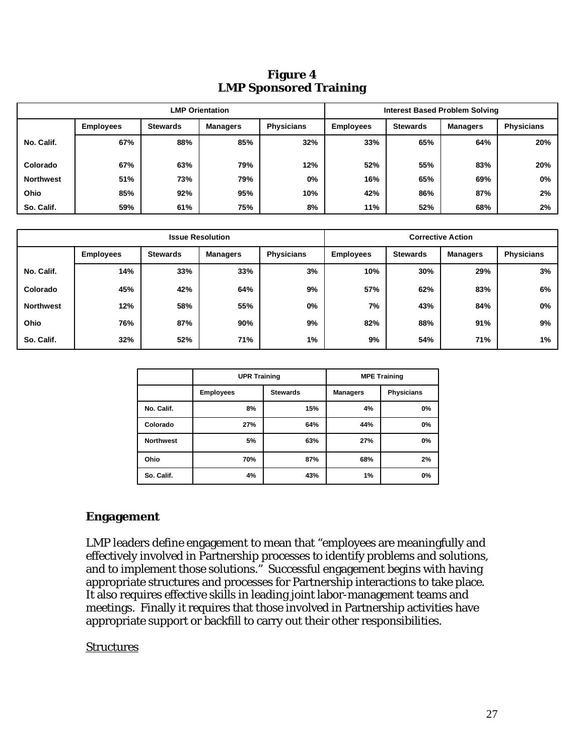**Figure 4**
**LMP Sponsored Training**

| | LMP Orientation | | | | Interest Based Problem Solving | | | |
|---|---|---|---|---|---|---|---|---|
| | Employees | Stewards | Managers | Physicians | Employees | Stewards | Managers | Physicians |
| No. Calif. | 67% | 88% | 85% | 32% | 33% | 65% | 64% | 20% |
| Colorado | 67% | 63% | 79% | 12% | 52% | 55% | 83% | 20% |
| Northwest | 51% | 73% | 79% | 0% | 16% | 65% | 69% | 0% |
| Ohio | 85% | 92% | 95% | 10% | 42% | 86% | 87% | 2% |
| So. Calif. | 59% | 61% | 75% | 8% | 11% | 52% | 68% | 2% |

| | Issue Resolution | | | | Corrective Action | | | |
|---|---|---|---|---|---|---|---|---|
| | Employees | Stewards | Managers | Physicians | Employees | Stewards | Managers | Physicians |
| No. Calif. | 14% | 33% | 33% | 3% | 10% | 30% | 29% | 3% |
| Colorado | 45% | 42% | 64% | 9% | 57% | 62% | 83% | 6% |
| Northwest | 12% | 58% | 55% | 0% | 7% | 43% | 84% | 0% |
| Ohio | 76% | 87% | 90% | 9% | 82% | 88% | 91% | 9% |
| So. Calif. | 32% | 52% | 71% | 1% | 9% | 54% | 71% | 1% |

| | UPR Training | | MPE Training | |
|---|---|---|---|---|
| | Employees | Stewards | Managers | Physicians |
| No. Calif. | 8% | 15% | 4% | 0% |
| Colorado | 27% | 64% | 44% | 0% |
| Northwest | 5% | 63% | 27% | 0% |
| Ohio | 70% | 87% | 68% | 2% |
| So. Calif. | 4% | 43% | 1% | 0% |

## Engagement

LMP leaders define engagement to mean that "employees are meaningfully and effectively involved in Partnership processes to identify problems and solutions, and to implement those solutions." Successful engagement begins with having appropriate structures and processes for Partnership interactions to take place. It also requires effective skills in leading joint labor-management teams and meetings. Finally it requires that those involved in Partnership activities have appropriate support or backfill to carry out their other responsibilities.

<u>Structures</u>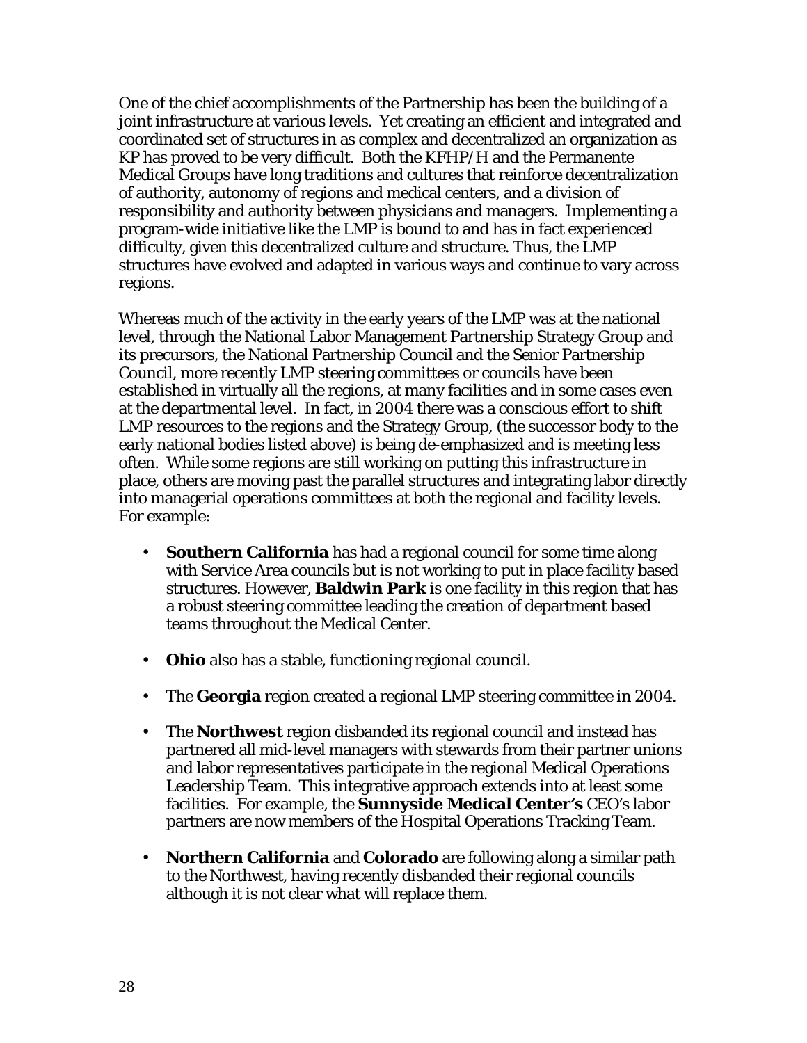One of the chief accomplishments of the Partnership has been the building of a joint infrastructure at various levels. Yet creating an efficient and integrated and coordinated set of structures in as complex and decentralized an organization as KP has proved to be very difficult. Both the KFHP/H and the Permanente Medical Groups have long traditions and cultures that reinforce decentralization of authority, autonomy of regions and medical centers, and a division of responsibility and authority between physicians and managers. Implementing a program-wide initiative like the LMP is bound to and has in fact experienced difficulty, given this decentralized culture and structure. Thus, the LMP structures have evolved and adapted in various ways and continue to vary across regions.

Whereas much of the activity in the early years of the LMP was at the national level, through the National Labor Management Partnership Strategy Group and its precursors, the National Partnership Council and the Senior Partnership Council, more recently LMP steering committees or councils have been established in virtually all the regions, at many facilities and in some cases even at the departmental level. In fact, in 2004 there was a conscious effort to shift LMP resources to the regions and the Strategy Group, (the successor body to the early national bodies listed above) is being de-emphasized and is meeting less often. While some regions are still working on putting this infrastructure in place, others are moving past the parallel structures and integrating labor directly into managerial operations committees at both the regional and facility levels. For example:

- **Southern California** has had a regional council for some time along with Service Area councils but is not working to put in place facility based structures. However, **Baldwin Park** is one facility in this region that has a robust steering committee leading the creation of department based teams throughout the Medical Center.
- **Ohio** also has a stable, functioning regional council.
- The **Georgia** region created a regional LMP steering committee in 2004.
- The **Northwest** region disbanded its regional council and instead has partnered all mid-level managers with stewards from their partner unions and labor representatives participate in the regional Medical Operations Leadership Team. This integrative approach extends into at least some facilities. For example, the **Sunnyside Medical Center's** CEO's labor partners are now members of the Hospital Operations Tracking Team.
- **Northern California** and **Colorado** are following along a similar path to the Northwest, having recently disbanded their regional councils although it is not clear what will replace them.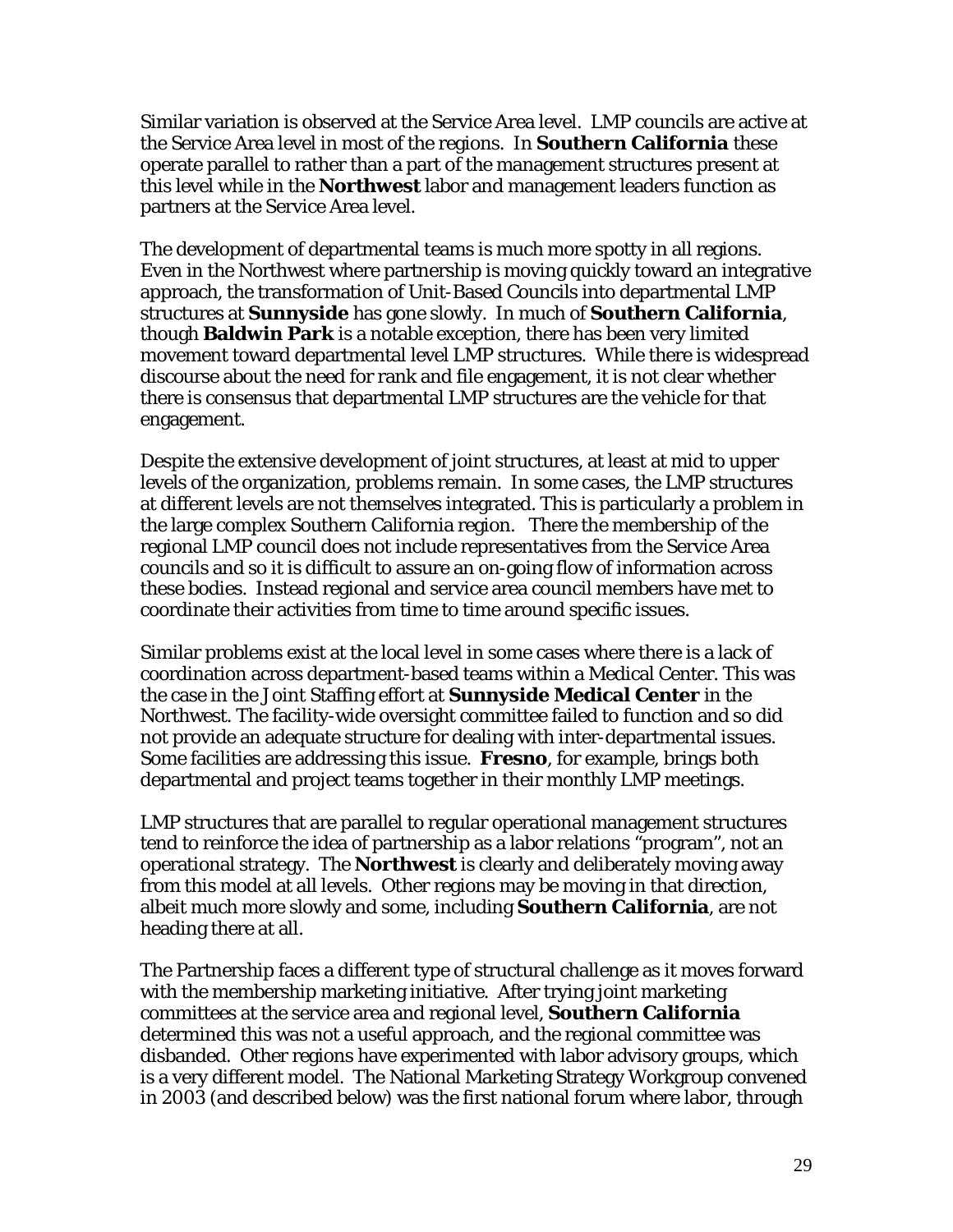Similar variation is observed at the Service Area level. LMP councils are active at the Service Area level in most of the regions. In **Southern California** these operate parallel to rather than a part of the management structures present at this level while in the **Northwest** labor and management leaders function as partners at the Service Area level.

The development of departmental teams is much more spotty in all regions. Even in the Northwest where partnership is moving quickly toward an integrative approach, the transformation of Unit-Based Councils into departmental LMP structures at **Sunnyside** has gone slowly. In much of **Southern California**, though **Baldwin Park** is a notable exception, there has been very limited movement toward departmental level LMP structures. While there is widespread discourse about the need for rank and file engagement, it is not clear whether there is consensus that departmental LMP structures are the vehicle for that engagement.

Despite the extensive development of joint structures, at least at mid to upper levels of the organization, problems remain. In some cases, the LMP structures at different levels are not themselves integrated. This is particularly a problem in the large complex Southern California region. There the membership of the regional LMP council does not include representatives from the Service Area councils and so it is difficult to assure an on-going flow of information across these bodies. Instead regional and service area council members have met to coordinate their activities from time to time around specific issues.

Similar problems exist at the local level in some cases where there is a lack of coordination across department-based teams within a Medical Center. This was the case in the Joint Staffing effort at **Sunnyside Medical Center** in the Northwest. The facility-wide oversight committee failed to function and so did not provide an adequate structure for dealing with inter-departmental issues. Some facilities are addressing this issue. **Fresno**, for example, brings both departmental and project teams together in their monthly LMP meetings.

LMP structures that are parallel to regular operational management structures tend to reinforce the idea of partnership as a labor relations "program", not an operational strategy. The **Northwest** is clearly and deliberately moving away from this model at all levels. Other regions may be moving in that direction, albeit much more slowly and some, including **Southern California**, are not heading there at all.

The Partnership faces a different type of structural challenge as it moves forward with the membership marketing initiative. After trying joint marketing committees at the service area and regional level, **Southern California** determined this was not a useful approach, and the regional committee was disbanded. Other regions have experimented with labor advisory groups, which is a very different model. The National Marketing Strategy Workgroup convened in 2003 (and described below) was the first national forum where labor, through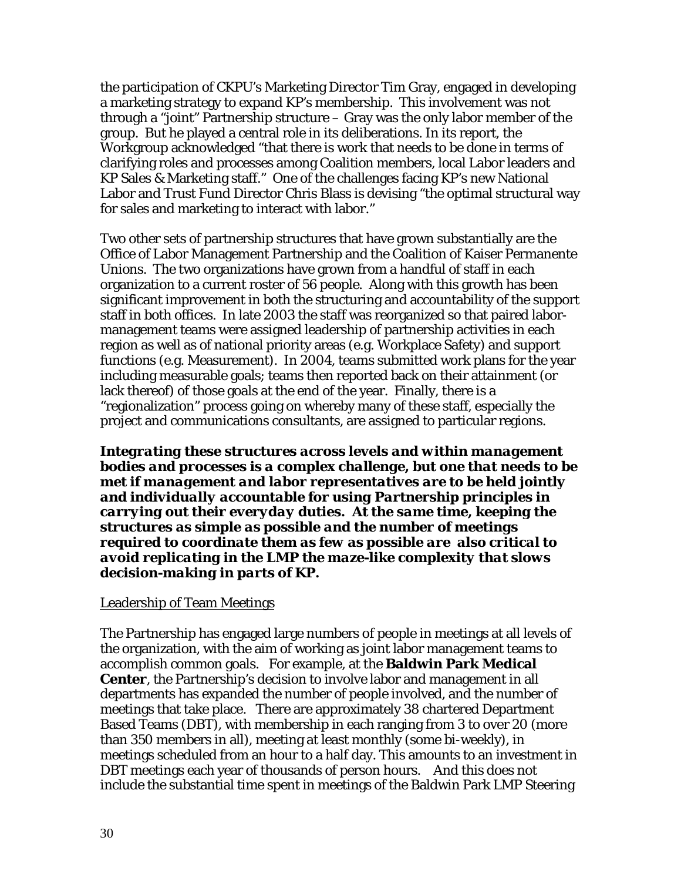the participation of CKPU's Marketing Director Tim Gray, engaged in developing a marketing strategy to expand KP's membership. This involvement was not through a "joint" Partnership structure – Gray was the only labor member of the group. But he played a central role in its deliberations. In its report, the Workgroup acknowledged "that there is work that needs to be done in terms of clarifying roles and processes among Coalition members, local Labor leaders and KP Sales & Marketing staff." One of the challenges facing KP's new National Labor and Trust Fund Director Chris Blass is devising "the optimal structural way for sales and marketing to interact with labor."

Two other sets of partnership structures that have grown substantially are the Office of Labor Management Partnership and the Coalition of Kaiser Permanente Unions. The two organizations have grown from a handful of staff in each organization to a current roster of 56 people. Along with this growth has been significant improvement in both the structuring and accountability of the support staff in both offices. In late 2003 the staff was reorganized so that paired labor-management teams were assigned leadership of partnership activities in each region as well as of national priority areas (e.g. Workplace Safety) and support functions (e.g. Measurement). In 2004, teams submitted work plans for the year including measurable goals; teams then reported back on their attainment (or lack thereof) of those goals at the end of the year. Finally, there is a "regionalization" process going on whereby many of these staff, especially the project and communications consultants, are assigned to particular regions.

***Integrating these structures across levels and within management bodies and processes is a complex challenge, but one that needs to be met if management and labor representatives are to be held jointly and individually accountable for using Partnership principles in carrying out their everyday duties. At the same time, keeping the structures as simple as possible and the number of meetings required to coordinate them as few as possible are also critical to avoid replicating in the LMP the maze-like complexity that slows decision-making in parts of KP.***

<u>Leadership of Team Meetings</u>

The Partnership has engaged large numbers of people in meetings at all levels of the organization, with the aim of working as joint labor management teams to accomplish common goals. For example, at the **Baldwin Park Medical Center**, the Partnership's decision to involve labor and management in all departments has expanded the number of people involved, and the number of meetings that take place. There are approximately 38 chartered Department Based Teams (DBT), with membership in each ranging from 3 to over 20 (more than 350 members in all), meeting at least monthly (some bi-weekly), in meetings scheduled from an hour to a half day. This amounts to an investment in DBT meetings each year of thousands of person hours. And this does not include the substantial time spent in meetings of the Baldwin Park LMP Steering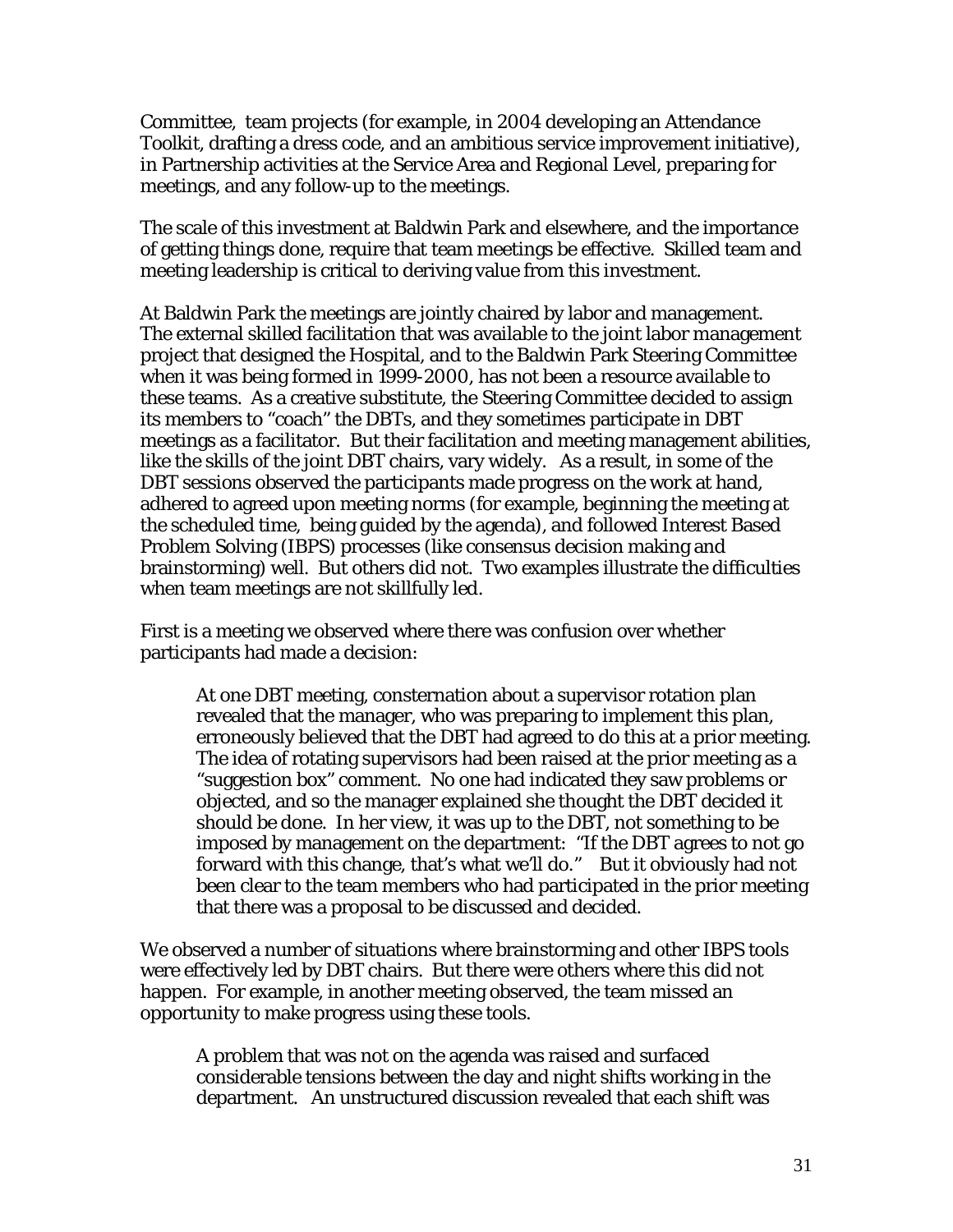Committee, team projects (for example, in 2004 developing an Attendance Toolkit, drafting a dress code, and an ambitious service improvement initiative), in Partnership activities at the Service Area and Regional Level, preparing for meetings, and any follow-up to the meetings.

The scale of this investment at Baldwin Park and elsewhere, and the importance of getting things done, require that team meetings be effective. Skilled team and meeting leadership is critical to deriving value from this investment.

At Baldwin Park the meetings are jointly chaired by labor and management. The external skilled facilitation that was available to the joint labor management project that designed the Hospital, and to the Baldwin Park Steering Committee when it was being formed in 1999-2000, has not been a resource available to these teams. As a creative substitute, the Steering Committee decided to assign its members to "coach" the DBTs, and they sometimes participate in DBT meetings as a facilitator. But their facilitation and meeting management abilities, like the skills of the joint DBT chairs, vary widely. As a result, in some of the DBT sessions observed the participants made progress on the work at hand, adhered to agreed upon meeting norms (for example, beginning the meeting at the scheduled time, being guided by the agenda), and followed Interest Based Problem Solving (IBPS) processes (like consensus decision making and brainstorming) well. But others did not. Two examples illustrate the difficulties when team meetings are not skillfully led.

First is a meeting we observed where there was confusion over whether participants had made a decision:

> At one DBT meeting, consternation about a supervisor rotation plan revealed that the manager, who was preparing to implement this plan, erroneously believed that the DBT had agreed to do this at a prior meeting. The idea of rotating supervisors had been raised at the prior meeting as a "suggestion box" comment. No one had indicated they saw problems or objected, and so the manager explained she thought the DBT decided it should be done. In her view, it was up to the DBT, not something to be imposed by management on the department: "If the DBT agrees to not go forward with this change, that's what we'll do." But it obviously had not been clear to the team members who had participated in the prior meeting that there was a proposal to be discussed and decided.

We observed a number of situations where brainstorming and other IBPS tools were effectively led by DBT chairs. But there were others where this did not happen. For example, in another meeting observed, the team missed an opportunity to make progress using these tools.

> A problem that was not on the agenda was raised and surfaced considerable tensions between the day and night shifts working in the department. An unstructured discussion revealed that each shift was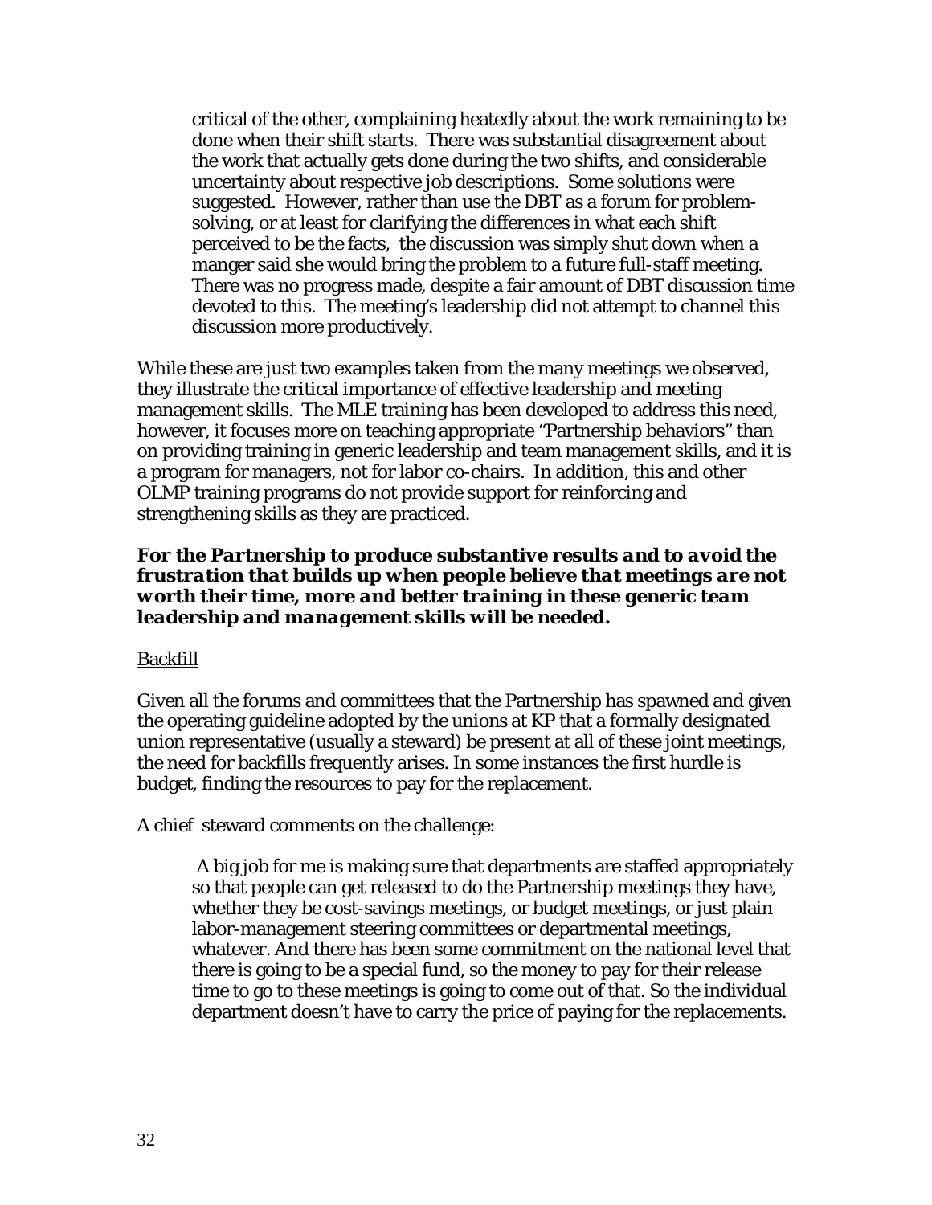> critical of the other, complaining heatedly about the work remaining to be done when their shift starts. There was substantial disagreement about the work that actually gets done during the two shifts, and considerable uncertainty about respective job descriptions. Some solutions were suggested. However, rather than use the DBT as a forum for problem-solving, or at least for clarifying the differences in what each shift perceived to be the facts, the discussion was simply shut down when a manger said she would bring the problem to a future full-staff meeting. There was no progress made, despite a fair amount of DBT discussion time devoted to this. The meeting's leadership did not attempt to channel this discussion more productively.

While these are just two examples taken from the many meetings we observed, they illustrate the critical importance of effective leadership and meeting management skills. The MLE training has been developed to address this need, however, it focuses more on teaching appropriate "Partnership behaviors" than on providing training in generic leadership and team management skills, and it is a program for managers, not for labor co-chairs. In addition, this and other OLMP training programs do not provide support for reinforcing and strengthening skills as they are practiced.

***For the Partnership to produce substantive results and to avoid the frustration that builds up when people believe that meetings are not worth their time, more and better training in these generic team leadership and management skills will be needed.***

<u>Backfill</u>

Given all the forums and committees that the Partnership has spawned and given the operating guideline adopted by the unions at KP that a formally designated union representative (usually a steward) be present at all of these joint meetings, the need for backfills frequently arises. In some instances the first hurdle is budget, finding the resources to pay for the replacement.

A chief steward comments on the challenge:

> A big job for me is making sure that departments are staffed appropriately so that people can get released to do the Partnership meetings they have, whether they be cost-savings meetings, or budget meetings, or just plain labor-management steering committees or departmental meetings, whatever. And there has been some commitment on the national level that there is going to be a special fund, so the money to pay for their release time to go to these meetings is going to come out of that. So the individual department doesn't have to carry the price of paying for the replacements.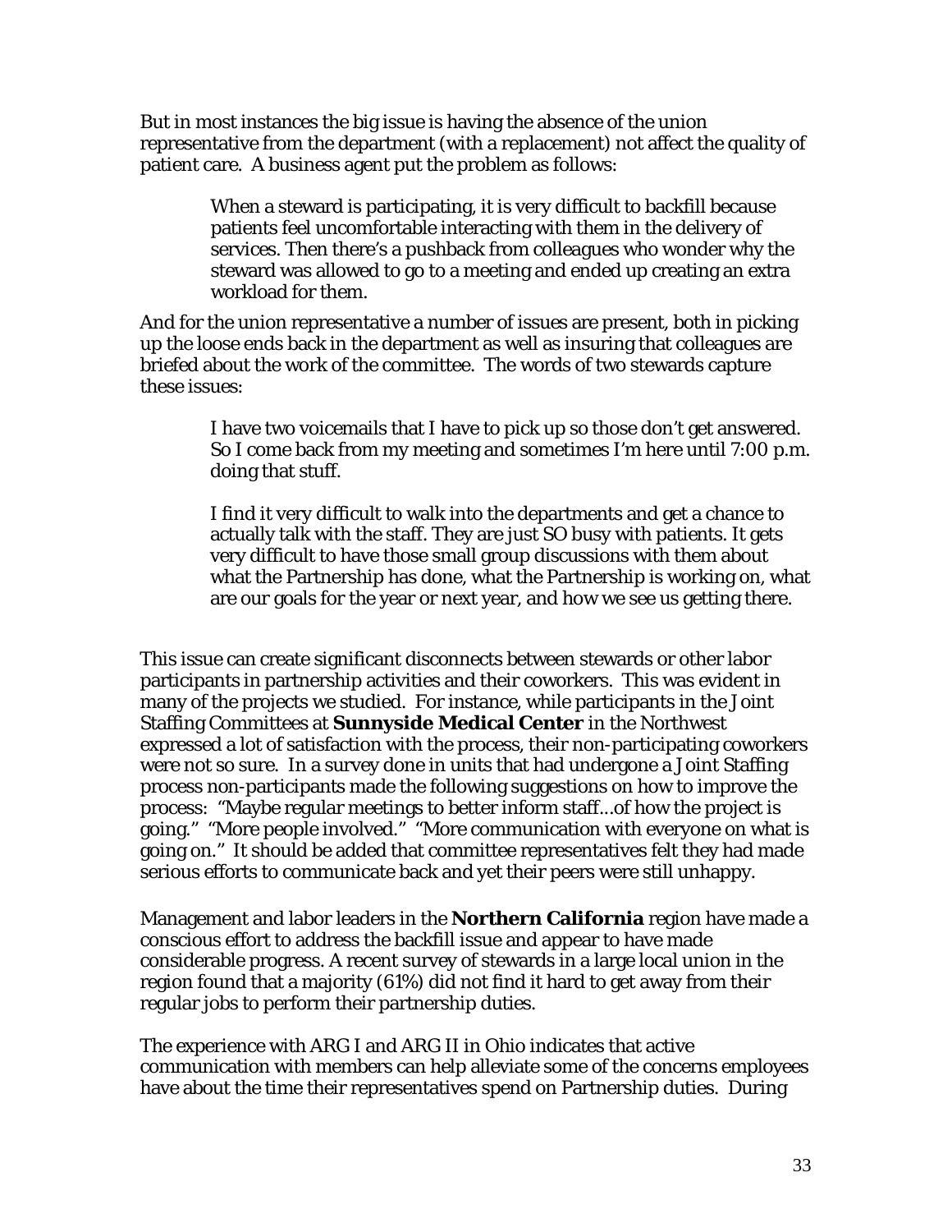But in most instances the big issue is having the absence of the union representative from the department (with a replacement) not affect the quality of patient care. A business agent put the problem as follows:

> When a steward is participating, it is very difficult to backfill because patients feel uncomfortable interacting with them in the delivery of services. Then there's a pushback from colleagues who wonder why the steward was allowed to go to a meeting and ended up creating an extra workload for them.

And for the union representative a number of issues are present, both in picking up the loose ends back in the department as well as insuring that colleagues are briefed about the work of the committee. The words of two stewards capture these issues:

> I have two voicemails that I have to pick up so those don't get answered. So I come back from my meeting and sometimes I'm here until 7:00 p.m. doing that stuff.
>
> I find it very difficult to walk into the departments and get a chance to actually talk with the staff. They are just SO busy with patients. It gets very difficult to have those small group discussions with them about what the Partnership has done, what the Partnership is working on, what are our goals for the year or next year, and how we see us getting there.

This issue can create significant disconnects between stewards or other labor participants in partnership activities and their coworkers. This was evident in many of the projects we studied. For instance, while participants in the Joint Staffing Committees at **Sunnyside Medical Center** in the Northwest expressed a lot of satisfaction with the process, their non-participating coworkers were not so sure. In a survey done in units that had undergone a Joint Staffing process non-participants made the following suggestions on how to improve the process: "Maybe regular meetings to better inform staff...of how the project is going." "More people involved." "More communication with everyone on what is going on." It should be added that committee representatives felt they had made serious efforts to communicate back and yet their peers were still unhappy.

Management and labor leaders in the **Northern California** region have made a conscious effort to address the backfill issue and appear to have made considerable progress. A recent survey of stewards in a large local union in the region found that a majority (61%) did not find it hard to get away from their regular jobs to perform their partnership duties.

The experience with ARG I and ARG II in Ohio indicates that active communication with members can help alleviate some of the concerns employees have about the time their representatives spend on Partnership duties. During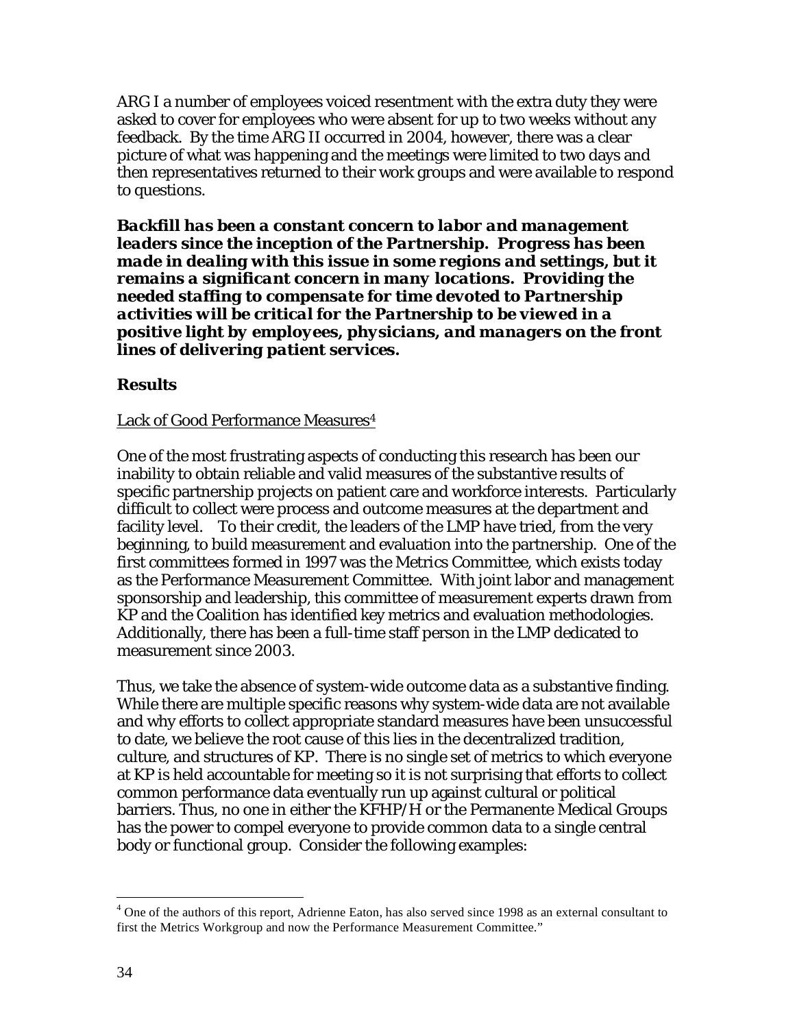ARG I a number of employees voiced resentment with the extra duty they were asked to cover for employees who were absent for up to two weeks without any feedback. By the time ARG II occurred in 2004, however, there was a clear picture of what was happening and the meetings were limited to two days and then representatives returned to their work groups and were available to respond to questions.

***Backfill has been a constant concern to labor and management leaders since the inception of the Partnership. Progress has been made in dealing with this issue in some regions and settings, but it remains a significant concern in many locations. Providing the needed staffing to compensate for time devoted to Partnership activities will be critical for the Partnership to be viewed in a positive light by employees, physicians, and managers on the front lines of delivering patient services.***

### Results

<u>Lack of Good Performance Measures</u>[4]

One of the most frustrating aspects of conducting this research has been our inability to obtain reliable and valid measures of the substantive results of specific partnership projects on patient care and workforce interests. Particularly difficult to collect were process and outcome measures at the department and facility level. To their credit, the leaders of the LMP have tried, from the very beginning, to build measurement and evaluation into the partnership. One of the first committees formed in 1997 was the Metrics Committee, which exists today as the Performance Measurement Committee. With joint labor and management sponsorship and leadership, this committee of measurement experts drawn from KP and the Coalition has identified key metrics and evaluation methodologies. Additionally, there has been a full-time staff person in the LMP dedicated to measurement since 2003.

Thus, we take the absence of system-wide outcome data as a substantive finding. While there are multiple specific reasons why system-wide data are not available and why efforts to collect appropriate standard measures have been unsuccessful to date, we believe the root cause of this lies in the decentralized tradition, culture, and structures of KP. There is no single set of metrics to which everyone at KP is held accountable for meeting so it is not surprising that efforts to collect common performance data eventually run up against cultural or political barriers. Thus, no one in either the KFHP/H or the Permanente Medical Groups has the power to compel everyone to provide common data to a single central body or functional group. Consider the following examples:

---

[4] One of the authors of this report, Adrienne Eaton, has also served since 1998 as an external consultant to first the Metrics Workgroup and now the Performance Measurement Committee."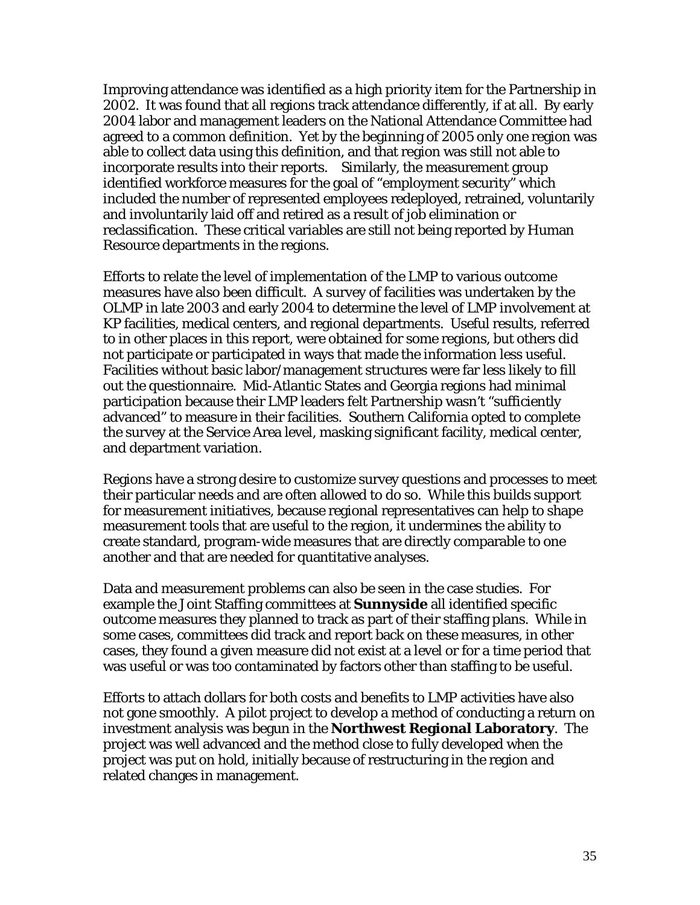Improving attendance was identified as a high priority item for the Partnership in 2002. It was found that all regions track attendance differently, if at all. By early 2004 labor and management leaders on the National Attendance Committee had agreed to a common definition. Yet by the beginning of 2005 only one region was able to collect data using this definition, and that region was still not able to incorporate results into their reports. Similarly, the measurement group identified workforce measures for the goal of "employment security" which included the number of represented employees redeployed, retrained, voluntarily and involuntarily laid off and retired as a result of job elimination or reclassification. These critical variables are still not being reported by Human Resource departments in the regions.

Efforts to relate the level of implementation of the LMP to various outcome measures have also been difficult. A survey of facilities was undertaken by the OLMP in late 2003 and early 2004 to determine the level of LMP involvement at KP facilities, medical centers, and regional departments. Useful results, referred to in other places in this report, were obtained for some regions, but others did not participate or participated in ways that made the information less useful. Facilities without basic labor/management structures were far less likely to fill out the questionnaire. Mid-Atlantic States and Georgia regions had minimal participation because their LMP leaders felt Partnership wasn't "sufficiently advanced" to measure in their facilities. Southern California opted to complete the survey at the Service Area level, masking significant facility, medical center, and department variation.

Regions have a strong desire to customize survey questions and processes to meet their particular needs and are often allowed to do so. While this builds support for measurement initiatives, because regional representatives can help to shape measurement tools that are useful to the region, it undermines the ability to create standard, program-wide measures that are directly comparable to one another and that are needed for quantitative analyses.

Data and measurement problems can also be seen in the case studies. For example the Joint Staffing committees at **Sunnyside** all identified specific outcome measures they planned to track as part of their staffing plans. While in some cases, committees did track and report back on these measures, in other cases, they found a given measure did not exist at a level or for a time period that was useful or was too contaminated by factors other than staffing to be useful.

Efforts to attach dollars for both costs and benefits to LMP activities have also not gone smoothly. A pilot project to develop a method of conducting a return on investment analysis was begun in the **Northwest Regional Laboratory**. The project was well advanced and the method close to fully developed when the project was put on hold, initially because of restructuring in the region and related changes in management.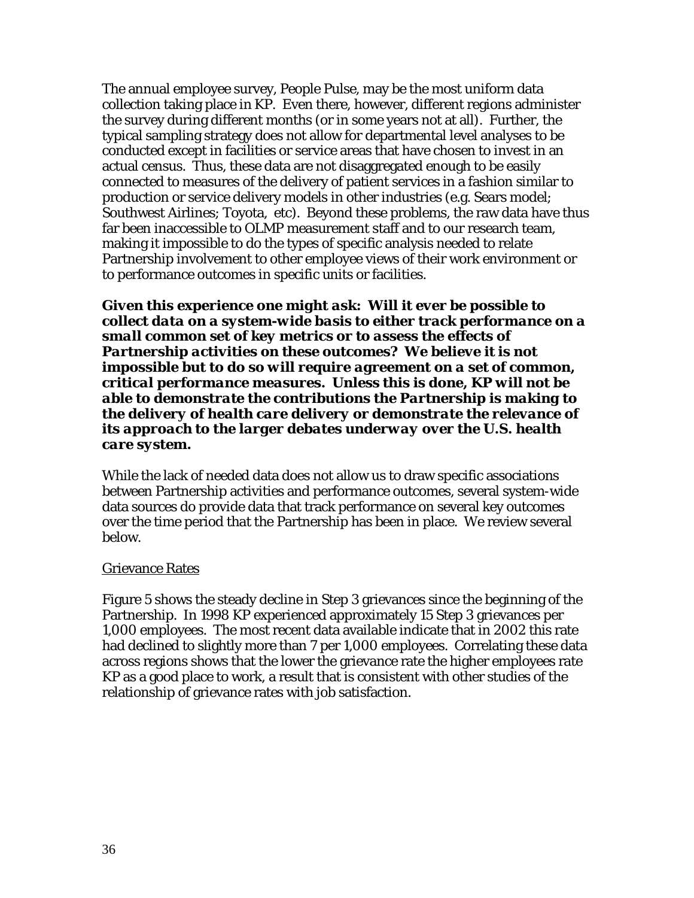The annual employee survey, People Pulse, may be the most uniform data collection taking place in KP. Even there, however, different regions administer the survey during different months (or in some years not at all). Further, the typical sampling strategy does not allow for departmental level analyses to be conducted except in facilities or service areas that have chosen to invest in an actual census. Thus, these data are not disaggregated enough to be easily connected to measures of the delivery of patient services in a fashion similar to production or service delivery models in other industries (e.g. Sears model; Southwest Airlines; Toyota, etc). Beyond these problems, the raw data have thus far been inaccessible to OLMP measurement staff and to our research team, making it impossible to do the types of specific analysis needed to relate Partnership involvement to other employee views of their work environment or to performance outcomes in specific units or facilities.

***Given this experience one might ask: Will it ever be possible to collect data on a system-wide basis to either track performance on a small common set of key metrics or to assess the effects of Partnership activities on these outcomes? We believe it is not impossible but to do so will require agreement on a set of common, critical performance measures. Unless this is done, KP will not be able to demonstrate the contributions the Partnership is making to the delivery of health care delivery or demonstrate the relevance of its approach to the larger debates underway over the U.S. health care system.***

While the lack of needed data does not allow us to draw specific associations between Partnership activities and performance outcomes, several system-wide data sources do provide data that track performance on several key outcomes over the time period that the Partnership has been in place. We review several below.

<u>Grievance Rates</u>

Figure 5 shows the steady decline in Step 3 grievances since the beginning of the Partnership. In 1998 KP experienced approximately 15 Step 3 grievances per 1,000 employees. The most recent data available indicate that in 2002 this rate had declined to slightly more than 7 per 1,000 employees. Correlating these data across regions shows that the lower the grievance rate the higher employees rate KP as a good place to work, a result that is consistent with other studies of the relationship of grievance rates with job satisfaction.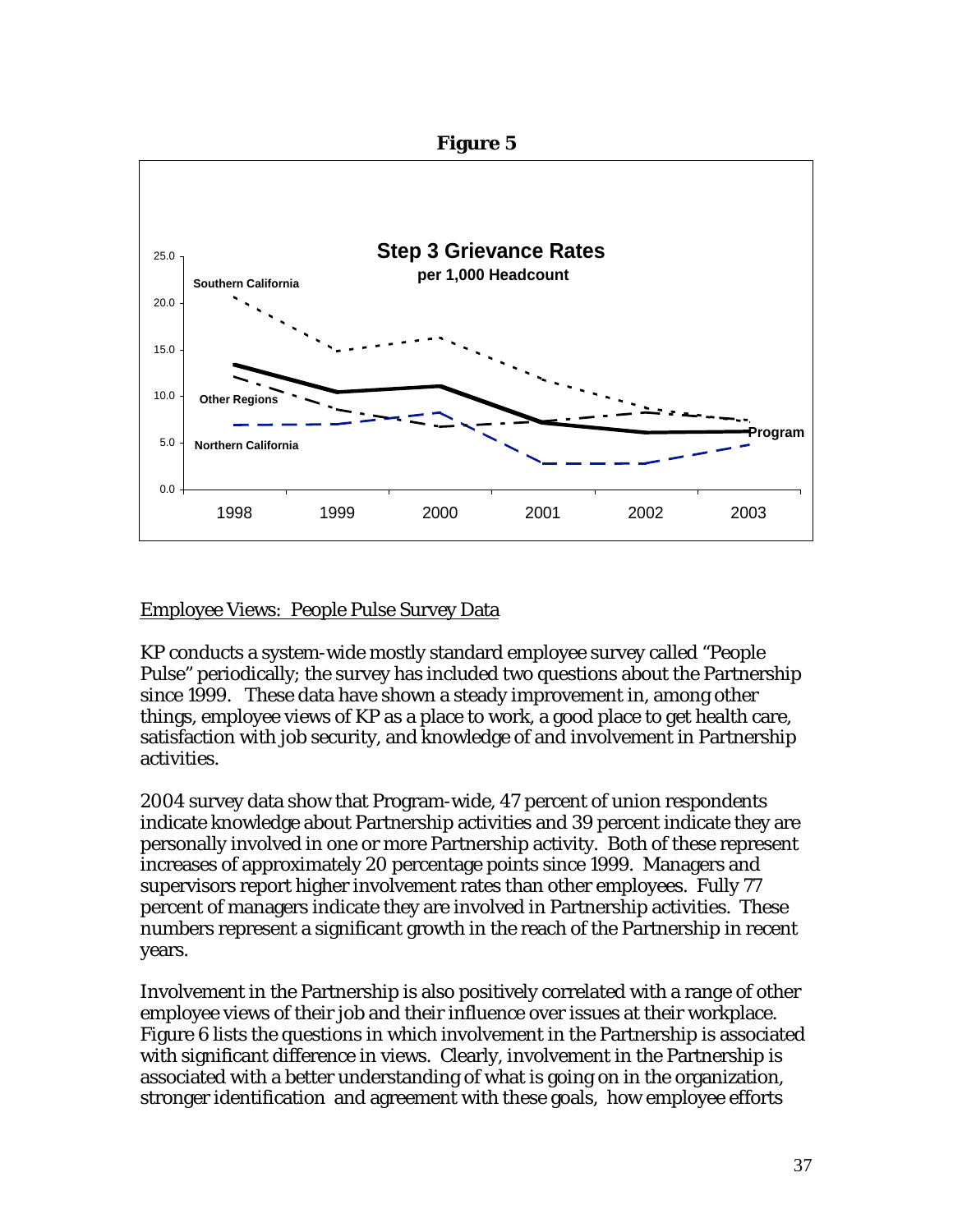***Figure 5***

**Step 3 Grievance Rates**
**per 1,000 Headcount**

Southern California
Other Regions
Northern California
Program

Employee Views: People Pulse Survey Data

KP conducts a system-wide mostly standard employee survey called "People Pulse" periodically; the survey has included two questions about the Partnership since 1999. These data have shown a steady improvement in, among other things, employee views of KP as a place to work, a good place to get health care, satisfaction with job security, and knowledge of and involvement in Partnership activities.

2004 survey data show that Program-wide, 47 percent of union respondents indicate knowledge about Partnership activities and 39 percent indicate they are personally involved in one or more Partnership activity. Both of these represent increases of approximately 20 percentage points since 1999. Managers and supervisors report higher involvement rates than other employees. Fully 77 percent of managers indicate they are involved in Partnership activities. These numbers represent a significant growth in the reach of the Partnership in recent years.

Involvement in the Partnership is also positively correlated with a range of other employee views of their job and their influence over issues at their workplace. Figure 6 lists the questions in which involvement in the Partnership is associated with significant difference in views. Clearly, involvement in the Partnership is associated with a better understanding of what is going on in the organization, stronger identification and agreement with these goals, how employee efforts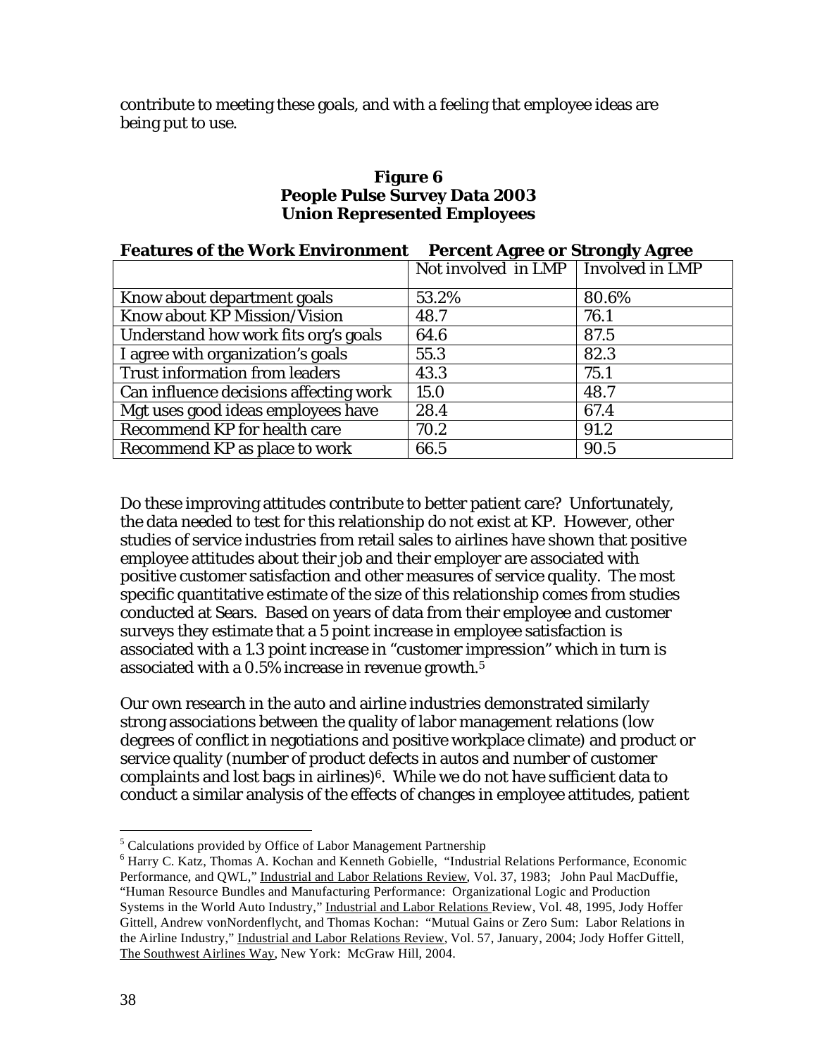contribute to meeting these goals, and with a feeling that employee ideas are being put to use.

**Figure 6**
**People Pulse Survey Data 2003**
**Union Represented Employees**

| **Features of the Work Environment** | **Percent Agree or Strongly Agree** | |
|---|---|---|
| | Not involved in LMP | Involved in LMP |
| Know about department goals | 53.2% | 80.6% |
| Know about KP Mission/Vision | 48.7 | 76.1 |
| Understand how work fits org's goals | 64.6 | 87.5 |
| I agree with organization's goals | 55.3 | 82.3 |
| Trust information from leaders | 43.3 | 75.1 |
| Can influence decisions affecting work | 15.0 | 48.7 |
| Mgt uses good ideas employees have | 28.4 | 67.4 |
| Recommend KP for health care | 70.2 | 91.2 |
| Recommend KP as place to work | 66.5 | 90.5 |

Do these improving attitudes contribute to better patient care? Unfortunately, the data needed to test for this relationship do not exist at KP. However, other studies of service industries from retail sales to airlines have shown that positive employee attitudes about their job and their employer are associated with positive customer satisfaction and other measures of service quality. The most specific quantitative estimate of the size of this relationship comes from studies conducted at Sears. Based on years of data from their employee and customer surveys they estimate that a 5 point increase in employee satisfaction is associated with a 1.3 point increase in "customer impression" which in turn is associated with a 0.5% increase in revenue growth.[5]

Our own research in the auto and airline industries demonstrated similarly strong associations between the quality of labor management relations (low degrees of conflict in negotiations and positive workplace climate) and product or service quality (number of product defects in autos and number of customer complaints and lost bags in airlines)[6]. While we do not have sufficient data to conduct a similar analysis of the effects of changes in employee attitudes, patient

---

[5] Calculations provided by Office of Labor Management Partnership

[6] Harry C. Katz, Thomas A. Kochan and Kenneth Gobielle, "Industrial Relations Performance, Economic Performance, and QWL," Industrial and Labor Relations Review, Vol. 37, 1983; John Paul MacDuffie, "Human Resource Bundles and Manufacturing Performance: Organizational Logic and Production Systems in the World Auto Industry," Industrial and Labor Relations Review, Vol. 48, 1995, Jody Hoffer Gittell, Andrew vonNordenflycht, and Thomas Kochan: "Mutual Gains or Zero Sum: Labor Relations in the Airline Industry," Industrial and Labor Relations Review, Vol. 57, January, 2004; Jody Hoffer Gittell, The Southwest Airlines Way, New York: McGraw Hill, 2004.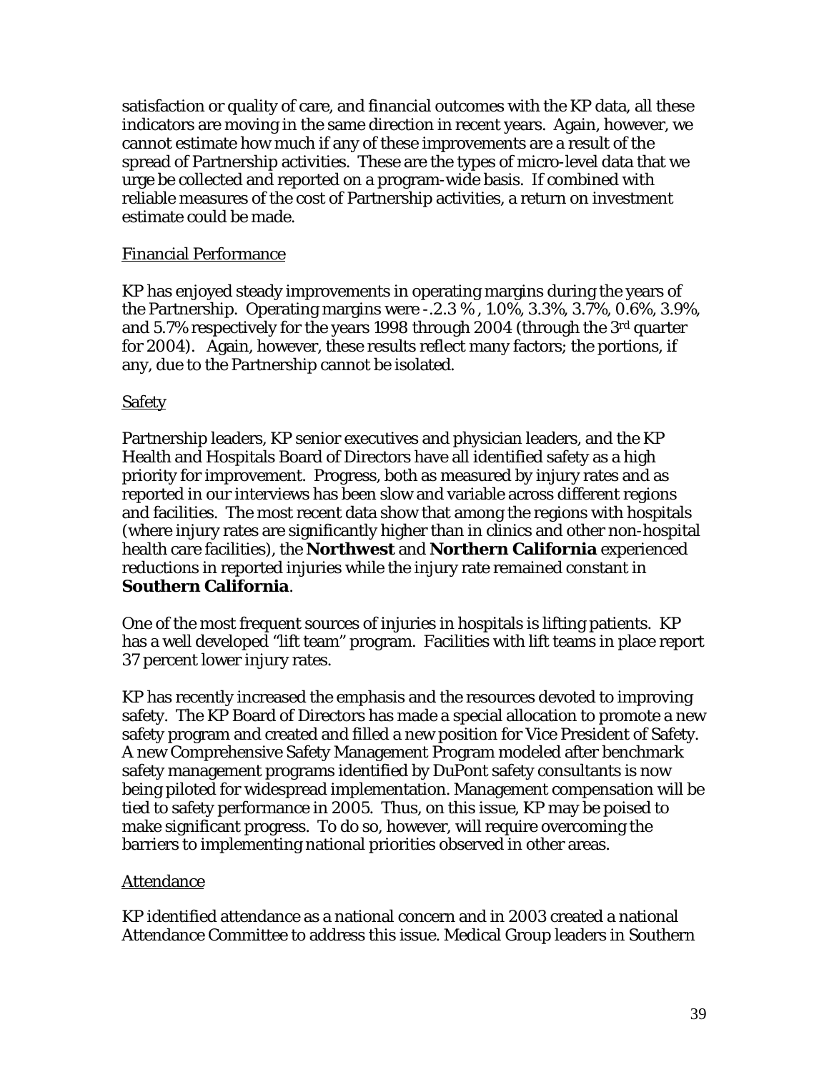satisfaction or quality of care, and financial outcomes with the KP data, all these indicators are moving in the same direction in recent years. Again, however, we cannot estimate how much if any of these improvements are a result of the spread of Partnership activities. These are the types of micro-level data that we urge be collected and reported on a program-wide basis. If combined with reliable measures of the cost of Partnership activities, a return on investment estimate could be made.

Financial Performance

KP has enjoyed steady improvements in operating margins during the years of the Partnership. Operating margins were -.2.3 % , 1.0%, 3.3%, 3.7%, 0.6%, 3.9%, and 5.7% respectively for the years 1998 through 2004 (through the 3rd quarter for 2004). Again, however, these results reflect many factors; the portions, if any, due to the Partnership cannot be isolated.

Safety

Partnership leaders, KP senior executives and physician leaders, and the KP Health and Hospitals Board of Directors have all identified safety as a high priority for improvement. Progress, both as measured by injury rates and as reported in our interviews has been slow and variable across different regions and facilities. The most recent data show that among the regions with hospitals (where injury rates are significantly higher than in clinics and other non-hospital health care facilities), the **Northwest** and **Northern California** experienced reductions in reported injuries while the injury rate remained constant in **Southern California**.

One of the most frequent sources of injuries in hospitals is lifting patients. KP has a well developed "lift team" program. Facilities with lift teams in place report 37 percent lower injury rates.

KP has recently increased the emphasis and the resources devoted to improving safety. The KP Board of Directors has made a special allocation to promote a new safety program and created and filled a new position for Vice President of Safety. A new Comprehensive Safety Management Program modeled after benchmark safety management programs identified by DuPont safety consultants is now being piloted for widespread implementation. Management compensation will be tied to safety performance in 2005. Thus, on this issue, KP may be poised to make significant progress. To do so, however, will require overcoming the barriers to implementing national priorities observed in other areas.

Attendance

KP identified attendance as a national concern and in 2003 created a national Attendance Committee to address this issue. Medical Group leaders in Southern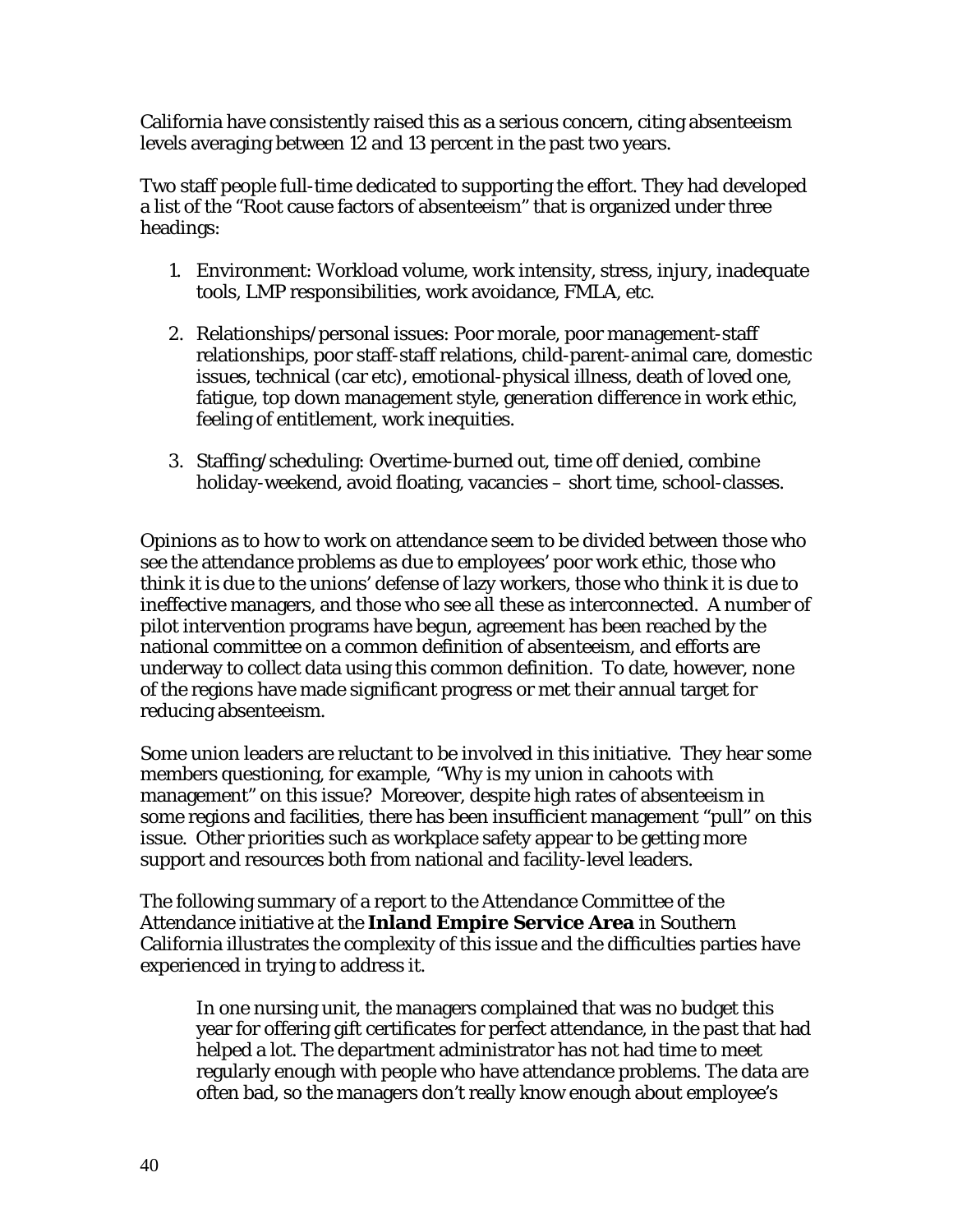California have consistently raised this as a serious concern, citing absenteeism levels averaging between 12 and 13 percent in the past two years.

Two staff people full-time dedicated to supporting the effort. They had developed a list of the "Root cause factors of absenteeism" that is organized under three headings:

1. Environment: Workload volume, work intensity, stress, injury, inadequate tools, LMP responsibilities, work avoidance, FMLA, etc.

2. Relationships/personal issues: Poor morale, poor management-staff relationships, poor staff-staff relations, child-parent-animal care, domestic issues, technical (car etc), emotional-physical illness, death of loved one, fatigue, top down management style, generation difference in work ethic, feeling of entitlement, work inequities.

3. Staffing/scheduling: Overtime-burned out, time off denied, combine holiday-weekend, avoid floating, vacancies – short time, school-classes.

Opinions as to how to work on attendance seem to be divided between those who see the attendance problems as due to employees' poor work ethic, those who think it is due to the unions' defense of lazy workers, those who think it is due to ineffective managers, and those who see all these as interconnected. A number of pilot intervention programs have begun, agreement has been reached by the national committee on a common definition of absenteeism, and efforts are underway to collect data using this common definition. To date, however, none of the regions have made significant progress or met their annual target for reducing absenteeism.

Some union leaders are reluctant to be involved in this initiative. They hear some members questioning, for example, "Why is my union in cahoots with management" on this issue? Moreover, despite high rates of absenteeism in some regions and facilities, there has been insufficient management "pull" on this issue. Other priorities such as workplace safety appear to be getting more support and resources both from national and facility-level leaders.

The following summary of a report to the Attendance Committee of the Attendance initiative at the **Inland Empire Service Area** in Southern California illustrates the complexity of this issue and the difficulties parties have experienced in trying to address it.

> In one nursing unit, the managers complained that was no budget this year for offering gift certificates for perfect attendance, in the past that had helped a lot. The department administrator has not had time to meet regularly enough with people who have attendance problems. The data are often bad, so the managers don't really know enough about employee's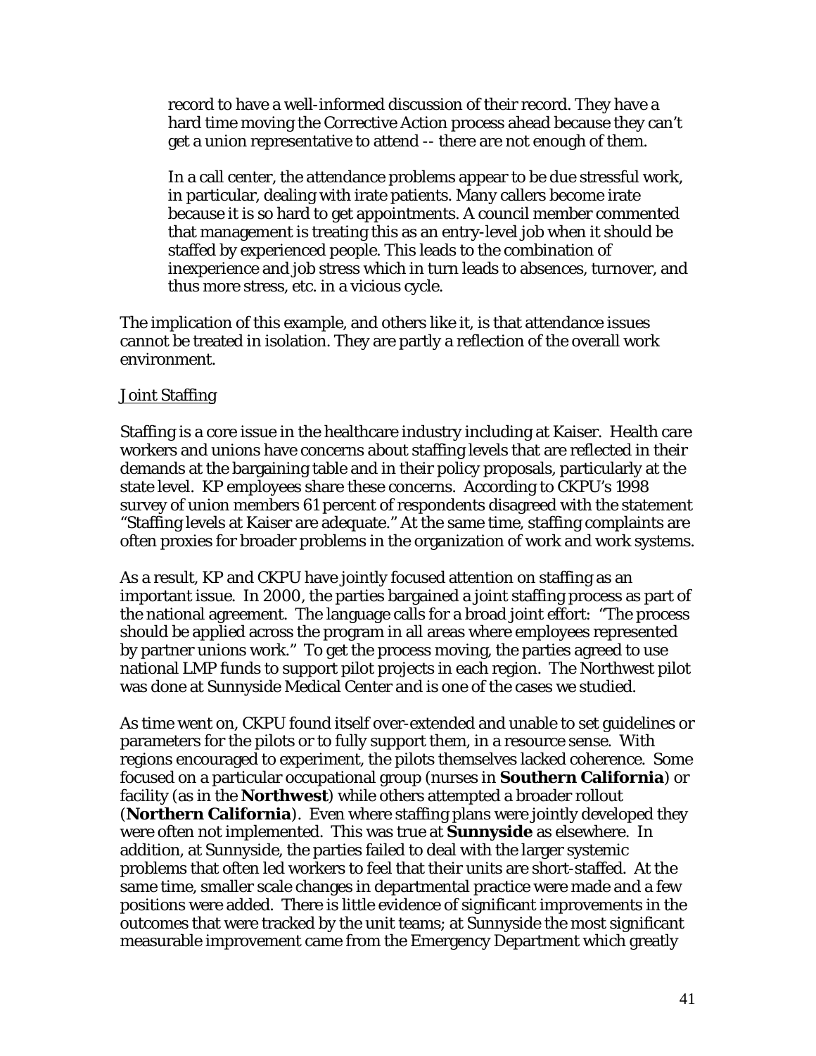> record to have a well-informed discussion of their record. They have a hard time moving the Corrective Action process ahead because they can't get a union representative to attend -- there are not enough of them.
>
> In a call center, the attendance problems appear to be due stressful work, in particular, dealing with irate patients. Many callers become irate because it is so hard to get appointments. A council member commented that management is treating this as an entry-level job when it should be staffed by experienced people. This leads to the combination of inexperience and job stress which in turn leads to absences, turnover, and thus more stress, etc. in a vicious cycle.

The implication of this example, and others like it, is that attendance issues cannot be treated in isolation. They are partly a reflection of the overall work environment.

<u>Joint Staffing</u>

Staffing is a core issue in the healthcare industry including at Kaiser. Health care workers and unions have concerns about staffing levels that are reflected in their demands at the bargaining table and in their policy proposals, particularly at the state level. KP employees share these concerns. According to CKPU's 1998 survey of union members 61 percent of respondents disagreed with the statement "Staffing levels at Kaiser are adequate." At the same time, staffing complaints are often proxies for broader problems in the organization of work and work systems.

As a result, KP and CKPU have jointly focused attention on staffing as an important issue. In 2000, the parties bargained a joint staffing process as part of the national agreement. The language calls for a broad joint effort: "The process should be applied across the program in all areas where employees represented by partner unions work." To get the process moving, the parties agreed to use national LMP funds to support pilot projects in each region. The Northwest pilot was done at Sunnyside Medical Center and is one of the cases we studied.

As time went on, CKPU found itself over-extended and unable to set guidelines or parameters for the pilots or to fully support them, in a resource sense. With regions encouraged to experiment, the pilots themselves lacked coherence. Some focused on a particular occupational group (nurses in **Southern California**) or facility (as in the **Northwest**) while others attempted a broader rollout (**Northern California**). Even where staffing plans were jointly developed they were often not implemented. This was true at **Sunnyside** as elsewhere. In addition, at Sunnyside, the parties failed to deal with the larger systemic problems that often led workers to feel that their units are short-staffed. At the same time, smaller scale changes in departmental practice were made and a few positions were added. There is little evidence of significant improvements in the outcomes that were tracked by the unit teams; at Sunnyside the most significant measurable improvement came from the Emergency Department which greatly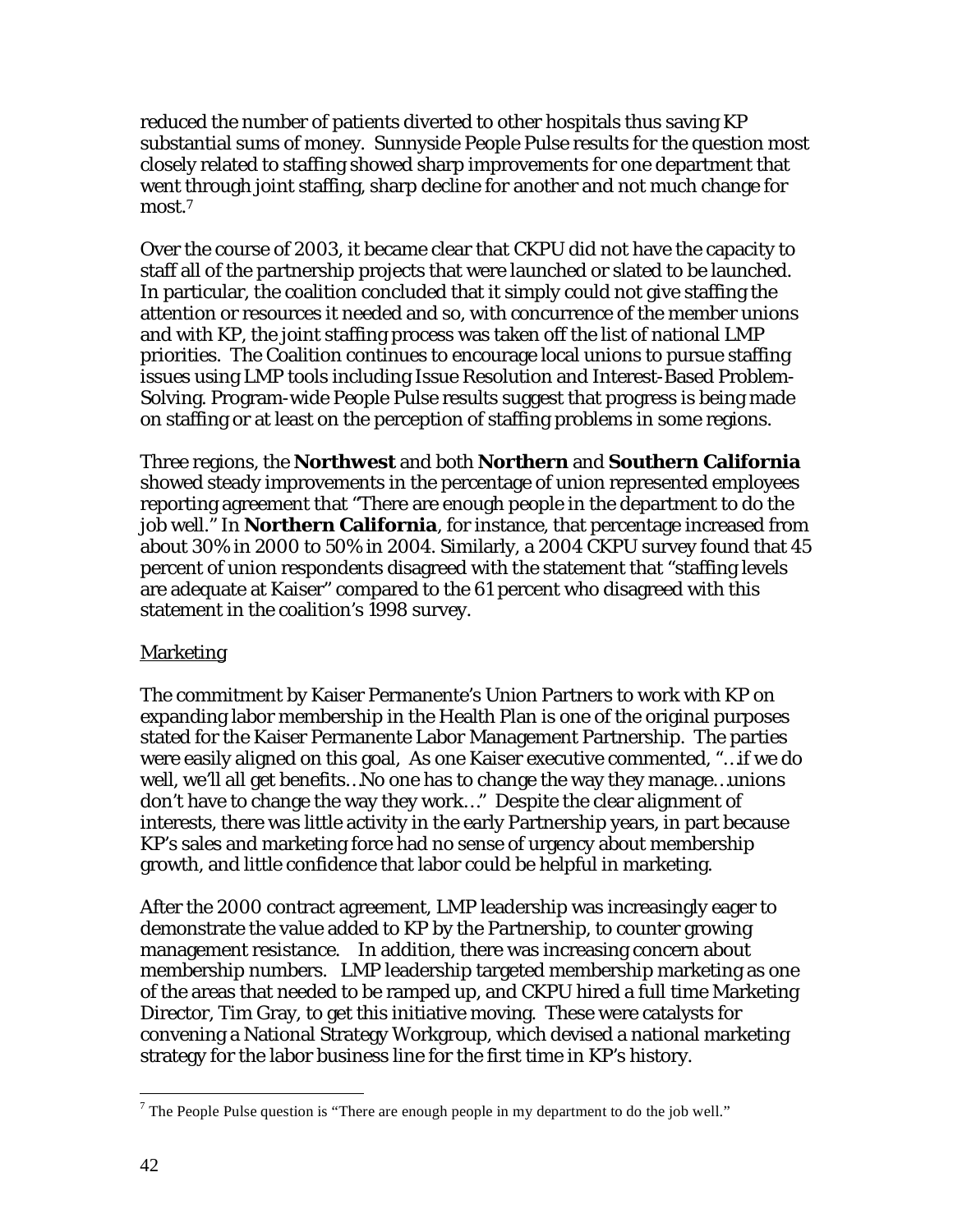reduced the number of patients diverted to other hospitals thus saving KP substantial sums of money. Sunnyside People Pulse results for the question most closely related to staffing showed sharp improvements for one department that went through joint staffing, sharp decline for another and not much change for most.[7]

Over the course of 2003, it became clear that CKPU did not have the capacity to staff all of the partnership projects that were launched or slated to be launched. In particular, the coalition concluded that it simply could not give staffing the attention or resources it needed and so, with concurrence of the member unions and with KP, the joint staffing process was taken off the list of national LMP priorities. The Coalition continues to encourage local unions to pursue staffing issues using LMP tools including Issue Resolution and Interest-Based Problem-Solving. Program-wide People Pulse results suggest that progress is being made on staffing or at least on the perception of staffing problems in some regions.

Three regions, the **Northwest** and both **Northern** and **Southern California** showed steady improvements in the percentage of union represented employees reporting agreement that "There are enough people in the department to do the job well." In **Northern California**, for instance, that percentage increased from about 30% in 2000 to 50% in 2004. Similarly, a 2004 CKPU survey found that 45 percent of union respondents disagreed with the statement that "staffing levels are adequate at Kaiser" compared to the 61 percent who disagreed with this statement in the coalition's 1998 survey.

Marketing

The commitment by Kaiser Permanente's Union Partners to work with KP on expanding labor membership in the Health Plan is one of the original purposes stated for the Kaiser Permanente Labor Management Partnership. The parties were easily aligned on this goal, As one Kaiser executive commented, "…if we do well, we'll all get benefits…No one has to change the way they manage…unions don't have to change the way they work…" Despite the clear alignment of interests, there was little activity in the early Partnership years, in part because KP's sales and marketing force had no sense of urgency about membership growth, and little confidence that labor could be helpful in marketing.

After the 2000 contract agreement, LMP leadership was increasingly eager to demonstrate the value added to KP by the Partnership, to counter growing management resistance. In addition, there was increasing concern about membership numbers. LMP leadership targeted membership marketing as one of the areas that needed to be ramped up, and CKPU hired a full time Marketing Director, Tim Gray, to get this initiative moving. These were catalysts for convening a National Strategy Workgroup, which devised a national marketing strategy for the labor business line for the first time in KP's history.

[7] The People Pulse question is "There are enough people in my department to do the job well."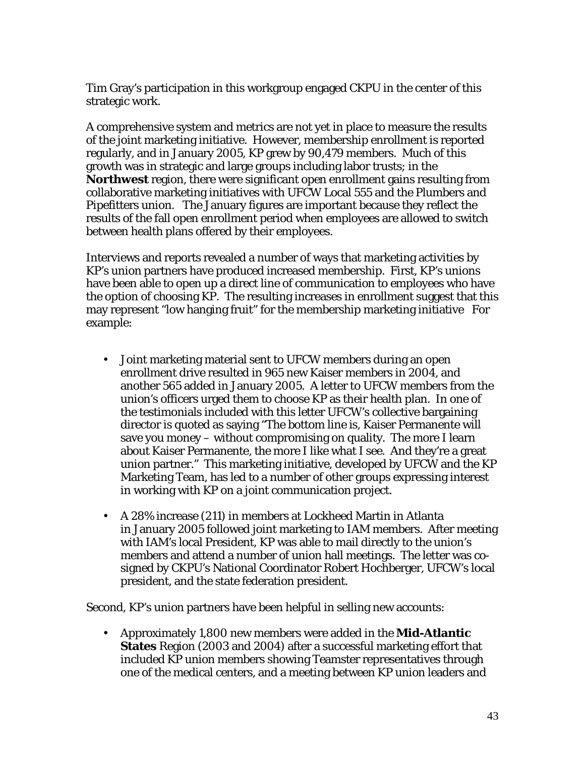Tim Gray's participation in this workgroup engaged CKPU in the center of this strategic work.

A comprehensive system and metrics are not yet in place to measure the results of the joint marketing initiative. However, membership enrollment is reported regularly, and in January 2005, KP grew by 90,479 members. Much of this growth was in strategic and large groups including labor trusts; in the **Northwest** region, there were significant open enrollment gains resulting from collaborative marketing initiatives with UFCW Local 555 and the Plumbers and Pipefitters union. The January figures are important because they reflect the results of the fall open enrollment period when employees are allowed to switch between health plans offered by their employees.

Interviews and reports revealed a number of ways that marketing activities by KP's union partners have produced increased membership. First, KP's unions have been able to open up a direct line of communication to employees who have the option of choosing KP. The resulting increases in enrollment suggest that this may represent "low hanging fruit" for the membership marketing initiative For example:

- Joint marketing material sent to UFCW members during an open enrollment drive resulted in 965 new Kaiser members in 2004, and another 565 added in January 2005. A letter to UFCW members from the union's officers urged them to choose KP as their health plan. In one of the testimonials included with this letter UFCW's collective bargaining director is quoted as saying "The bottom line is, Kaiser Permanente will save you money – without compromising on quality. The more I learn about Kaiser Permanente, the more I like what I see. And they're a great union partner." This marketing initiative, developed by UFCW and the KP Marketing Team, has led to a number of other groups expressing interest in working with KP on a joint communication project.

- A 28% increase (211) in members at Lockheed Martin in Atlanta in January 2005 followed joint marketing to IAM members. After meeting with IAM's local President, KP was able to mail directly to the union's members and attend a number of union hall meetings. The letter was co-signed by CKPU's National Coordinator Robert Hochberger, UFCW's local president, and the state federation president.

Second, KP's union partners have been helpful in selling new accounts:

- Approximately 1,800 new members were added in the **Mid-Atlantic States** Region (2003 and 2004) after a successful marketing effort that included KP union members showing Teamster representatives through one of the medical centers, and a meeting between KP union leaders and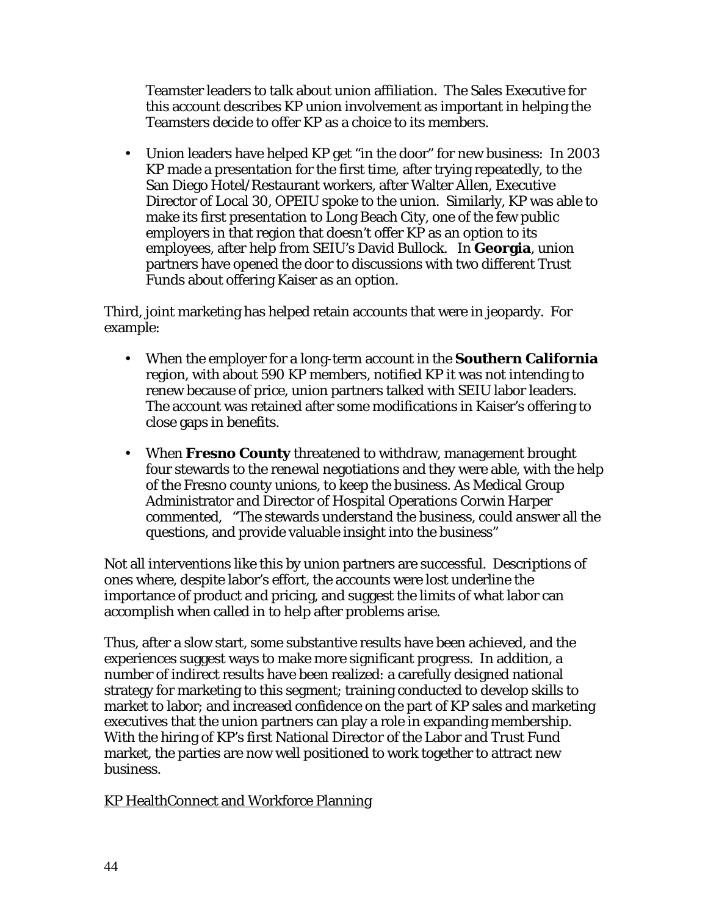Teamster leaders to talk about union affiliation. The Sales Executive for this account describes KP union involvement as important in helping the Teamsters decide to offer KP as a choice to its members.

- Union leaders have helped KP get "in the door" for new business: In 2003 KP made a presentation for the first time, after trying repeatedly, to the San Diego Hotel/Restaurant workers, after Walter Allen, Executive Director of Local 30, OPEIU spoke to the union. Similarly, KP was able to make its first presentation to Long Beach City, one of the few public employers in that region that doesn't offer KP as an option to its employees, after help from SEIU's David Bullock. In **Georgia**, union partners have opened the door to discussions with two different Trust Funds about offering Kaiser as an option.

Third, joint marketing has helped retain accounts that were in jeopardy. For example:

- When the employer for a long-term account in the **Southern California** region, with about 590 KP members, notified KP it was not intending to renew because of price, union partners talked with SEIU labor leaders. The account was retained after some modifications in Kaiser's offering to close gaps in benefits.

- When **Fresno County** threatened to withdraw, management brought four stewards to the renewal negotiations and they were able, with the help of the Fresno county unions, to keep the business. As Medical Group Administrator and Director of Hospital Operations Corwin Harper commented, "The stewards understand the business, could answer all the questions, and provide valuable insight into the business"

Not all interventions like this by union partners are successful. Descriptions of ones where, despite labor's effort, the accounts were lost underline the importance of product and pricing, and suggest the limits of what labor can accomplish when called in to help after problems arise.

Thus, after a slow start, some substantive results have been achieved, and the experiences suggest ways to make more significant progress. In addition, a number of indirect results have been realized: a carefully designed national strategy for marketing to this segment; training conducted to develop skills to market to labor; and increased confidence on the part of KP sales and marketing executives that the union partners can play a role in expanding membership. With the hiring of KP's first National Director of the Labor and Trust Fund market, the parties are now well positioned to work together to attract new business.

<u>KP HealthConnect and Workforce Planning</u>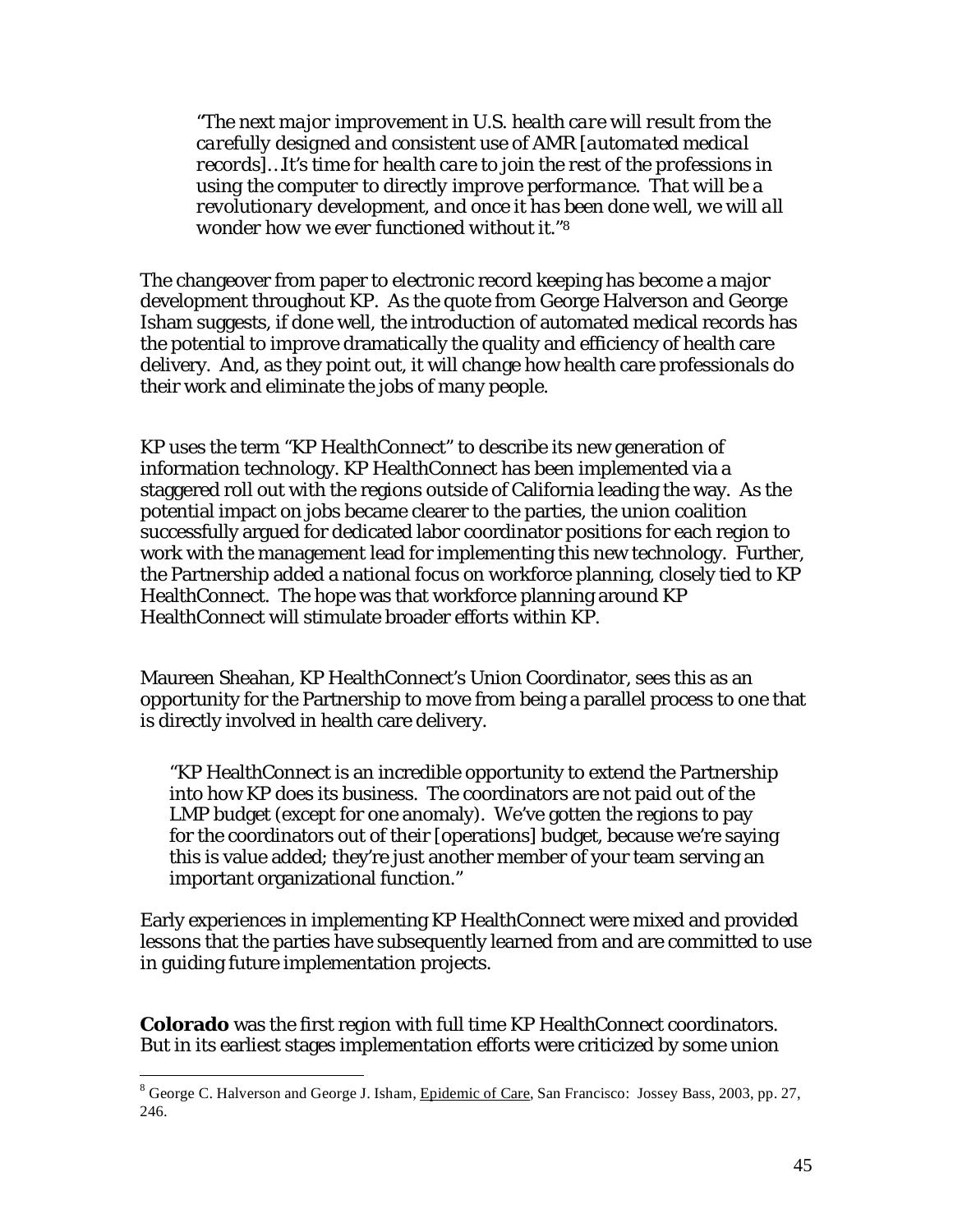> *"The next major improvement in U.S. health care will result from the carefully designed and consistent use of AMR [automated medical records]…It's time for health care to join the rest of the professions in using the computer to directly improve performance. That will be a revolutionary development, and once it has been done well, we will all wonder how we ever functioned without it."*[8]

The changeover from paper to electronic record keeping has become a major development throughout KP. As the quote from George Halverson and George Isham suggests, if done well, the introduction of automated medical records has the potential to improve dramatically the quality and efficiency of health care delivery. And, as they point out, it will change how health care professionals do their work and eliminate the jobs of many people.

KP uses the term "KP HealthConnect" to describe its new generation of information technology. KP HealthConnect has been implemented via a staggered roll out with the regions outside of California leading the way. As the potential impact on jobs became clearer to the parties, the union coalition successfully argued for dedicated labor coordinator positions for each region to work with the management lead for implementing this new technology. Further, the Partnership added a national focus on workforce planning, closely tied to KP HealthConnect. The hope was that workforce planning around KP HealthConnect will stimulate broader efforts within KP.

Maureen Sheahan, KP HealthConnect's Union Coordinator, sees this as an opportunity for the Partnership to move from being a parallel process to one that is directly involved in health care delivery.

> "KP HealthConnect is an incredible opportunity to extend the Partnership into how KP does its business. The coordinators are not paid out of the LMP budget (except for one anomaly). We've gotten the regions to pay for the coordinators out of their [operations] budget, because we're saying this is value added; they're just another member of your team serving an important organizational function."

Early experiences in implementing KP HealthConnect were mixed and provided lessons that the parties have subsequently learned from and are committed to use in guiding future implementation projects.

**Colorado** was the first region with full time KP HealthConnect coordinators. But in its earliest stages implementation efforts were criticized by some union

---

[8] George C. Halverson and George J. Isham, Epidemic of Care, San Francisco: Jossey Bass, 2003, pp. 27, 246.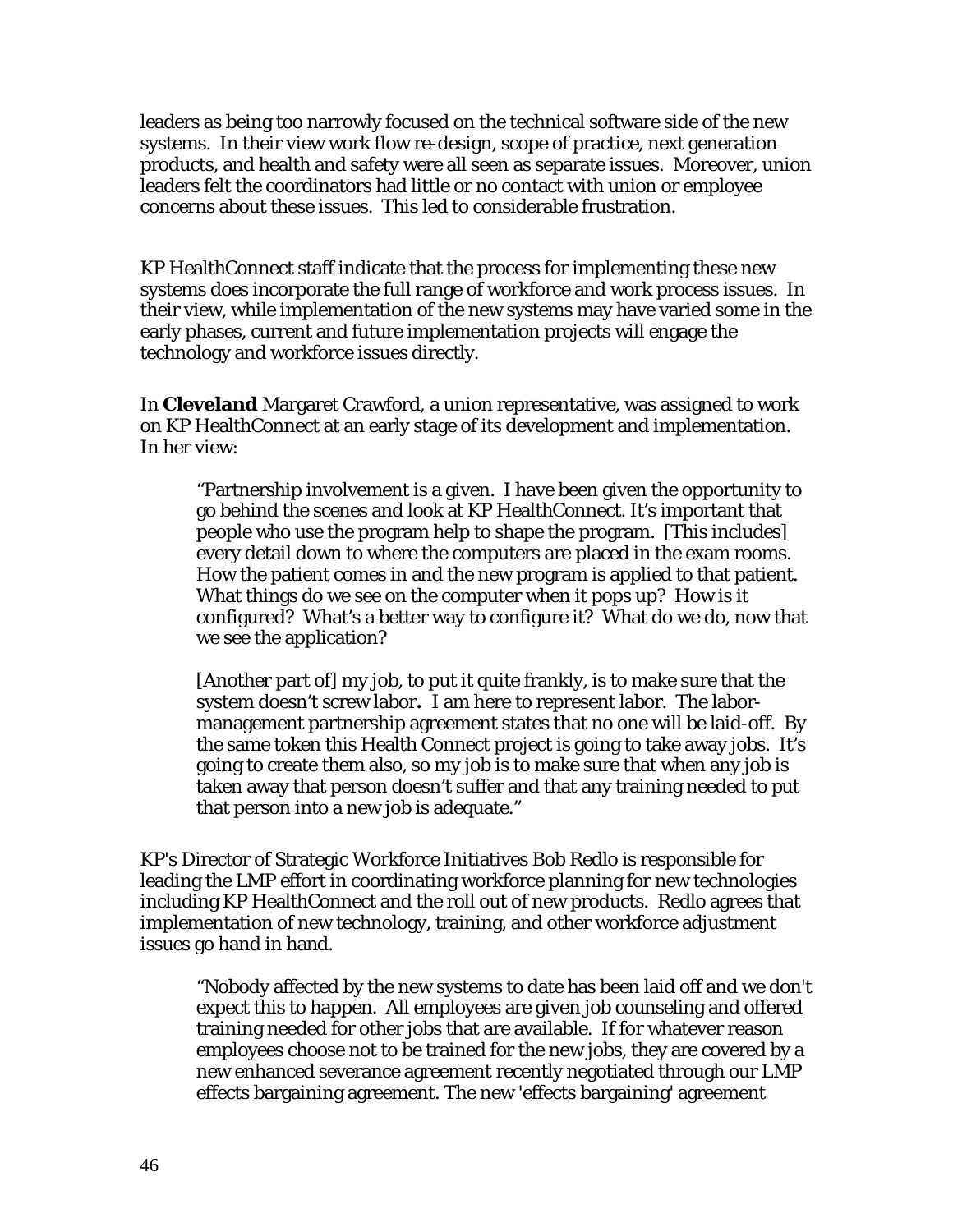leaders as being too narrowly focused on the technical software side of the new systems. In their view work flow re-design, scope of practice, next generation products, and health and safety were all seen as separate issues. Moreover, union leaders felt the coordinators had little or no contact with union or employee concerns about these issues. This led to considerable frustration.

KP HealthConnect staff indicate that the process for implementing these new systems does incorporate the full range of workforce and work process issues. In their view, while implementation of the new systems may have varied some in the early phases, current and future implementation projects will engage the technology and workforce issues directly.

In **Cleveland** Margaret Crawford, a union representative, was assigned to work on KP HealthConnect at an early stage of its development and implementation. In her view:

> "Partnership involvement is a given. I have been given the opportunity to go behind the scenes and look at KP HealthConnect. It's important that people who use the program help to shape the program. [This includes] every detail down to where the computers are placed in the exam rooms. How the patient comes in and the new program is applied to that patient. What things do we see on the computer when it pops up? How is it configured? What's a better way to configure it? What do we do, now that we see the application?
>
> [Another part of] my job, to put it quite frankly, is to make sure that the system doesn't screw labor**.** I am here to represent labor. The labor-management partnership agreement states that no one will be laid-off. By the same token this Health Connect project is going to take away jobs. It's going to create them also, so my job is to make sure that when any job is taken away that person doesn't suffer and that any training needed to put that person into a new job is adequate."

KP's Director of Strategic Workforce Initiatives Bob Redlo is responsible for leading the LMP effort in coordinating workforce planning for new technologies including KP HealthConnect and the roll out of new products. Redlo agrees that implementation of new technology, training, and other workforce adjustment issues go hand in hand.

> "Nobody affected by the new systems to date has been laid off and we don't expect this to happen. All employees are given job counseling and offered training needed for other jobs that are available. If for whatever reason employees choose not to be trained for the new jobs, they are covered by a new enhanced severance agreement recently negotiated through our LMP effects bargaining agreement. The new 'effects bargaining' agreement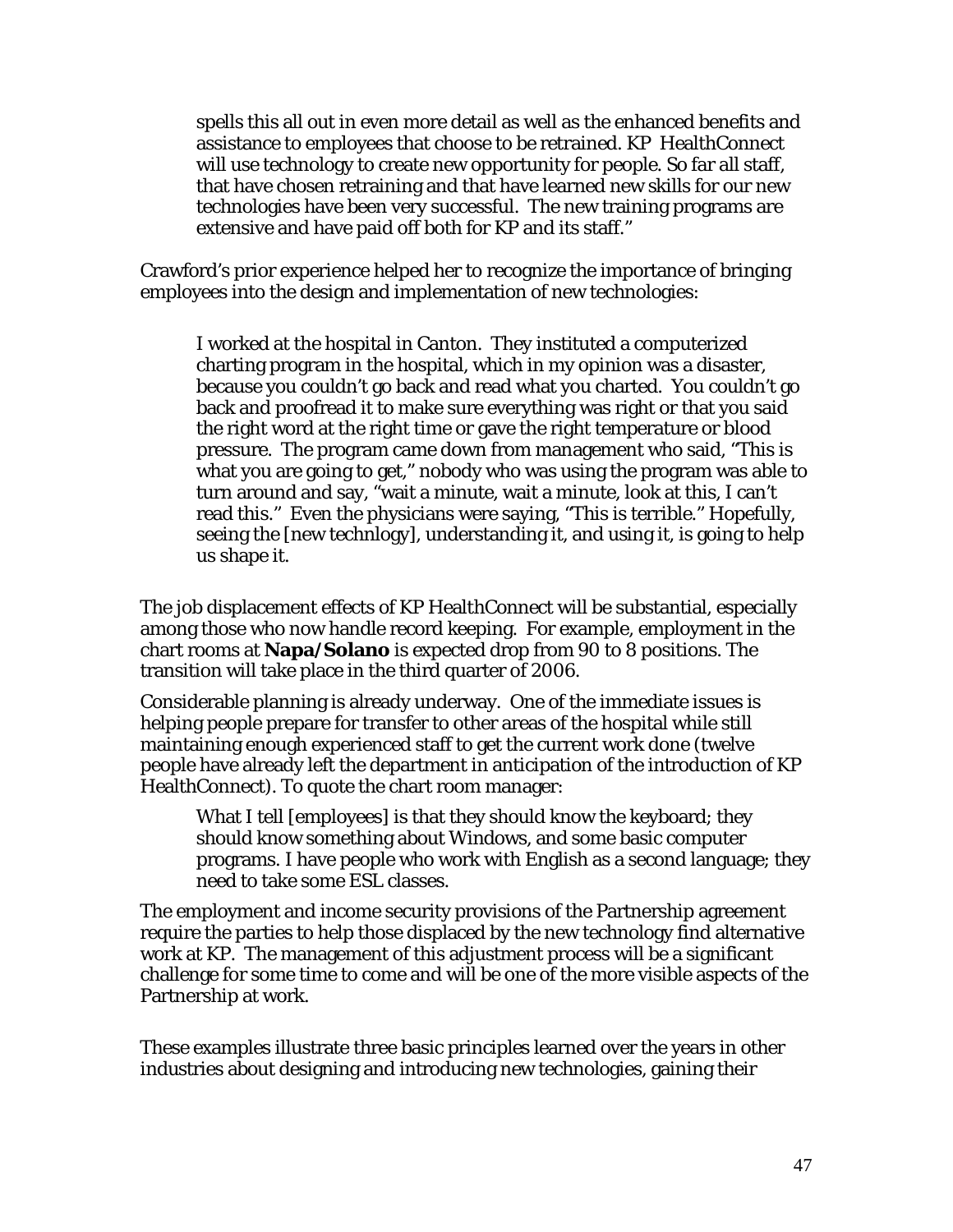> spells this all out in even more detail as well as the enhanced benefits and assistance to employees that choose to be retrained. KP HealthConnect will use technology to create new opportunity for people. So far all staff, that have chosen retraining and that have learned new skills for our new technologies have been very successful. The new training programs are extensive and have paid off both for KP and its staff."

Crawford's prior experience helped her to recognize the importance of bringing employees into the design and implementation of new technologies:

> I worked at the hospital in Canton. They instituted a computerized charting program in the hospital, which in my opinion was a disaster, because you couldn't go back and read what you charted. You couldn't go back and proofread it to make sure everything was right or that you said the right word at the right time or gave the right temperature or blood pressure. The program came down from management who said, "This is what you are going to get," nobody who was using the program was able to turn around and say, "wait a minute, wait a minute, look at this, I can't read this." Even the physicians were saying, "This is terrible." Hopefully, seeing the [new technlogy], understanding it, and using it, is going to help us shape it.

The job displacement effects of KP HealthConnect will be substantial, especially among those who now handle record keeping. For example, employment in the chart rooms at **Napa/Solano** is expected drop from 90 to 8 positions. The transition will take place in the third quarter of 2006.

Considerable planning is already underway. One of the immediate issues is helping people prepare for transfer to other areas of the hospital while still maintaining enough experienced staff to get the current work done (twelve people have already left the department in anticipation of the introduction of KP HealthConnect). To quote the chart room manager:

> What I tell [employees] is that they should know the keyboard; they should know something about Windows, and some basic computer programs. I have people who work with English as a second language; they need to take some ESL classes.

The employment and income security provisions of the Partnership agreement require the parties to help those displaced by the new technology find alternative work at KP. The management of this adjustment process will be a significant challenge for some time to come and will be one of the more visible aspects of the Partnership at work.

These examples illustrate three basic principles learned over the years in other industries about designing and introducing new technologies, gaining their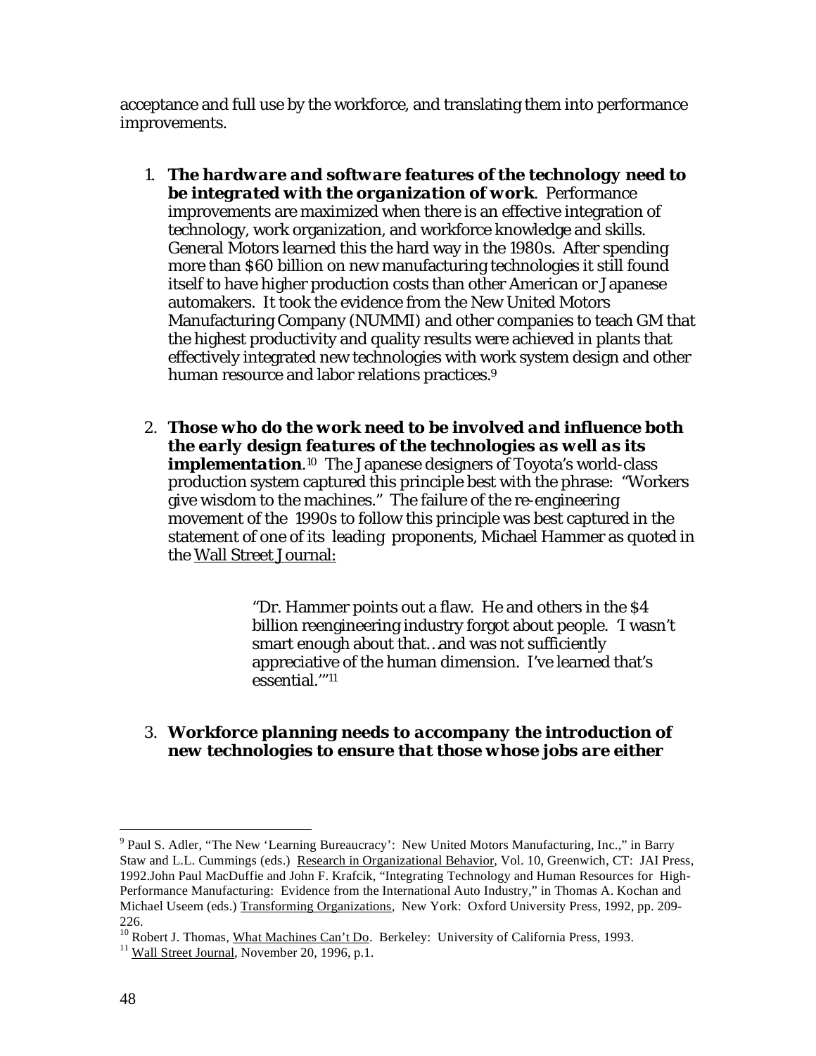acceptance and full use by the workforce, and translating them into performance improvements.

1. ***The hardware and software features of the technology need to be integrated with the organization of work***. Performance improvements are maximized when there is an effective integration of technology, work organization, and workforce knowledge and skills. General Motors learned this the hard way in the 1980s. After spending more than $60 billion on new manufacturing technologies it still found itself to have higher production costs than other American or Japanese automakers. It took the evidence from the New United Motors Manufacturing Company (NUMMI) and other companies to teach GM that the highest productivity and quality results were achieved in plants that effectively integrated new technologies with work system design and other human resource and labor relations practices.[9]

2. ***Those who do the work need to be involved and influence both the early design features of the technologies as well as its implementation***.[10] The Japanese designers of Toyota's world-class production system captured this principle best with the phrase: "Workers give wisdom to the machines." The failure of the re-engineering movement of the 1990s to follow this principle was best captured in the statement of one of its leading proponents, Michael Hammer as quoted in the Wall Street Journal:

   > "Dr. Hammer points out a flaw. He and others in the $4 billion reengineering industry forgot about people. 'I wasn't smart enough about that…and was not sufficiently appreciative of the human dimension. I've learned that's essential.'"[11]

3. ***Workforce planning needs to accompany the introduction of new technologies to ensure that those whose jobs are either***

---

[9] Paul S. Adler, "The New 'Learning Bureaucracy': New United Motors Manufacturing, Inc.," in Barry Staw and L.L. Cummings (eds.) Research in Organizational Behavior, Vol. 10, Greenwich, CT: JAI Press, 1992.John Paul MacDuffie and John F. Krafcik, "Integrating Technology and Human Resources for High-Performance Manufacturing: Evidence from the International Auto Industry," in Thomas A. Kochan and Michael Useem (eds.) Transforming Organizations, New York: Oxford University Press, 1992, pp. 209-226.

[10] Robert J. Thomas, What Machines Can't Do. Berkeley: University of California Press, 1993.

[11] Wall Street Journal, November 20, 1996, p.1.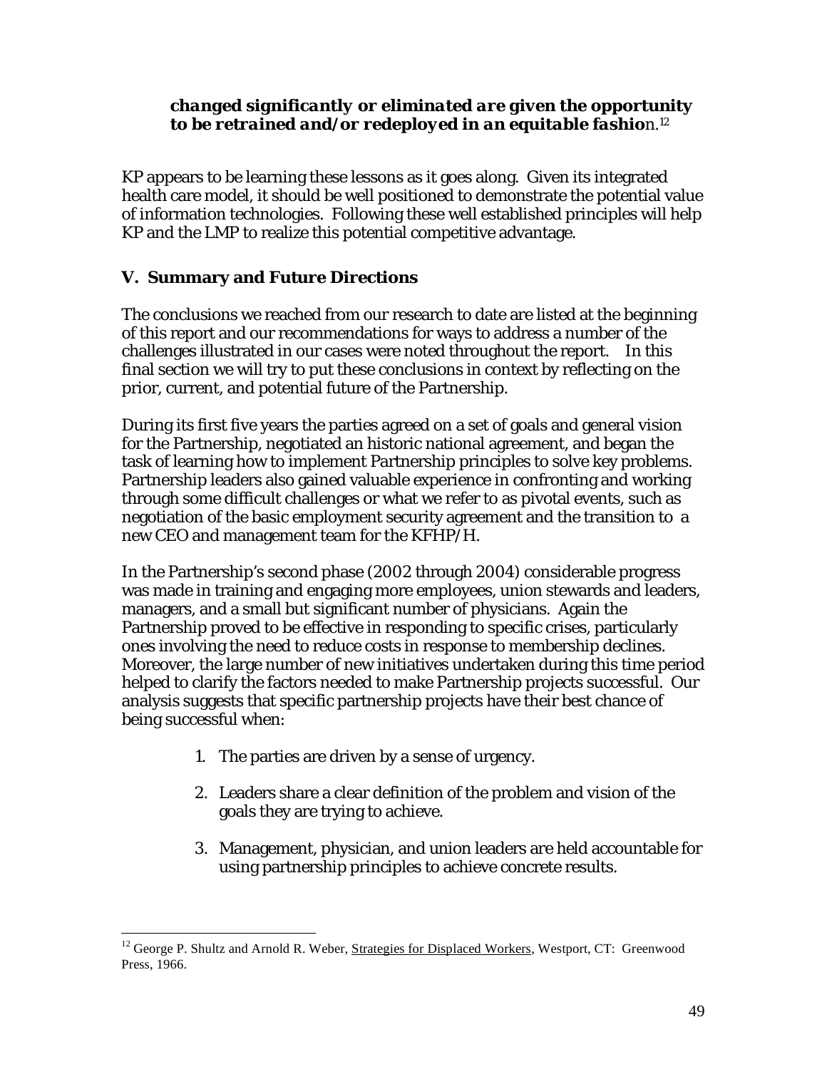***changed significantly or eliminated are given the opportunity to be retrained and/or redeployed in an equitable fashio***n.[12]

KP appears to be learning these lessons as it goes along. Given its integrated health care model, it should be well positioned to demonstrate the potential value of information technologies. Following these well established principles will help KP and the LMP to realize this potential competitive advantage.

## V. Summary and Future Directions

The conclusions we reached from our research to date are listed at the beginning of this report and our recommendations for ways to address a number of the challenges illustrated in our cases were noted throughout the report. In this final section we will try to put these conclusions in context by reflecting on the prior, current, and potential future of the Partnership.

During its first five years the parties agreed on a set of goals and general vision for the Partnership, negotiated an historic national agreement, and began the task of learning how to implement Partnership principles to solve key problems. Partnership leaders also gained valuable experience in confronting and working through some difficult challenges or what we refer to as pivotal events, such as negotiation of the basic employment security agreement and the transition to a new CEO and management team for the KFHP/H.

In the Partnership's second phase (2002 through 2004) considerable progress was made in training and engaging more employees, union stewards and leaders, managers, and a small but significant number of physicians. Again the Partnership proved to be effective in responding to specific crises, particularly ones involving the need to reduce costs in response to membership declines. Moreover, the large number of new initiatives undertaken during this time period helped to clarify the factors needed to make Partnership projects successful. Our analysis suggests that specific partnership projects have their best chance of being successful when:

1. The parties are driven by a sense of urgency.
2. Leaders share a clear definition of the problem and vision of the goals they are trying to achieve.
3. Management, physician, and union leaders are held accountable for using partnership principles to achieve concrete results.

---

[12] George P. Shultz and Arnold R. Weber, Strategies for Displaced Workers, Westport, CT: Greenwood Press, 1966.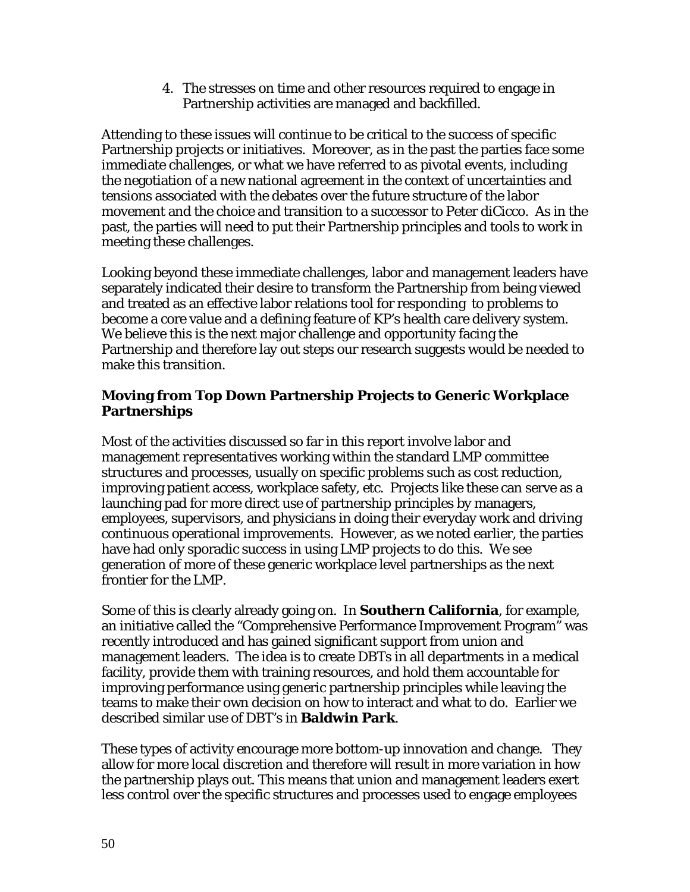4. The stresses on time and other resources required to engage in Partnership activities are managed and backfilled.

Attending to these issues will continue to be critical to the success of specific Partnership projects or initiatives. Moreover, as in the past the parties face some immediate challenges, or what we have referred to as pivotal events, including the negotiation of a new national agreement in the context of uncertainties and tensions associated with the debates over the future structure of the labor movement and the choice and transition to a successor to Peter diCicco. As in the past, the parties will need to put their Partnership principles and tools to work in meeting these challenges.

Looking beyond these immediate challenges, labor and management leaders have separately indicated their desire to transform the Partnership from being viewed and treated as an effective labor relations tool for responding to problems to become a core value and a defining feature of KP's health care delivery system. We believe this is the next major challenge and opportunity facing the Partnership and therefore lay out steps our research suggests would be needed to make this transition.

### Moving from Top Down Partnership Projects to Generic Workplace Partnerships

Most of the activities discussed so far in this report involve labor and management *representatives* working within the standard LMP committee structures and processes, usually on specific problems such as cost reduction, improving patient access, workplace safety, etc. Projects like these can serve as a launching pad for more direct use of partnership principles by managers, employees, supervisors, and physicians in doing their everyday work and driving continuous operational improvements. However, as we noted earlier, the parties have had only sporadic success in using LMP projects to do this. We see generation of more of these generic workplace level partnerships as the next frontier for the LMP.

Some of this is clearly already going on. In **Southern California**, for example, an initiative called the "Comprehensive Performance Improvement Program" was recently introduced and has gained significant support from union and management leaders. The idea is to create DBTs in all departments in a medical facility, provide them with training resources, and hold them accountable for improving performance using generic partnership principles while leaving the teams to make their own decision on how to interact and what to do. Earlier we described similar use of DBT's in **Baldwin Park**.

These types of activity encourage more bottom-up innovation and change. They allow for more local discretion and therefore will result in more variation in how the partnership plays out. This means that union and management leaders exert less control over the specific structures and processes used to engage employees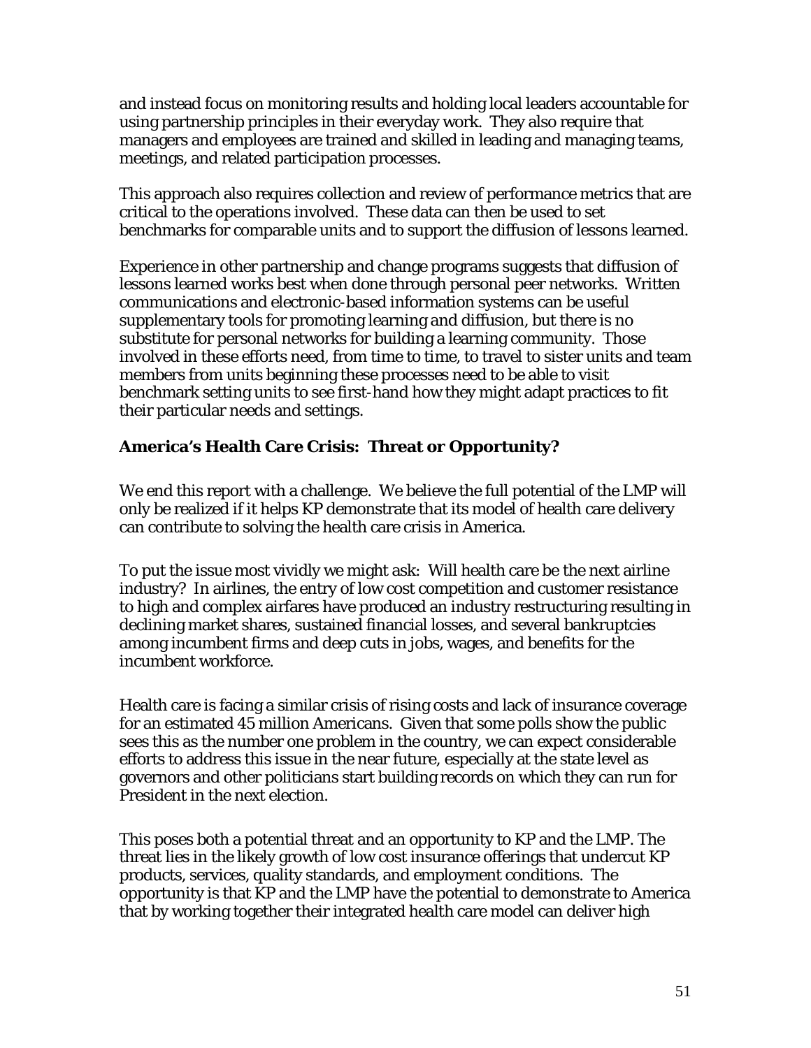and instead focus on monitoring results and holding local leaders accountable for using partnership principles in their everyday work. They also require that managers and employees are trained and skilled in leading and managing teams, meetings, and related participation processes.

This approach also requires collection and review of performance metrics that are critical to the operations involved. These data can then be used to set benchmarks for comparable units and to support the diffusion of lessons learned.

Experience in other partnership and change programs suggests that diffusion of lessons learned works best when done through personal peer networks. Written communications and electronic-based information systems can be useful supplementary tools for promoting learning and diffusion, but there is no substitute for personal networks for building a learning community. Those involved in these efforts need, from time to time, to travel to sister units and team members from units beginning these processes need to be able to visit benchmark setting units to see first-hand how they might adapt practices to fit their particular needs and settings.

### America's Health Care Crisis: Threat or Opportunity?

We end this report with a challenge. We believe the full potential of the LMP will only be realized if it helps KP demonstrate that its model of health care delivery can contribute to solving the health care crisis in America.

To put the issue most vividly we might ask: Will health care be the next airline industry? In airlines, the entry of low cost competition and customer resistance to high and complex airfares have produced an industry restructuring resulting in declining market shares, sustained financial losses, and several bankruptcies among incumbent firms and deep cuts in jobs, wages, and benefits for the incumbent workforce.

Health care is facing a similar crisis of rising costs and lack of insurance coverage for an estimated 45 million Americans. Given that some polls show the public sees this as the number one problem in the country, we can expect considerable efforts to address this issue in the near future, especially at the state level as governors and other politicians start building records on which they can run for President in the next election.

This poses both a potential threat and an opportunity to KP and the LMP. The threat lies in the likely growth of low cost insurance offerings that undercut KP products, services, quality standards, and employment conditions. The opportunity is that KP and the LMP have the potential to demonstrate to America that by working together their integrated health care model can deliver high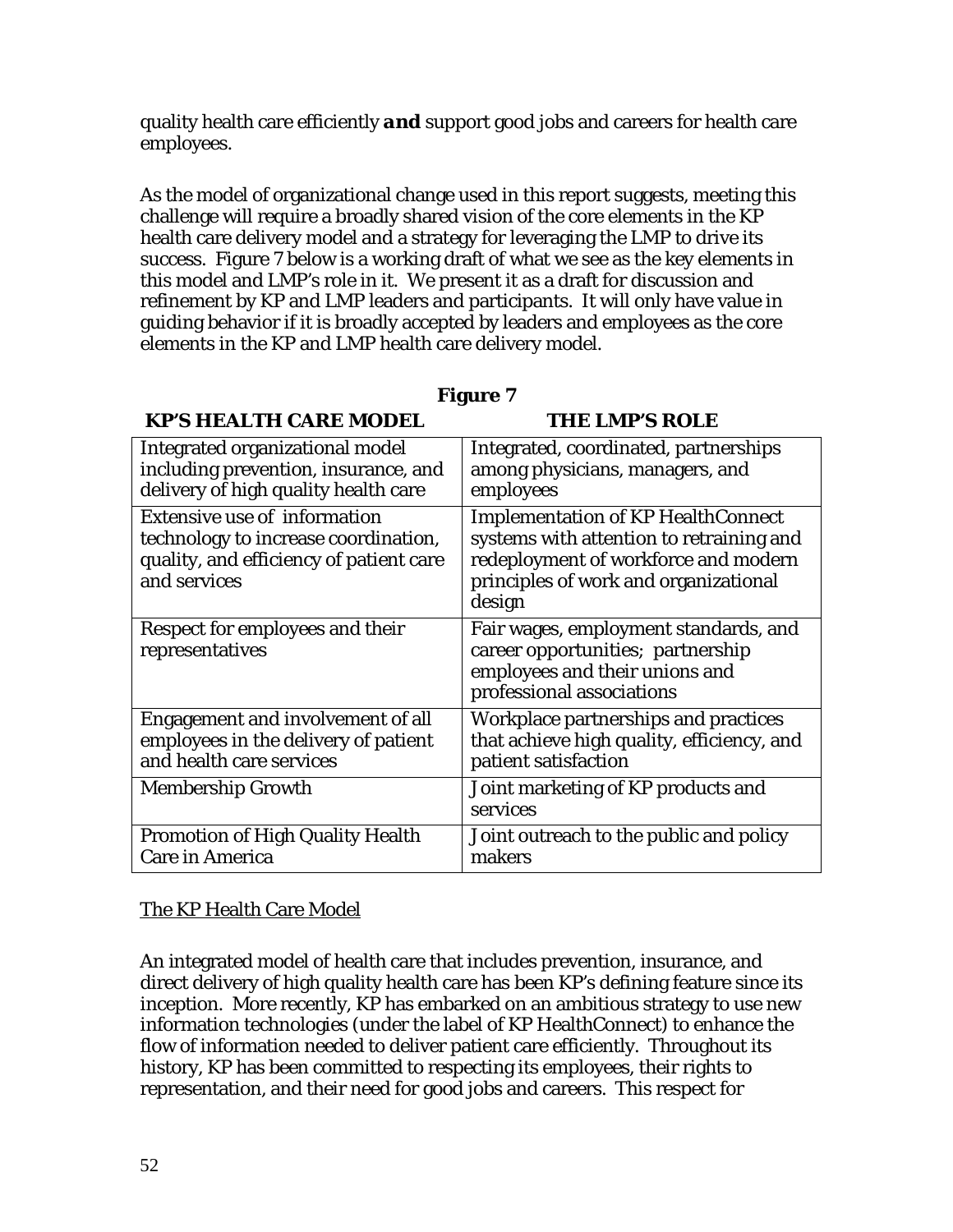quality health care efficiently ***and*** support good jobs and careers for health care employees.

As the model of organizational change used in this report suggests, meeting this challenge will require a broadly shared vision of the core elements in the KP health care delivery model and a strategy for leveraging the LMP to drive its success. Figure 7 below is a working draft of what we see as the key elements in this model and LMP's role in it. We present it as a draft for discussion and refinement by KP and LMP leaders and participants. It will only have value in guiding behavior if it is broadly accepted by leaders and employees as the core elements in the KP and LMP health care delivery model.

**Figure 7**

| KP'S HEALTH CARE MODEL | THE LMP'S ROLE |
|---|---|
| Integrated organizational model including prevention, insurance, and delivery of high quality health care | Integrated, coordinated, partnerships among physicians, managers, and employees |
| Extensive use of information technology to increase coordination, quality, and efficiency of patient care and services | Implementation of KP HealthConnect systems with attention to retraining and redeployment of workforce and modern principles of work and organizational design |
| Respect for employees and their representatives | Fair wages, employment standards, and career opportunities; partnership employees and their unions and professional associations |
| Engagement and involvement of all employees in the delivery of patient and health care services | Workplace partnerships and practices that achieve high quality, efficiency, and patient satisfaction |
| Membership Growth | Joint marketing of KP products and services |
| Promotion of High Quality Health Care in America | Joint outreach to the public and policy makers |

<u>The KP Health Care Model</u>

An integrated model of health care that includes prevention, insurance, and direct delivery of high quality health care has been KP's defining feature since its inception. More recently, KP has embarked on an ambitious strategy to use new information technologies (under the label of KP HealthConnect) to enhance the flow of information needed to deliver patient care efficiently. Throughout its history, KP has been committed to respecting its employees, their rights to representation, and their need for good jobs and careers. This respect for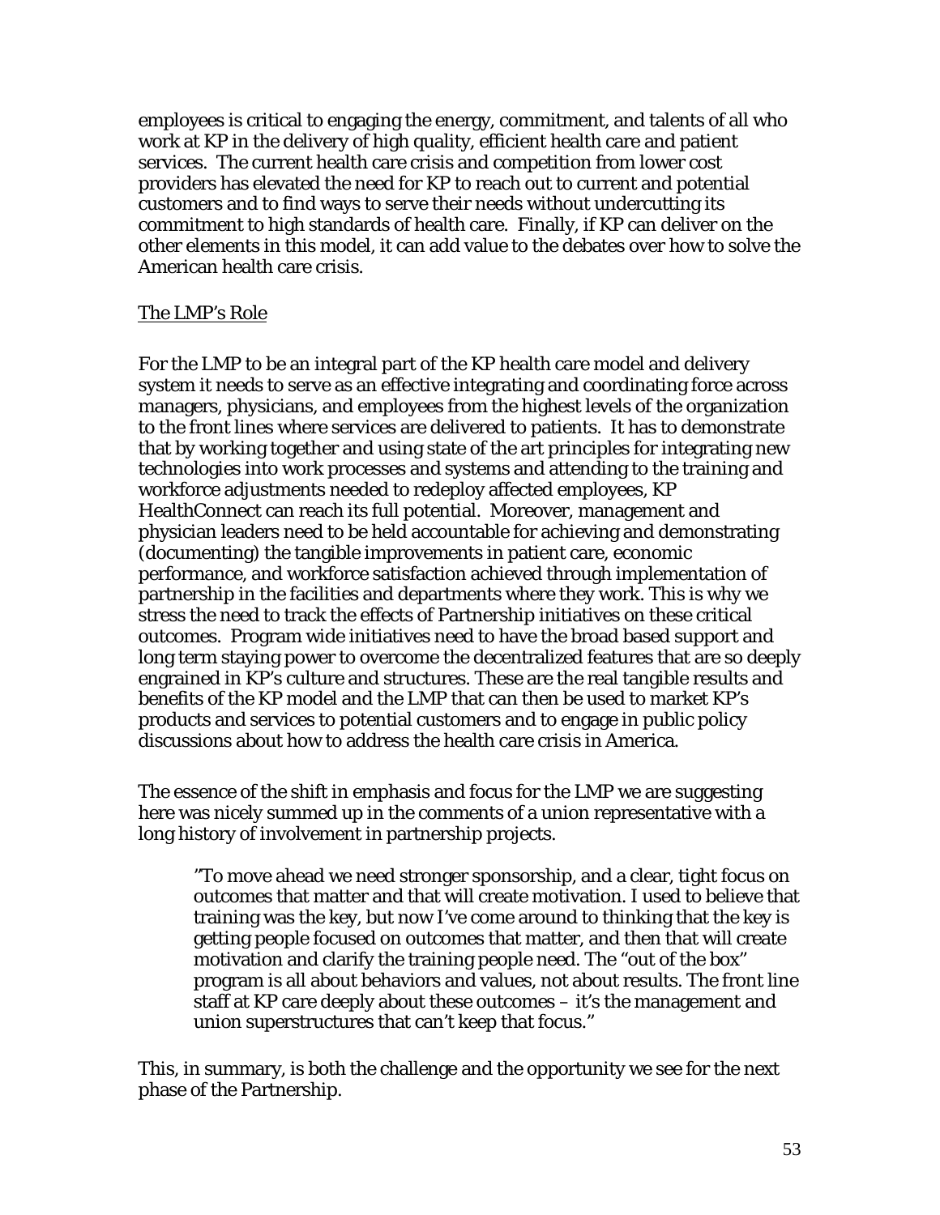employees is critical to engaging the energy, commitment, and talents of all who work at KP in the delivery of high quality, efficient health care and patient services. The current health care crisis and competition from lower cost providers has elevated the need for KP to reach out to current and potential customers and to find ways to serve their needs without undercutting its commitment to high standards of health care. Finally, if KP can deliver on the other elements in this model, it can add value to the debates over how to solve the American health care crisis.

## The LMP's Role

For the LMP to be an integral part of the KP health care model and delivery system it needs to serve as an effective integrating and coordinating force across managers, physicians, and employees from the highest levels of the organization to the front lines where services are delivered to patients. It has to demonstrate that by working together and using state of the art principles for integrating new technologies into work processes and systems and attending to the training and workforce adjustments needed to redeploy affected employees, KP HealthConnect can reach its full potential. Moreover, management and physician leaders need to be held accountable for achieving and demonstrating (documenting) the tangible improvements in patient care, economic performance, and workforce satisfaction achieved through implementation of partnership in the facilities and departments where they work. This is why we stress the need to track the effects of Partnership initiatives on these critical outcomes. Program wide initiatives need to have the broad based support and long term staying power to overcome the decentralized features that are so deeply engrained in KP's culture and structures. These are the real tangible results and benefits of the KP model and the LMP that can then be used to market KP's products and services to potential customers and to engage in public policy discussions about how to address the health care crisis in America.

The essence of the shift in emphasis and focus for the LMP we are suggesting here was nicely summed up in the comments of a union representative with a long history of involvement in partnership projects.

> "To move ahead we need stronger sponsorship, and a clear, tight focus on outcomes that matter and that will create motivation. I used to believe that training was the key, but now I've come around to thinking that the key is getting people focused on outcomes that matter, and then that will create motivation and clarify the training people need. The "out of the box" program is all about behaviors and values, not about results. The front line staff at KP care deeply about these outcomes – it's the management and union superstructures that can't keep that focus."

This, in summary, is both the challenge and the opportunity we see for the next phase of the Partnership.